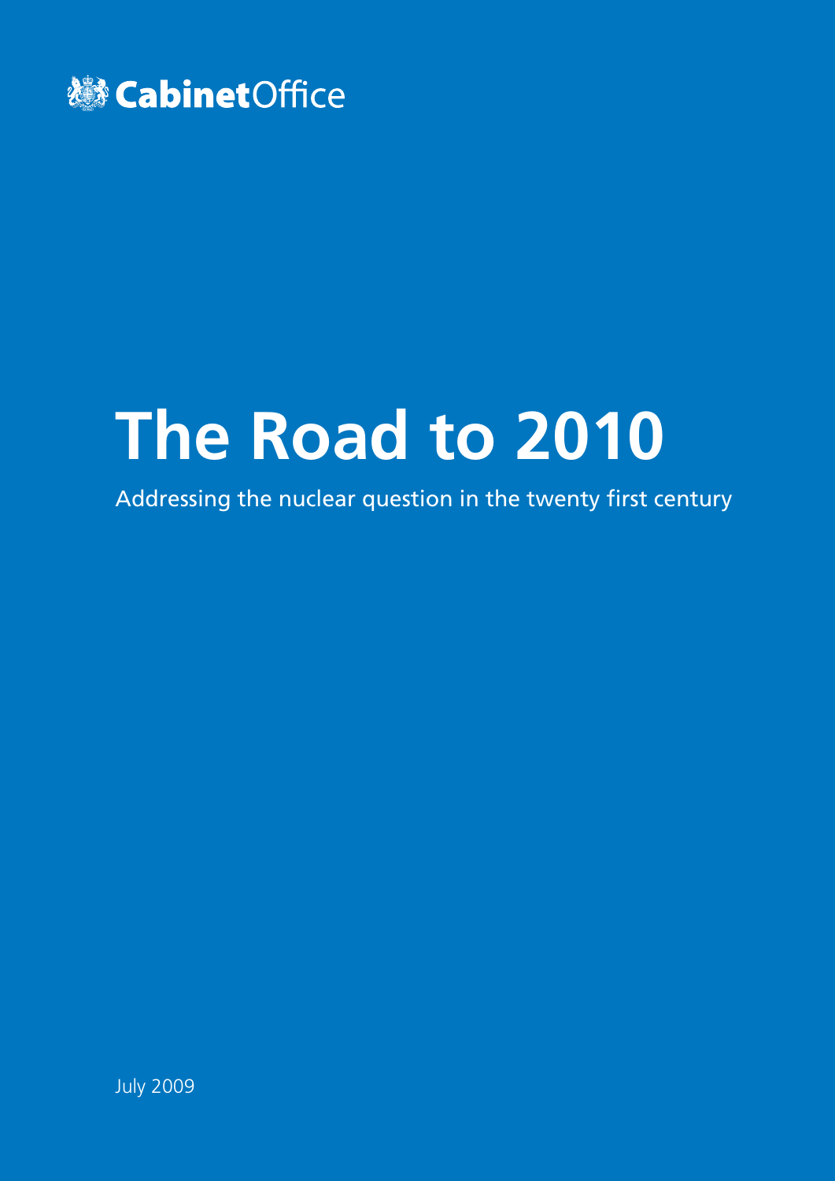Cabinet Office

# The Road to 2010

Addressing the nuclear question in the twenty first century

July 2009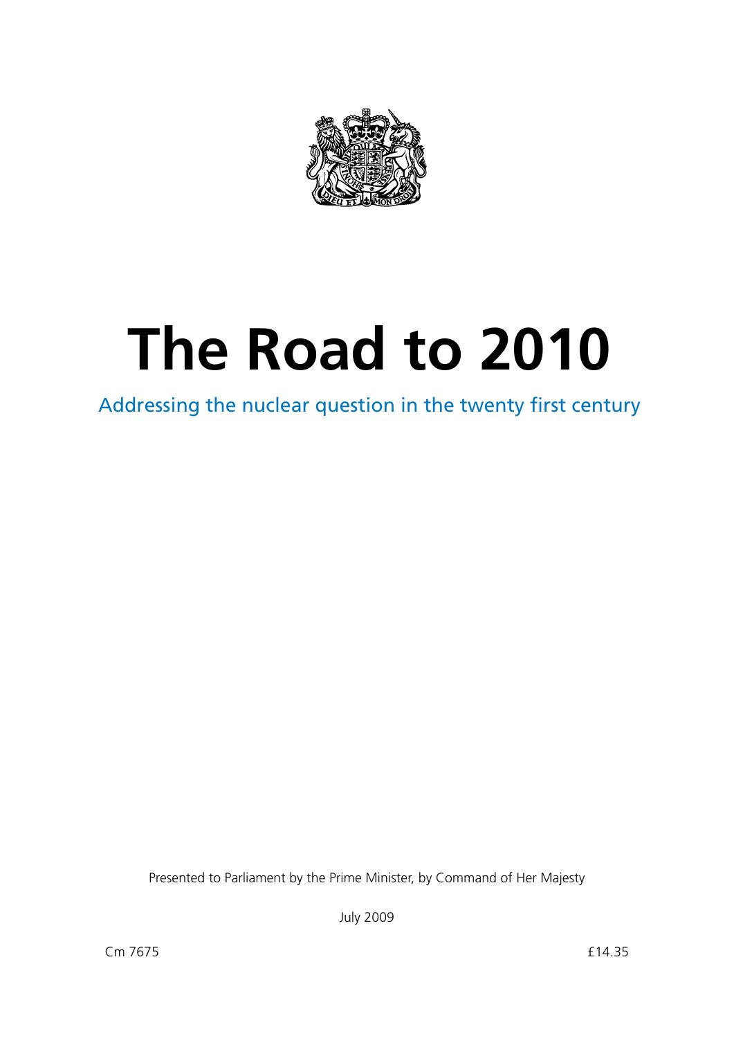# The Road to 2010

Addressing the nuclear question in the twenty first century

Presented to Parliament by the Prime Minister, by Command of Her Majesty

July 2009

Cm 7675

£14.35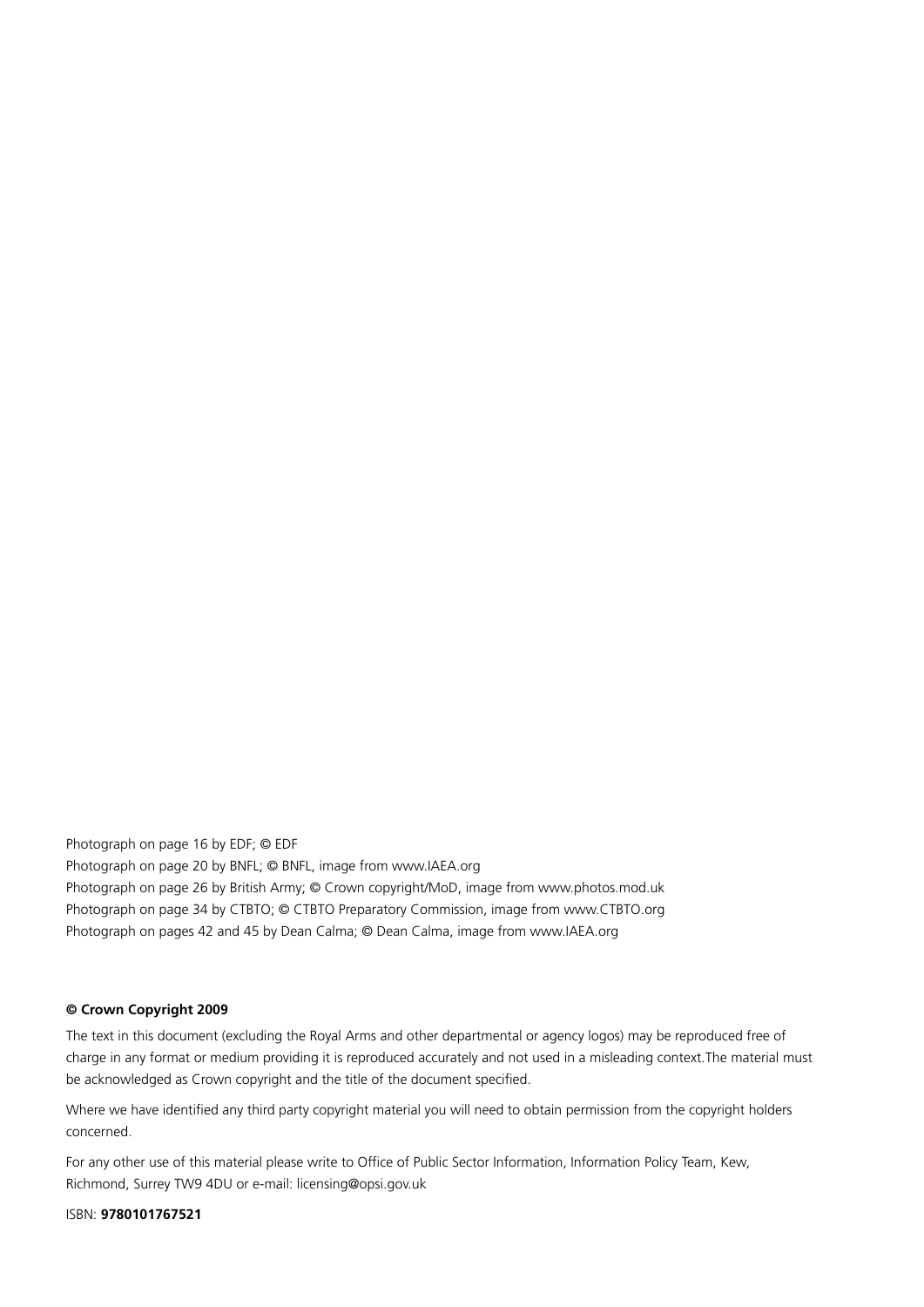Photograph on page 16 by EDF; © EDF
Photograph on page 20 by BNFL; © BNFL, image from www.IAEA.org
Photograph on page 26 by British Army; © Crown copyright/MoD, image from www.photos.mod.uk
Photograph on page 34 by CTBTO; © CTBTO Preparatory Commission, image from www.CTBTO.org
Photograph on pages 42 and 45 by Dean Calma; © Dean Calma, image from www.IAEA.org

**© Crown Copyright 2009**

The text in this document (excluding the Royal Arms and other departmental or agency logos) may be reproduced free of charge in any format or medium providing it is reproduced accurately and not used in a misleading context.The material must be acknowledged as Crown copyright and the title of the document specified.

Where we have identified any third party copyright material you will need to obtain permission from the copyright holders concerned.

For any other use of this material please write to Office of Public Sector Information, Information Policy Team, Kew, Richmond, Surrey TW9 4DU or e-mail: licensing@opsi.gov.uk

ISBN: **9780101767521**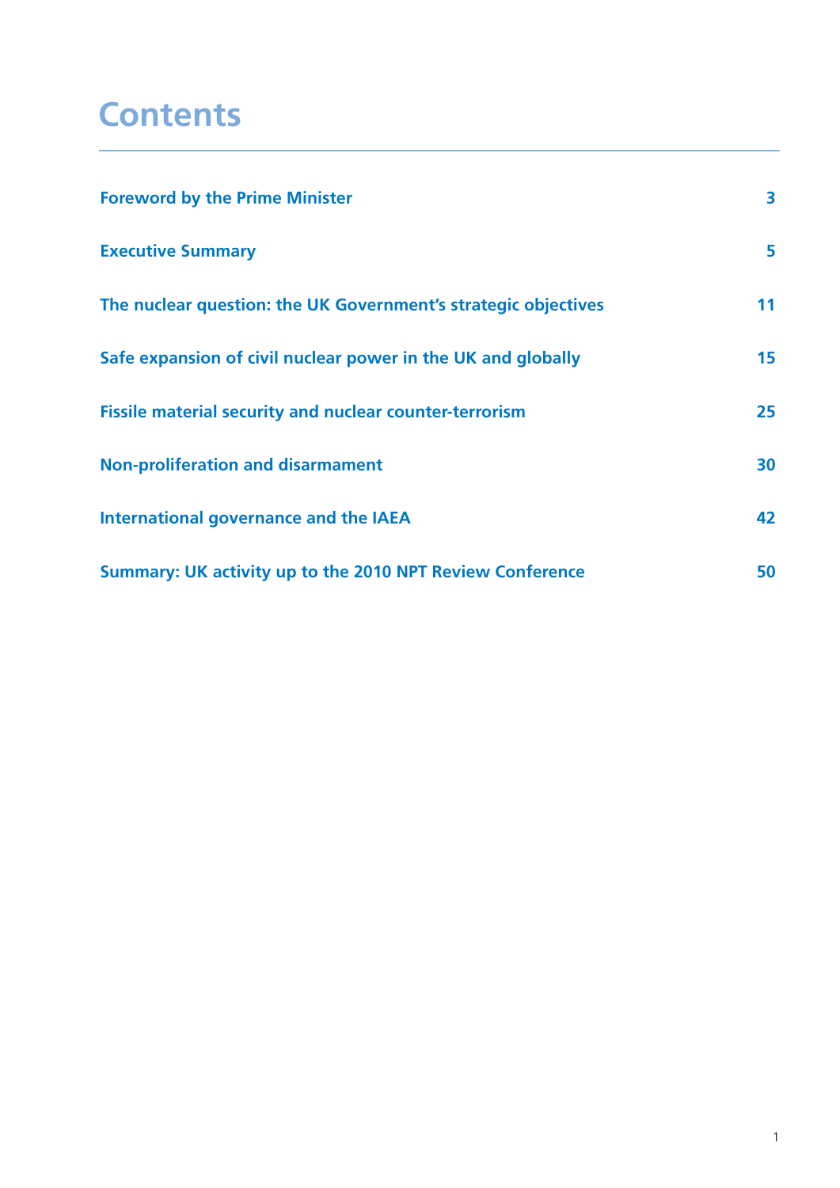# Contents

| | |
|---|---|
| **Foreword by the Prime Minister** | **3** |
| **Executive Summary** | **5** |
| **The nuclear question: the UK Government's strategic objectives** | **11** |
| **Safe expansion of civil nuclear power in the UK and globally** | **15** |
| **Fissile material security and nuclear counter-terrorism** | **25** |
| **Non-proliferation and disarmament** | **30** |
| **International governance and the IAEA** | **42** |
| **Summary: UK activity up to the 2010 NPT Review Conference** | **50** |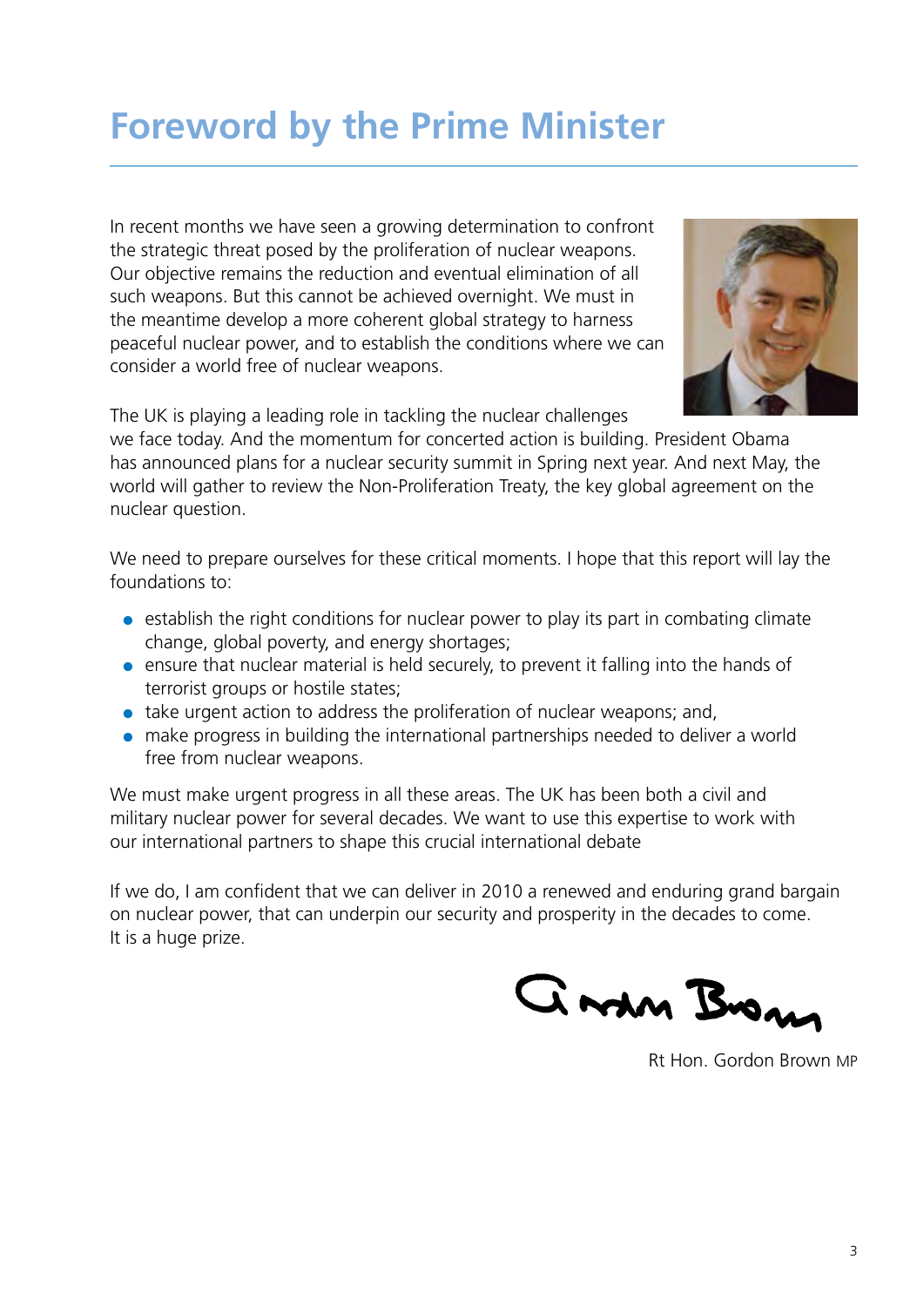# Foreword by the Prime Minister

In recent months we have seen a growing determination to confront the strategic threat posed by the proliferation of nuclear weapons. Our objective remains the reduction and eventual elimination of all such weapons. But this cannot be achieved overnight. We must in the meantime develop a more coherent global strategy to harness peaceful nuclear power, and to establish the conditions where we can consider a world free of nuclear weapons.

The UK is playing a leading role in tackling the nuclear challenges we face today. And the momentum for concerted action is building. President Obama has announced plans for a nuclear security summit in Spring next year. And next May, the world will gather to review the Non-Proliferation Treaty, the key global agreement on the nuclear question.

We need to prepare ourselves for these critical moments. I hope that this report will lay the foundations to:

- establish the right conditions for nuclear power to play its part in combating climate change, global poverty, and energy shortages;
- ensure that nuclear material is held securely, to prevent it falling into the hands of terrorist groups or hostile states;
- take urgent action to address the proliferation of nuclear weapons; and,
- make progress in building the international partnerships needed to deliver a world free from nuclear weapons.

We must make urgent progress in all these areas. The UK has been both a civil and military nuclear power for several decades. We want to use this expertise to work with our international partners to shape this crucial international debate

If we do, I am confident that we can deliver in 2010 a renewed and enduring grand bargain on nuclear power, that can underpin our security and prosperity in the decades to come. It is a huge prize.

Rt Hon. Gordon Brown MP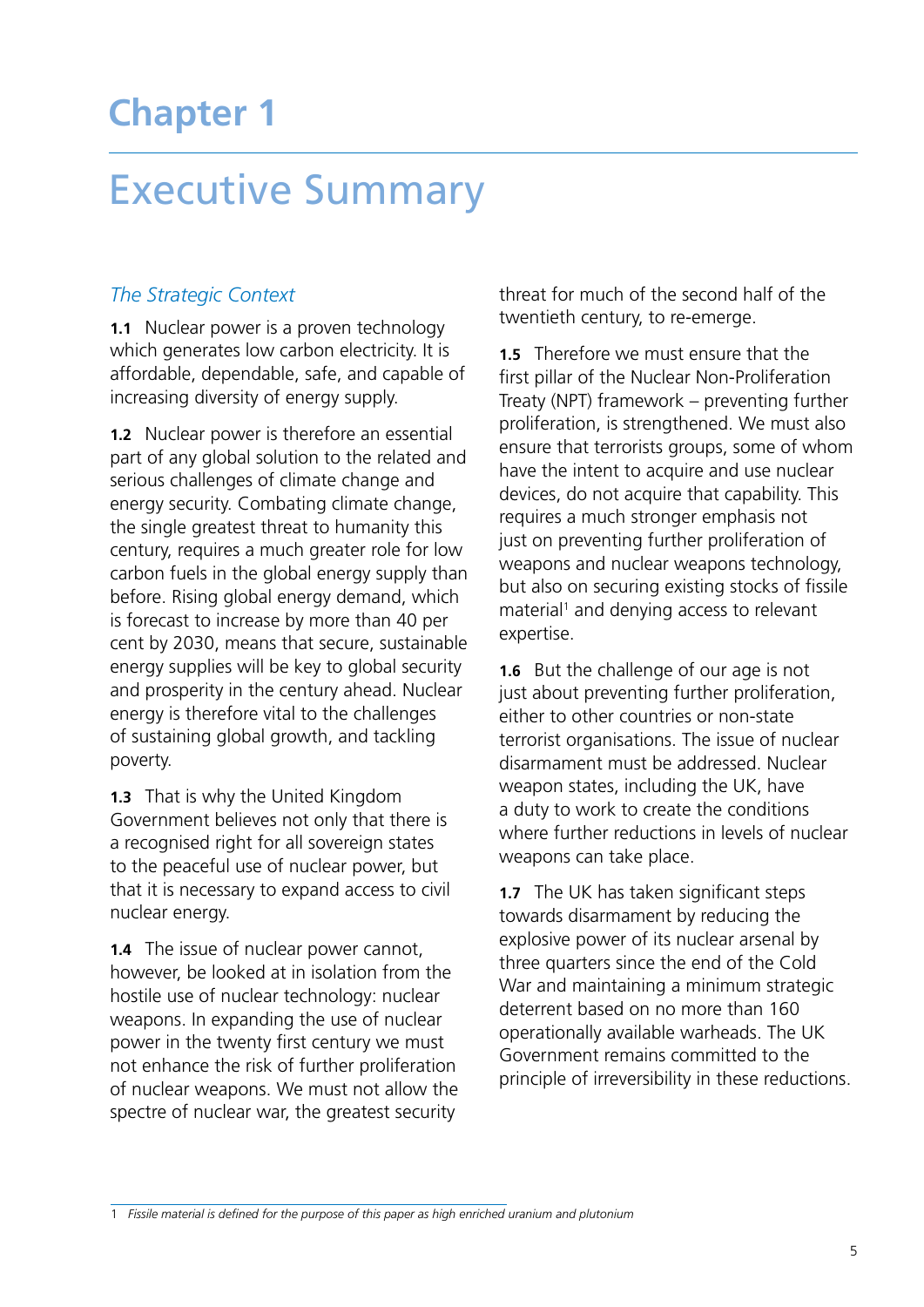# Chapter 1

# Executive Summary

## *The Strategic Context*

**1.1** Nuclear power is a proven technology which generates low carbon electricity. It is affordable, dependable, safe, and capable of increasing diversity of energy supply.

**1.2** Nuclear power is therefore an essential part of any global solution to the related and serious challenges of climate change and energy security. Combating climate change, the single greatest threat to humanity this century, requires a much greater role for low carbon fuels in the global energy supply than before. Rising global energy demand, which is forecast to increase by more than 40 per cent by 2030, means that secure, sustainable energy supplies will be key to global security and prosperity in the century ahead. Nuclear energy is therefore vital to the challenges of sustaining global growth, and tackling poverty.

**1.3** That is why the United Kingdom Government believes not only that there is a recognised right for all sovereign states to the peaceful use of nuclear power, but that it is necessary to expand access to civil nuclear energy.

**1.4** The issue of nuclear power cannot, however, be looked at in isolation from the hostile use of nuclear technology: nuclear weapons. In expanding the use of nuclear power in the twenty first century we must not enhance the risk of further proliferation of nuclear weapons. We must not allow the spectre of nuclear war, the greatest security threat for much of the second half of the twentieth century, to re-emerge.

**1.5** Therefore we must ensure that the first pillar of the Nuclear Non-Proliferation Treaty (NPT) framework – preventing further proliferation, is strengthened. We must also ensure that terrorists groups, some of whom have the intent to acquire and use nuclear devices, do not acquire that capability. This requires a much stronger emphasis not just on preventing further proliferation of weapons and nuclear weapons technology, but also on securing existing stocks of fissile material[1] and denying access to relevant expertise.

**1.6** But the challenge of our age is not just about preventing further proliferation, either to other countries or non-state terrorist organisations. The issue of nuclear disarmament must be addressed. Nuclear weapon states, including the UK, have a duty to work to create the conditions where further reductions in levels of nuclear weapons can take place.

**1.7** The UK has taken significant steps towards disarmament by reducing the explosive power of its nuclear arsenal by three quarters since the end of the Cold War and maintaining a minimum strategic deterrent based on no more than 160 operationally available warheads. The UK Government remains committed to the principle of irreversibility in these reductions.

---

1 *Fissile material is defined for the purpose of this paper as high enriched uranium and plutonium*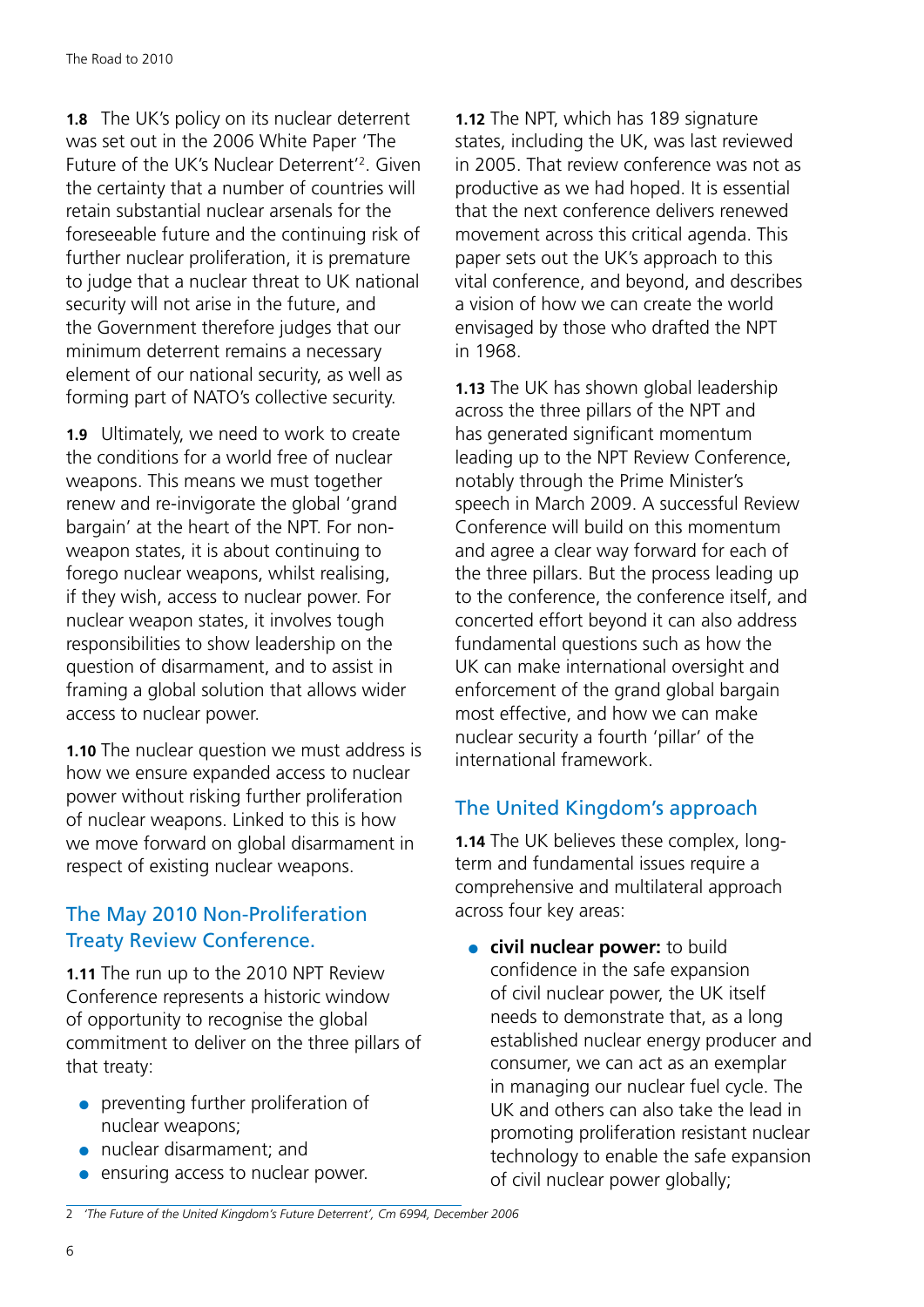**1.8** The UK's policy on its nuclear deterrent was set out in the 2006 White Paper 'The Future of the UK's Nuclear Deterrent'[2]. Given the certainty that a number of countries will retain substantial nuclear arsenals for the foreseeable future and the continuing risk of further nuclear proliferation, it is premature to judge that a nuclear threat to UK national security will not arise in the future, and the Government therefore judges that our minimum deterrent remains a necessary element of our national security, as well as forming part of NATO's collective security.

**1.9** Ultimately, we need to work to create the conditions for a world free of nuclear weapons. This means we must together renew and re-invigorate the global 'grand bargain' at the heart of the NPT. For non-weapon states, it is about continuing to forego nuclear weapons, whilst realising, if they wish, access to nuclear power. For nuclear weapon states, it involves tough responsibilities to show leadership on the question of disarmament, and to assist in framing a global solution that allows wider access to nuclear power.

**1.10** The nuclear question we must address is how we ensure expanded access to nuclear power without risking further proliferation of nuclear weapons. Linked to this is how we move forward on global disarmament in respect of existing nuclear weapons.

## The May 2010 Non-Proliferation Treaty Review Conference.

**1.11** The run up to the 2010 NPT Review Conference represents a historic window of opportunity to recognise the global commitment to deliver on the three pillars of that treaty:

- preventing further proliferation of nuclear weapons;
- nuclear disarmament; and
- ensuring access to nuclear power.

**1.12** The NPT, which has 189 signature states, including the UK, was last reviewed in 2005. That review conference was not as productive as we had hoped. It is essential that the next conference delivers renewed movement across this critical agenda. This paper sets out the UK's approach to this vital conference, and beyond, and describes a vision of how we can create the world envisaged by those who drafted the NPT in 1968.

**1.13** The UK has shown global leadership across the three pillars of the NPT and has generated significant momentum leading up to the NPT Review Conference, notably through the Prime Minister's speech in March 2009. A successful Review Conference will build on this momentum and agree a clear way forward for each of the three pillars. But the process leading up to the conference, the conference itself, and concerted effort beyond it can also address fundamental questions such as how the UK can make international oversight and enforcement of the grand global bargain most effective, and how we can make nuclear security a fourth 'pillar' of the international framework.

## The United Kingdom's approach

**1.14** The UK believes these complex, long-term and fundamental issues require a comprehensive and multilateral approach across four key areas:

- **civil nuclear power:** to build confidence in the safe expansion of civil nuclear power, the UK itself needs to demonstrate that, as a long established nuclear energy producer and consumer, we can act as an exemplar in managing our nuclear fuel cycle. The UK and others can also take the lead in promoting proliferation resistant nuclear technology to enable the safe expansion of civil nuclear power globally;

---

2 *'The Future of the United Kingdom's Future Deterrent', Cm 6994, December 2006*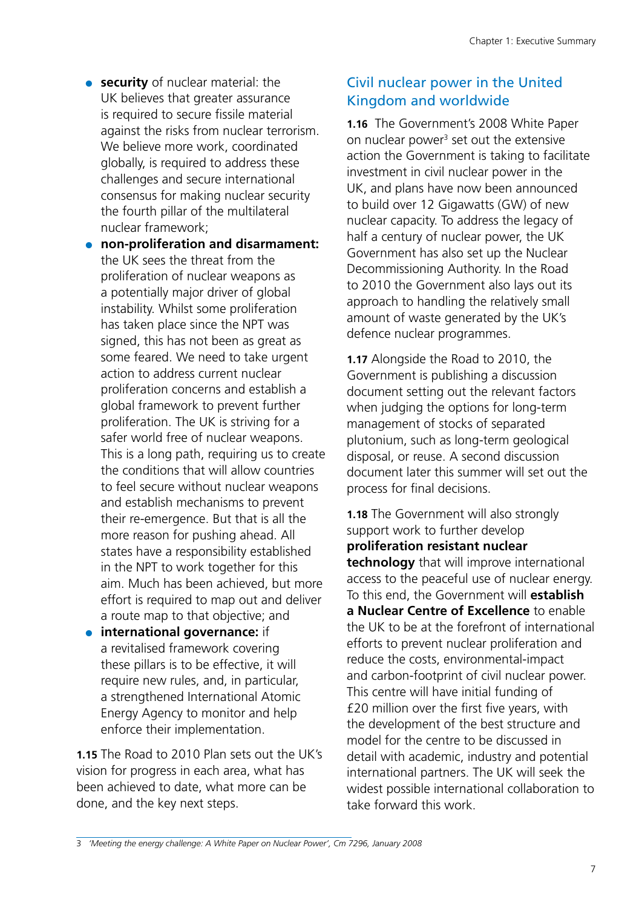- **security** of nuclear material: the UK believes that greater assurance is required to secure fissile material against the risks from nuclear terrorism. We believe more work, coordinated globally, is required to address these challenges and secure international consensus for making nuclear security the fourth pillar of the multilateral nuclear framework;
- **non-proliferation and disarmament:** the UK sees the threat from the proliferation of nuclear weapons as a potentially major driver of global instability. Whilst some proliferation has taken place since the NPT was signed, this has not been as great as some feared. We need to take urgent action to address current nuclear proliferation concerns and establish a global framework to prevent further proliferation. The UK is striving for a safer world free of nuclear weapons. This is a long path, requiring us to create the conditions that will allow countries to feel secure without nuclear weapons and establish mechanisms to prevent their re-emergence. But that is all the more reason for pushing ahead. All states have a responsibility established in the NPT to work together for this aim. Much has been achieved, but more effort is required to map out and deliver a route map to that objective; and
- **international governance:** if a revitalised framework covering these pillars is to be effective, it will require new rules, and, in particular, a strengthened International Atomic Energy Agency to monitor and help enforce their implementation.

**1.15** The Road to 2010 Plan sets out the UK's vision for progress in each area, what has been achieved to date, what more can be done, and the key next steps.

## Civil nuclear power in the United Kingdom and worldwide

**1.16** The Government's 2008 White Paper on nuclear power[3] set out the extensive action the Government is taking to facilitate investment in civil nuclear power in the UK, and plans have now been announced to build over 12 Gigawatts (GW) of new nuclear capacity. To address the legacy of half a century of nuclear power, the UK Government has also set up the Nuclear Decommissioning Authority. In the Road to 2010 the Government also lays out its approach to handling the relatively small amount of waste generated by the UK's defence nuclear programmes.

**1.17** Alongside the Road to 2010, the Government is publishing a discussion document setting out the relevant factors when judging the options for long-term management of stocks of separated plutonium, such as long-term geological disposal, or reuse. A second discussion document later this summer will set out the process for final decisions.

**1.18** The Government will also strongly support work to further develop **proliferation resistant nuclear technology** that will improve international access to the peaceful use of nuclear energy. To this end, the Government will **establish a Nuclear Centre of Excellence** to enable the UK to be at the forefront of international efforts to prevent nuclear proliferation and reduce the costs, environmental-impact and carbon-footprint of civil nuclear power. This centre will have initial funding of £20 million over the first five years, with the development of the best structure and model for the centre to be discussed in detail with academic, industry and potential international partners. The UK will seek the widest possible international collaboration to take forward this work.

---

3 *'Meeting the energy challenge: A White Paper on Nuclear Power', Cm 7296, January 2008*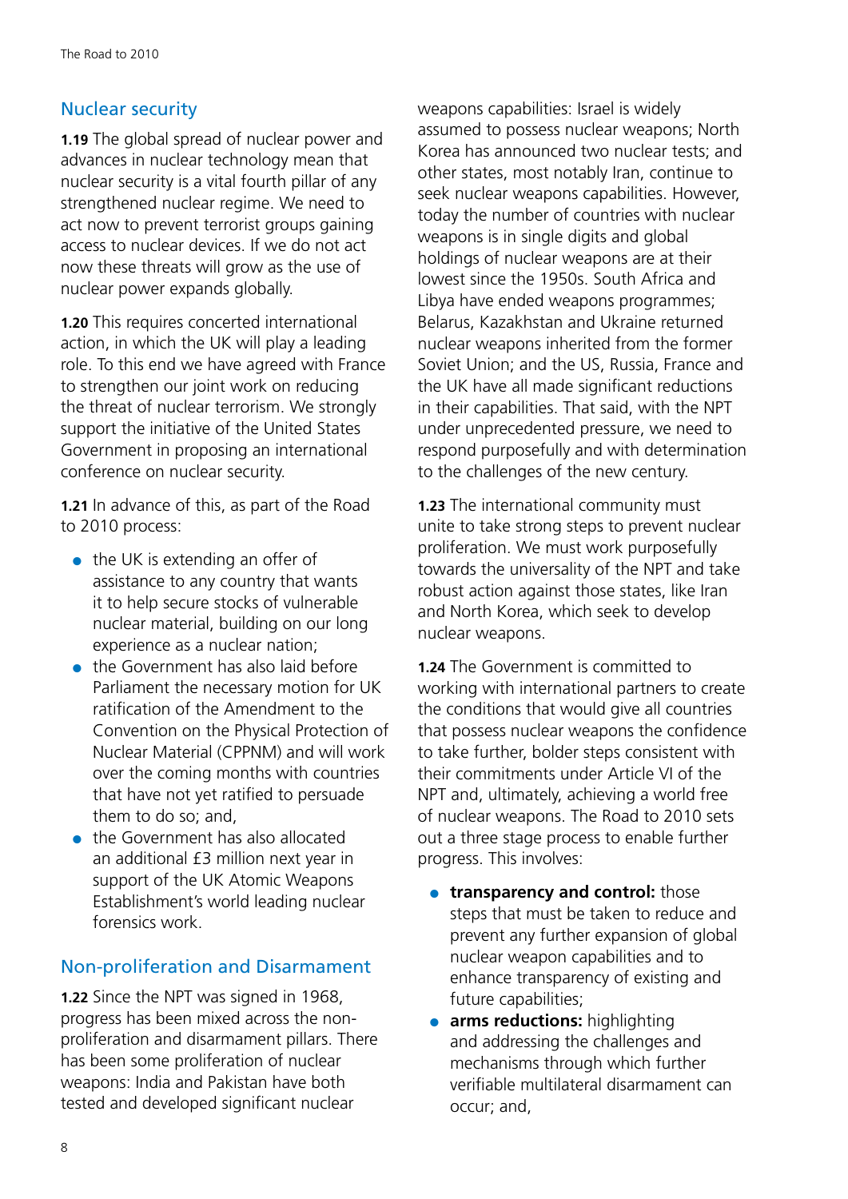## Nuclear security

**1.19** The global spread of nuclear power and advances in nuclear technology mean that nuclear security is a vital fourth pillar of any strengthened nuclear regime. We need to act now to prevent terrorist groups gaining access to nuclear devices. If we do not act now these threats will grow as the use of nuclear power expands globally.

**1.20** This requires concerted international action, in which the UK will play a leading role. To this end we have agreed with France to strengthen our joint work on reducing the threat of nuclear terrorism. We strongly support the initiative of the United States Government in proposing an international conference on nuclear security.

**1.21** In advance of this, as part of the Road to 2010 process:

- the UK is extending an offer of assistance to any country that wants it to help secure stocks of vulnerable nuclear material, building on our long experience as a nuclear nation;
- the Government has also laid before Parliament the necessary motion for UK ratification of the Amendment to the Convention on the Physical Protection of Nuclear Material (CPPNM) and will work over the coming months with countries that have not yet ratified to persuade them to do so; and,
- the Government has also allocated an additional £3 million next year in support of the UK Atomic Weapons Establishment's world leading nuclear forensics work.

## Non-proliferation and Disarmament

**1.22** Since the NPT was signed in 1968, progress has been mixed across the non-proliferation and disarmament pillars. There has been some proliferation of nuclear weapons: India and Pakistan have both tested and developed significant nuclear weapons capabilities: Israel is widely assumed to possess nuclear weapons; North Korea has announced two nuclear tests; and other states, most notably Iran, continue to seek nuclear weapons capabilities. However, today the number of countries with nuclear weapons is in single digits and global holdings of nuclear weapons are at their lowest since the 1950s. South Africa and Libya have ended weapons programmes; Belarus, Kazakhstan and Ukraine returned nuclear weapons inherited from the former Soviet Union; and the US, Russia, France and the UK have all made significant reductions in their capabilities. That said, with the NPT under unprecedented pressure, we need to respond purposefully and with determination to the challenges of the new century.

**1.23** The international community must unite to take strong steps to prevent nuclear proliferation. We must work purposefully towards the universality of the NPT and take robust action against those states, like Iran and North Korea, which seek to develop nuclear weapons.

**1.24** The Government is committed to working with international partners to create the conditions that would give all countries that possess nuclear weapons the confidence to take further, bolder steps consistent with their commitments under Article VI of the NPT and, ultimately, achieving a world free of nuclear weapons. The Road to 2010 sets out a three stage process to enable further progress. This involves:

- **transparency and control:** those steps that must be taken to reduce and prevent any further expansion of global nuclear weapon capabilities and to enhance transparency of existing and future capabilities;
- **arms reductions:** highlighting and addressing the challenges and mechanisms through which further verifiable multilateral disarmament can occur; and,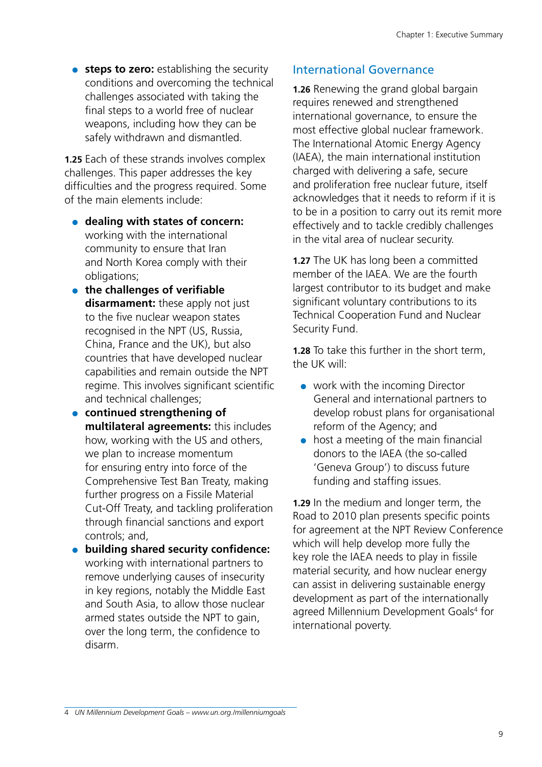- **steps to zero:** establishing the security conditions and overcoming the technical challenges associated with taking the final steps to a world free of nuclear weapons, including how they can be safely withdrawn and dismantled.

**1.25** Each of these strands involves complex challenges. This paper addresses the key difficulties and the progress required. Some of the main elements include:

- **dealing with states of concern:** working with the international community to ensure that Iran and North Korea comply with their obligations;
- **the challenges of verifiable disarmament:** these apply not just to the five nuclear weapon states recognised in the NPT (US, Russia, China, France and the UK), but also countries that have developed nuclear capabilities and remain outside the NPT regime. This involves significant scientific and technical challenges;
- **continued strengthening of multilateral agreements:** this includes how, working with the US and others, we plan to increase momentum for ensuring entry into force of the Comprehensive Test Ban Treaty, making further progress on a Fissile Material Cut-Off Treaty, and tackling proliferation through financial sanctions and export controls; and,
- **building shared security confidence:** working with international partners to remove underlying causes of insecurity in key regions, notably the Middle East and South Asia, to allow those nuclear armed states outside the NPT to gain, over the long term, the confidence to disarm.

## International Governance

**1.26** Renewing the grand global bargain requires renewed and strengthened international governance, to ensure the most effective global nuclear framework. The International Atomic Energy Agency (IAEA), the main international institution charged with delivering a safe, secure and proliferation free nuclear future, itself acknowledges that it needs to reform if it is to be in a position to carry out its remit more effectively and to tackle credibly challenges in the vital area of nuclear security.

**1.27** The UK has long been a committed member of the IAEA. We are the fourth largest contributor to its budget and make significant voluntary contributions to its Technical Cooperation Fund and Nuclear Security Fund.

**1.28** To take this further in the short term, the UK will:

- work with the incoming Director General and international partners to develop robust plans for organisational reform of the Agency; and
- host a meeting of the main financial donors to the IAEA (the so-called 'Geneva Group') to discuss future funding and staffing issues.

**1.29** In the medium and longer term, the Road to 2010 plan presents specific points for agreement at the NPT Review Conference which will help develop more fully the key role the IAEA needs to play in fissile material security, and how nuclear energy can assist in delivering sustainable energy development as part of the internationally agreed Millennium Development Goals[4] for international poverty.

4 *UN Millennium Development Goals – www.un.org./millenniumgoals*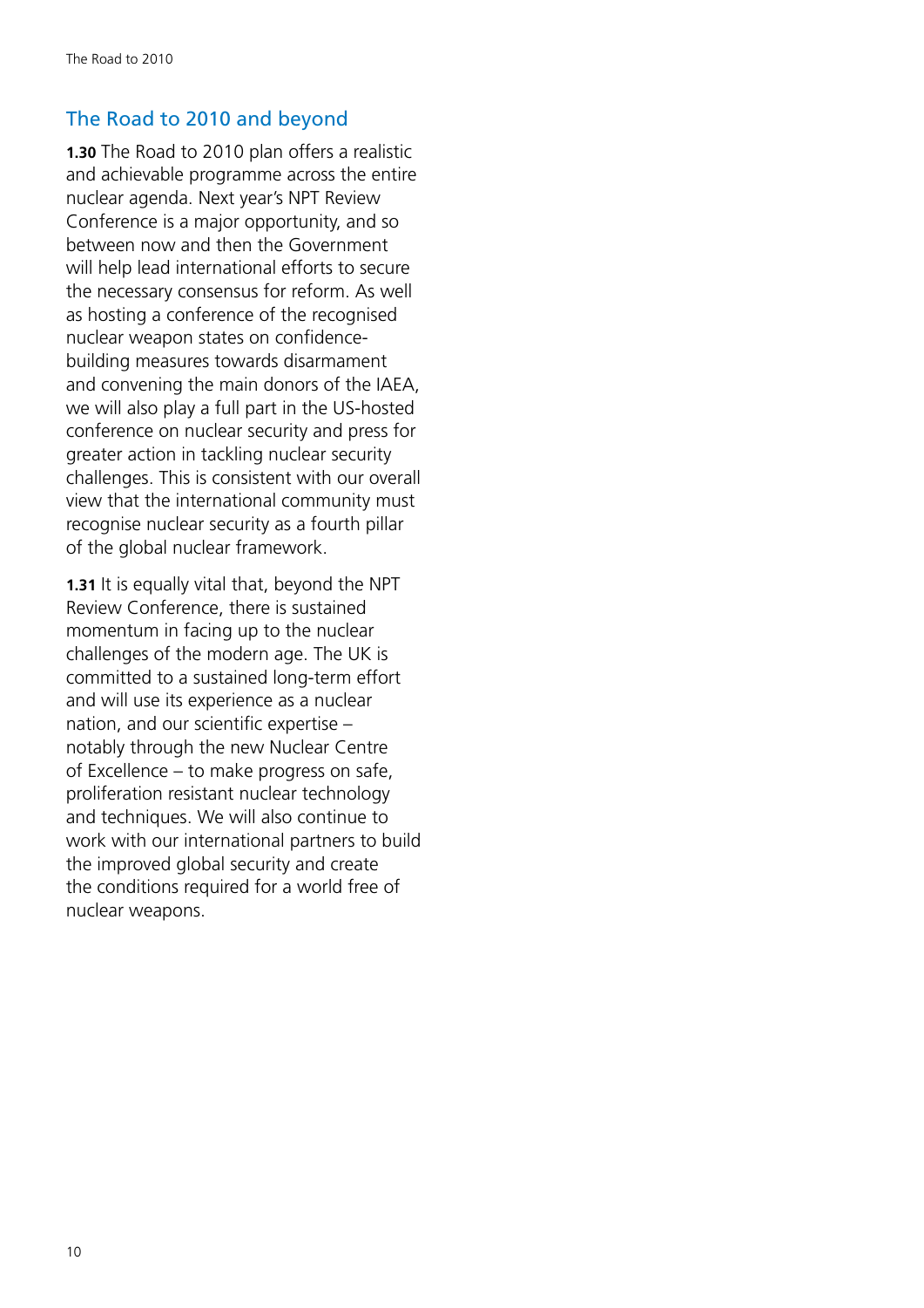## The Road to 2010 and beyond

**1.30** The Road to 2010 plan offers a realistic and achievable programme across the entire nuclear agenda. Next year's NPT Review Conference is a major opportunity, and so between now and then the Government will help lead international efforts to secure the necessary consensus for reform. As well as hosting a conference of the recognised nuclear weapon states on confidence-building measures towards disarmament and convening the main donors of the IAEA, we will also play a full part in the US-hosted conference on nuclear security and press for greater action in tackling nuclear security challenges. This is consistent with our overall view that the international community must recognise nuclear security as a fourth pillar of the global nuclear framework.

**1.31** It is equally vital that, beyond the NPT Review Conference, there is sustained momentum in facing up to the nuclear challenges of the modern age. The UK is committed to a sustained long-term effort and will use its experience as a nuclear nation, and our scientific expertise – notably through the new Nuclear Centre of Excellence – to make progress on safe, proliferation resistant nuclear technology and techniques. We will also continue to work with our international partners to build the improved global security and create the conditions required for a world free of nuclear weapons.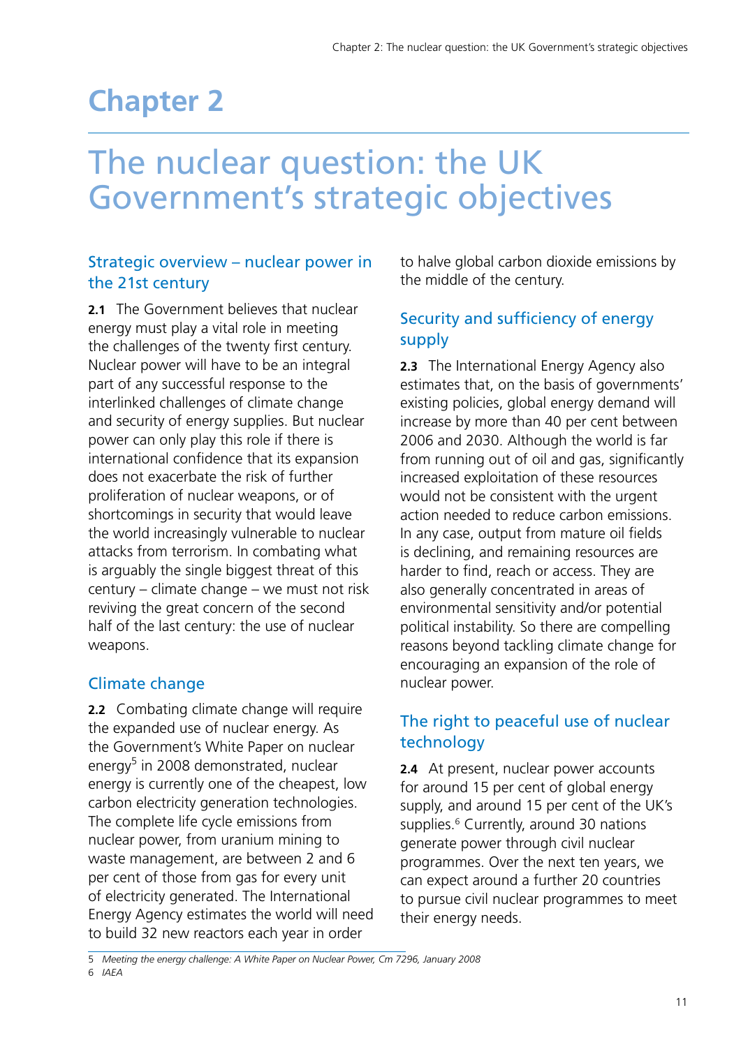# Chapter 2

# The nuclear question: the UK Government's strategic objectives

## Strategic overview – nuclear power in the 21st century

**2.1** The Government believes that nuclear energy must play a vital role in meeting the challenges of the twenty first century. Nuclear power will have to be an integral part of any successful response to the interlinked challenges of climate change and security of energy supplies. But nuclear power can only play this role if there is international confidence that its expansion does not exacerbate the risk of further proliferation of nuclear weapons, or of shortcomings in security that would leave the world increasingly vulnerable to nuclear attacks from terrorism. In combating what is arguably the single biggest threat of this century – climate change – we must not risk reviving the great concern of the second half of the last century: the use of nuclear weapons.

## Climate change

**2.2** Combating climate change will require the expanded use of nuclear energy. As the Government's White Paper on nuclear energy[5] in 2008 demonstrated, nuclear energy is currently one of the cheapest, low carbon electricity generation technologies. The complete life cycle emissions from nuclear power, from uranium mining to waste management, are between 2 and 6 per cent of those from gas for every unit of electricity generated. The International Energy Agency estimates the world will need to build 32 new reactors each year in order to halve global carbon dioxide emissions by the middle of the century.

## Security and sufficiency of energy supply

**2.3** The International Energy Agency also estimates that, on the basis of governments' existing policies, global energy demand will increase by more than 40 per cent between 2006 and 2030. Although the world is far from running out of oil and gas, significantly increased exploitation of these resources would not be consistent with the urgent action needed to reduce carbon emissions. In any case, output from mature oil fields is declining, and remaining resources are harder to find, reach or access. They are also generally concentrated in areas of environmental sensitivity and/or potential political instability. So there are compelling reasons beyond tackling climate change for encouraging an expansion of the role of nuclear power.

## The right to peaceful use of nuclear technology

**2.4** At present, nuclear power accounts for around 15 per cent of global energy supply, and around 15 per cent of the UK's supplies.[6] Currently, around 30 nations generate power through civil nuclear programmes. Over the next ten years, we can expect around a further 20 countries to pursue civil nuclear programmes to meet their energy needs.

---

5 *Meeting the energy challenge: A White Paper on Nuclear Power, Cm 7296, January 2008*

6 *IAEA*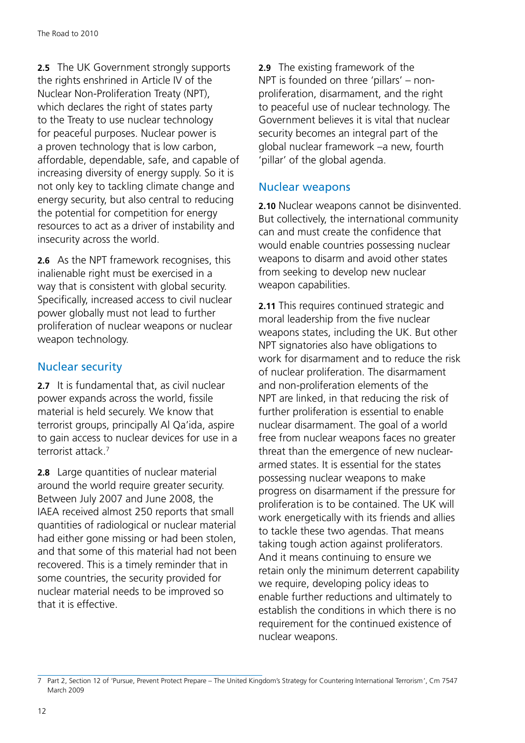**2.5** The UK Government strongly supports the rights enshrined in Article IV of the Nuclear Non-Proliferation Treaty (NPT), which declares the right of states party to the Treaty to use nuclear technology for peaceful purposes. Nuclear power is a proven technology that is low carbon, affordable, dependable, safe, and capable of increasing diversity of energy supply. So it is not only key to tackling climate change and energy security, but also central to reducing the potential for competition for energy resources to act as a driver of instability and insecurity across the world.

**2.6** As the NPT framework recognises, this inalienable right must be exercised in a way that is consistent with global security. Specifically, increased access to civil nuclear power globally must not lead to further proliferation of nuclear weapons or nuclear weapon technology.

## Nuclear security

**2.7** It is fundamental that, as civil nuclear power expands across the world, fissile material is held securely. We know that terrorist groups, principally Al Qa'ida, aspire to gain access to nuclear devices for use in a terrorist attack.[7]

**2.8** Large quantities of nuclear material around the world require greater security. Between July 2007 and June 2008, the IAEA received almost 250 reports that small quantities of radiological or nuclear material had either gone missing or had been stolen, and that some of this material had not been recovered. This is a timely reminder that in some countries, the security provided for nuclear material needs to be improved so that it is effective.

**2.9** The existing framework of the NPT is founded on three 'pillars' – non-proliferation, disarmament, and the right to peaceful use of nuclear technology. The Government believes it is vital that nuclear security becomes an integral part of the global nuclear framework –a new, fourth 'pillar' of the global agenda.

## Nuclear weapons

**2.10** Nuclear weapons cannot be disinvented. But collectively, the international community can and must create the confidence that would enable countries possessing nuclear weapons to disarm and avoid other states from seeking to develop new nuclear weapon capabilities.

**2.11** This requires continued strategic and moral leadership from the five nuclear weapons states, including the UK. But other NPT signatories also have obligations to work for disarmament and to reduce the risk of nuclear proliferation. The disarmament and non-proliferation elements of the NPT are linked, in that reducing the risk of further proliferation is essential to enable nuclear disarmament. The goal of a world free from nuclear weapons faces no greater threat than the emergence of new nuclear-armed states. It is essential for the states possessing nuclear weapons to make progress on disarmament if the pressure for proliferation is to be contained. The UK will work energetically with its friends and allies to tackle these two agendas. That means taking tough action against proliferators. And it means continuing to ensure we retain only the minimum deterrent capability we require, developing policy ideas to enable further reductions and ultimately to establish the conditions in which there is no requirement for the continued existence of nuclear weapons.

---

7 Part 2, Section 12 of 'Pursue, Prevent Protect Prepare – The United Kingdom's Strategy for Countering International Terrorism', Cm 7547 March 2009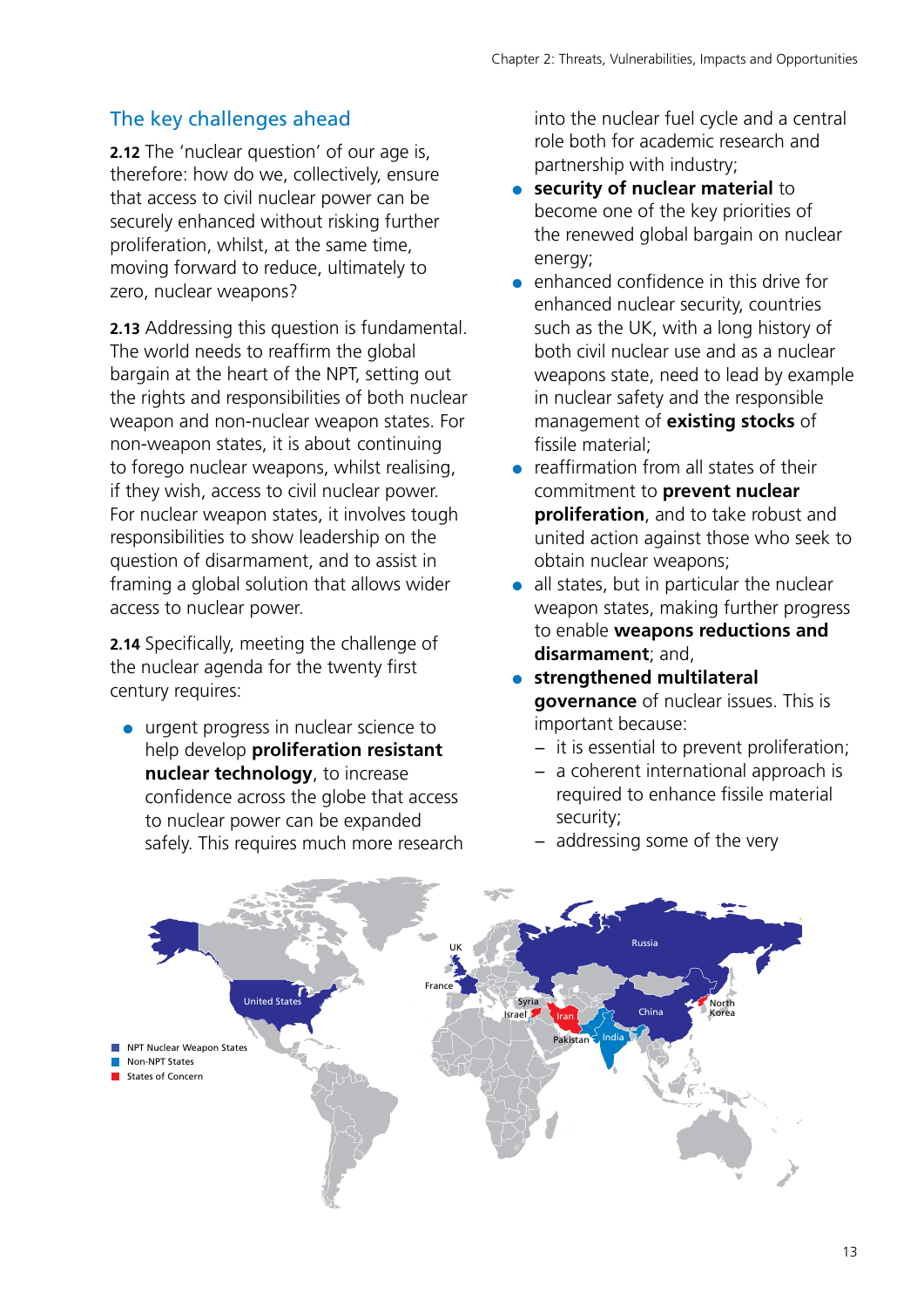## The key challenges ahead

**2.12** The 'nuclear question' of our age is, therefore: how do we, collectively, ensure that access to civil nuclear power can be securely enhanced without risking further proliferation, whilst, at the same time, moving forward to reduce, ultimately to zero, nuclear weapons?

**2.13** Addressing this question is fundamental. The world needs to reaffirm the global bargain at the heart of the NPT, setting out the rights and responsibilities of both nuclear weapon and non-nuclear weapon states. For non-weapon states, it is about continuing to forego nuclear weapons, whilst realising, if they wish, access to civil nuclear power. For nuclear weapon states, it involves tough responsibilities to show leadership on the question of disarmament, and to assist in framing a global solution that allows wider access to nuclear power.

**2.14** Specifically, meeting the challenge of the nuclear agenda for the twenty first century requires:

- urgent progress in nuclear science to help develop **proliferation resistant nuclear technology**, to increase confidence across the globe that access to nuclear power can be expanded safely. This requires much more research into the nuclear fuel cycle and a central role both for academic research and partnership with industry;
- **security of nuclear material** to become one of the key priorities of the renewed global bargain on nuclear energy;
- enhanced confidence in this drive for enhanced nuclear security, countries such as the UK, with a long history of both civil nuclear use and as a nuclear weapons state, need to lead by example in nuclear safety and the responsible management of **existing stocks** of fissile material;
- reaffirmation from all states of their commitment to **prevent nuclear proliferation**, and to take robust and united action against those who seek to obtain nuclear weapons;
- all states, but in particular the nuclear weapon states, making further progress to enable **weapons reductions and disarmament**; and,
- **strengthened multilateral governance** of nuclear issues. This is important because:
  - it is essential to prevent proliferation;
  - a coherent international approach is required to enhance fissile material security;
  - addressing some of the very

NPT Nuclear Weapon States | Non-NPT States | States of Concern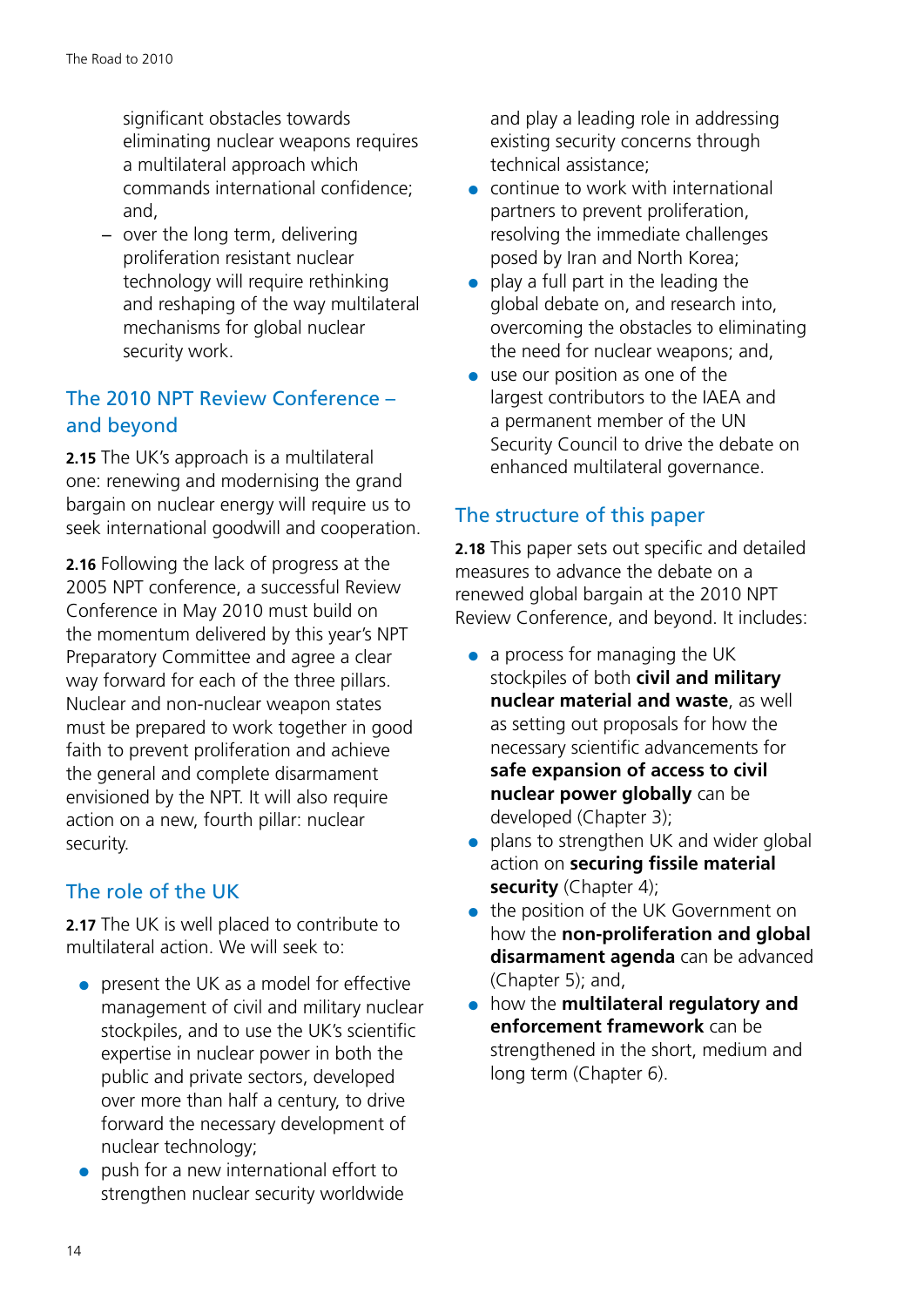significant obstacles towards eliminating nuclear weapons requires a multilateral approach which commands international confidence; and,

– over the long term, delivering proliferation resistant nuclear technology will require rethinking and reshaping of the way multilateral mechanisms for global nuclear security work.

## The 2010 NPT Review Conference – and beyond

**2.15** The UK's approach is a multilateral one: renewing and modernising the grand bargain on nuclear energy will require us to seek international goodwill and cooperation.

**2.16** Following the lack of progress at the 2005 NPT conference, a successful Review Conference in May 2010 must build on the momentum delivered by this year's NPT Preparatory Committee and agree a clear way forward for each of the three pillars. Nuclear and non-nuclear weapon states must be prepared to work together in good faith to prevent proliferation and achieve the general and complete disarmament envisioned by the NPT. It will also require action on a new, fourth pillar: nuclear security.

## The role of the UK

**2.17** The UK is well placed to contribute to multilateral action. We will seek to:

- present the UK as a model for effective management of civil and military nuclear stockpiles, and to use the UK's scientific expertise in nuclear power in both the public and private sectors, developed over more than half a century, to drive forward the necessary development of nuclear technology;
- push for a new international effort to strengthen nuclear security worldwide and play a leading role in addressing existing security concerns through technical assistance;
- continue to work with international partners to prevent proliferation, resolving the immediate challenges posed by Iran and North Korea;
- play a full part in the leading the global debate on, and research into, overcoming the obstacles to eliminating the need for nuclear weapons; and,
- use our position as one of the largest contributors to the IAEA and a permanent member of the UN Security Council to drive the debate on enhanced multilateral governance.

## The structure of this paper

**2.18** This paper sets out specific and detailed measures to advance the debate on a renewed global bargain at the 2010 NPT Review Conference, and beyond. It includes:

- a process for managing the UK stockpiles of both **civil and military nuclear material and waste**, as well as setting out proposals for how the necessary scientific advancements for **safe expansion of access to civil nuclear power globally** can be developed (Chapter 3);
- plans to strengthen UK and wider global action on **securing fissile material security** (Chapter 4);
- the position of the UK Government on how the **non-proliferation and global disarmament agenda** can be advanced (Chapter 5); and,
- how the **multilateral regulatory and enforcement framework** can be strengthened in the short, medium and long term (Chapter 6).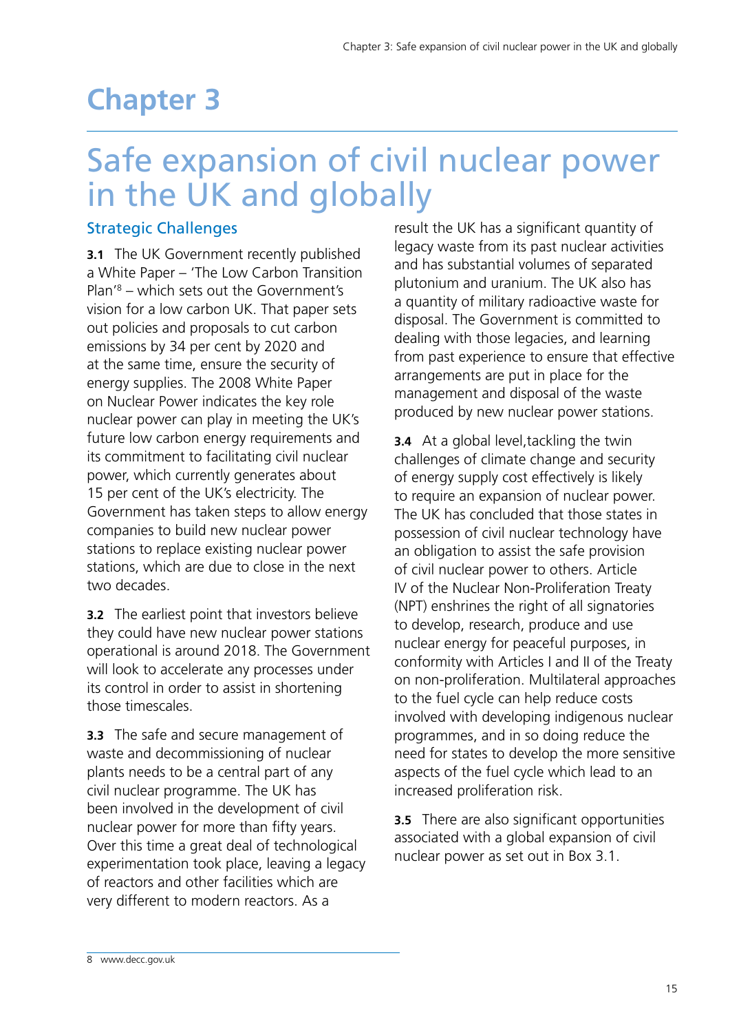# Chapter 3

# Safe expansion of civil nuclear power in the UK and globally

## Strategic Challenges

**3.1** The UK Government recently published a White Paper – 'The Low Carbon Transition Plan'[8] – which sets out the Government's vision for a low carbon UK. That paper sets out policies and proposals to cut carbon emissions by 34 per cent by 2020 and at the same time, ensure the security of energy supplies. The 2008 White Paper on Nuclear Power indicates the key role nuclear power can play in meeting the UK's future low carbon energy requirements and its commitment to facilitating civil nuclear power, which currently generates about 15 per cent of the UK's electricity. The Government has taken steps to allow energy companies to build new nuclear power stations to replace existing nuclear power stations, which are due to close in the next two decades.

**3.2** The earliest point that investors believe they could have new nuclear power stations operational is around 2018. The Government will look to accelerate any processes under its control in order to assist in shortening those timescales.

**3.3** The safe and secure management of waste and decommissioning of nuclear plants needs to be a central part of any civil nuclear programme. The UK has been involved in the development of civil nuclear power for more than fifty years. Over this time a great deal of technological experimentation took place, leaving a legacy of reactors and other facilities which are very different to modern reactors. As a result the UK has a significant quantity of legacy waste from its past nuclear activities and has substantial volumes of separated plutonium and uranium. The UK also has a quantity of military radioactive waste for disposal. The Government is committed to dealing with those legacies, and learning from past experience to ensure that effective arrangements are put in place for the management and disposal of the waste produced by new nuclear power stations.

**3.4** At a global level,tackling the twin challenges of climate change and security of energy supply cost effectively is likely to require an expansion of nuclear power. The UK has concluded that those states in possession of civil nuclear technology have an obligation to assist the safe provision of civil nuclear power to others. Article IV of the Nuclear Non-Proliferation Treaty (NPT) enshrines the right of all signatories to develop, research, produce and use nuclear energy for peaceful purposes, in conformity with Articles I and II of the Treaty on non-proliferation. Multilateral approaches to the fuel cycle can help reduce costs involved with developing indigenous nuclear programmes, and in so doing reduce the need for states to develop the more sensitive aspects of the fuel cycle which lead to an increased proliferation risk.

**3.5** There are also significant opportunities associated with a global expansion of civil nuclear power as set out in Box 3.1.

---

8 www.decc.gov.uk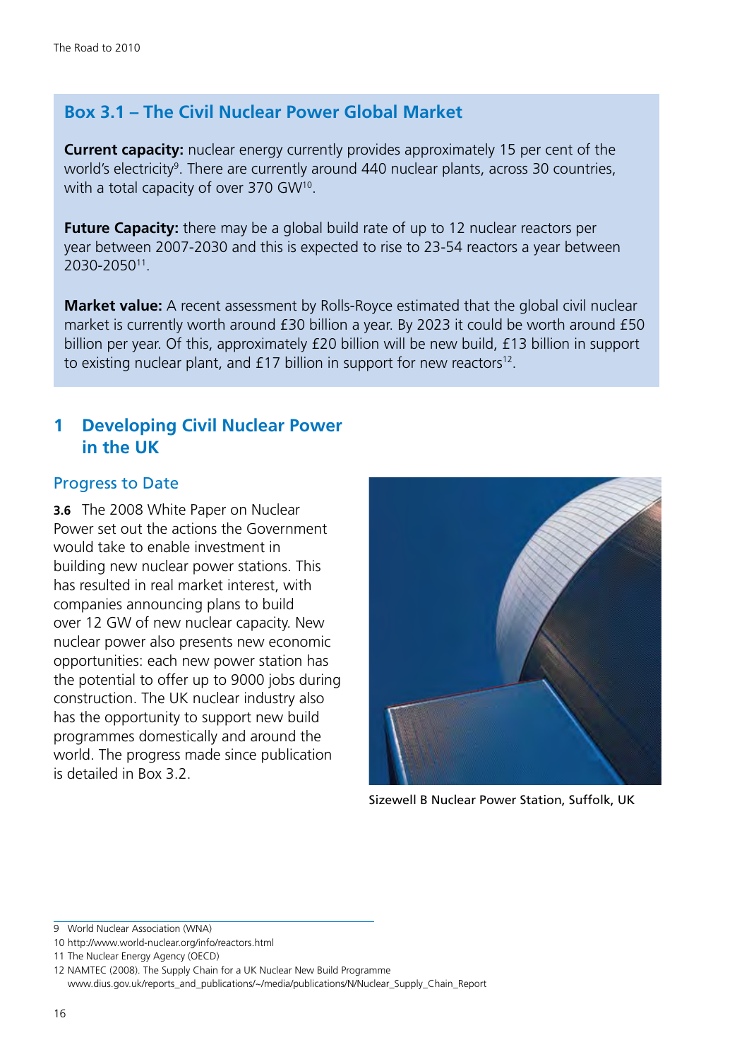## Box 3.1 – The Civil Nuclear Power Global Market

**Current capacity:** nuclear energy currently provides approximately 15 per cent of the world's electricity[9]. There are currently around 440 nuclear plants, across 30 countries, with a total capacity of over 370 GW[10].

**Future Capacity:** there may be a global build rate of up to 12 nuclear reactors per year between 2007-2030 and this is expected to rise to 23-54 reactors a year between 2030-2050[11].

**Market value:** A recent assessment by Rolls-Royce estimated that the global civil nuclear market is currently worth around £30 billion a year. By 2023 it could be worth around £50 billion per year. Of this, approximately £20 billion will be new build, £13 billion in support to existing nuclear plant, and £17 billion in support for new reactors[12].

# 1 Developing Civil Nuclear Power in the UK

## Progress to Date

**3.6** The 2008 White Paper on Nuclear Power set out the actions the Government would take to enable investment in building new nuclear power stations. This has resulted in real market interest, with companies announcing plans to build over 12 GW of new nuclear capacity. New nuclear power also presents new economic opportunities: each new power station has the potential to offer up to 9000 jobs during construction. The UK nuclear industry also has the opportunity to support new build programmes domestically and around the world. The progress made since publication is detailed in Box 3.2.

Sizewell B Nuclear Power Station, Suffolk, UK

9 World Nuclear Association (WNA)

10 http://www.world-nuclear.org/info/reactors.html

11 The Nuclear Energy Agency (OECD)

12 NAMTEC (2008). The Supply Chain for a UK Nuclear New Build Programme www.dius.gov.uk/reports_and_publications/~/media/publications/N/Nuclear_Supply_Chain_Report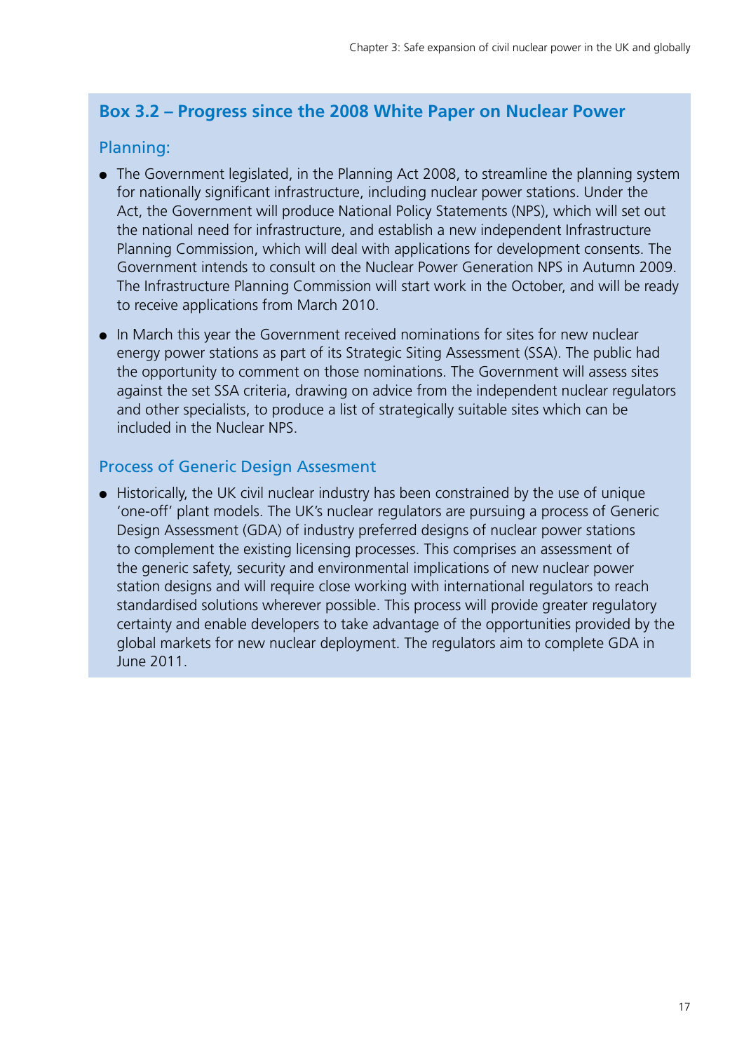## Box 3.2 – Progress since the 2008 White Paper on Nuclear Power

### Planning:

- The Government legislated, in the Planning Act 2008, to streamline the planning system for nationally significant infrastructure, including nuclear power stations. Under the Act, the Government will produce National Policy Statements (NPS), which will set out the national need for infrastructure, and establish a new independent Infrastructure Planning Commission, which will deal with applications for development consents. The Government intends to consult on the Nuclear Power Generation NPS in Autumn 2009. The Infrastructure Planning Commission will start work in the October, and will be ready to receive applications from March 2010.
- In March this year the Government received nominations for sites for new nuclear energy power stations as part of its Strategic Siting Assessment (SSA). The public had the opportunity to comment on those nominations. The Government will assess sites against the set SSA criteria, drawing on advice from the independent nuclear regulators and other specialists, to produce a list of strategically suitable sites which can be included in the Nuclear NPS.

### Process of Generic Design Assesment

- Historically, the UK civil nuclear industry has been constrained by the use of unique 'one-off' plant models. The UK's nuclear regulators are pursuing a process of Generic Design Assessment (GDA) of industry preferred designs of nuclear power stations to complement the existing licensing processes. This comprises an assessment of the generic safety, security and environmental implications of new nuclear power station designs and will require close working with international regulators to reach standardised solutions wherever possible. This process will provide greater regulatory certainty and enable developers to take advantage of the opportunities provided by the global markets for new nuclear deployment. The regulators aim to complete GDA in June 2011.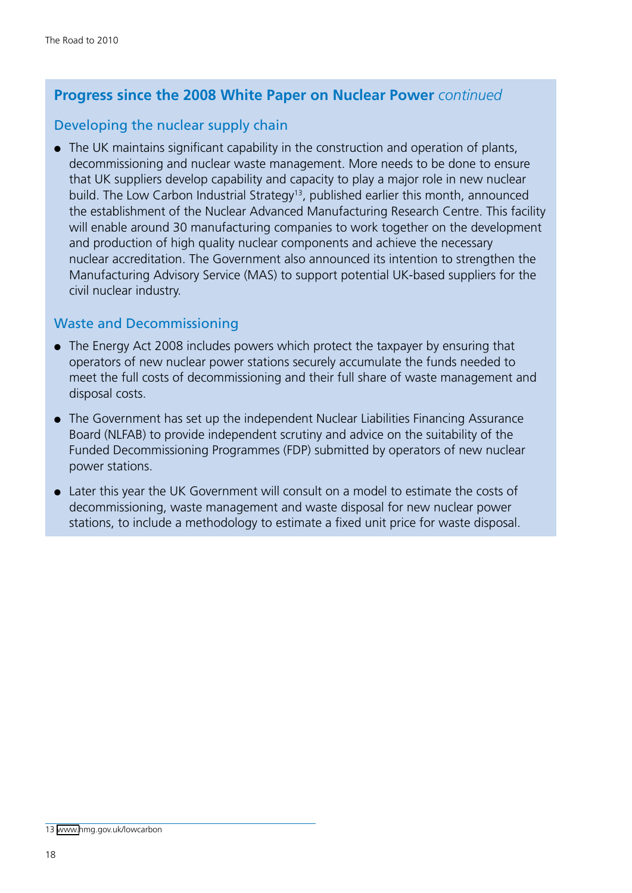## Progress since the 2008 White Paper on Nuclear Power *continued*

### Developing the nuclear supply chain

- The UK maintains significant capability in the construction and operation of plants, decommissioning and nuclear waste management. More needs to be done to ensure that UK suppliers develop capability and capacity to play a major role in new nuclear build. The Low Carbon Industrial Strategy[13], published earlier this month, announced the establishment of the Nuclear Advanced Manufacturing Research Centre. This facility will enable around 30 manufacturing companies to work together on the development and production of high quality nuclear components and achieve the necessary nuclear accreditation. The Government also announced its intention to strengthen the Manufacturing Advisory Service (MAS) to support potential UK-based suppliers for the civil nuclear industry.

### Waste and Decommissioning

- The Energy Act 2008 includes powers which protect the taxpayer by ensuring that operators of new nuclear power stations securely accumulate the funds needed to meet the full costs of decommissioning and their full share of waste management and disposal costs.
- The Government has set up the independent Nuclear Liabilities Financing Assurance Board (NLFAB) to provide independent scrutiny and advice on the suitability of the Funded Decommissioning Programmes (FDP) submitted by operators of new nuclear power stations.
- Later this year the UK Government will consult on a model to estimate the costs of decommissioning, waste management and waste disposal for new nuclear power stations, to include a methodology to estimate a fixed unit price for waste disposal.

---

13 www.hmg.gov.uk/lowcarbon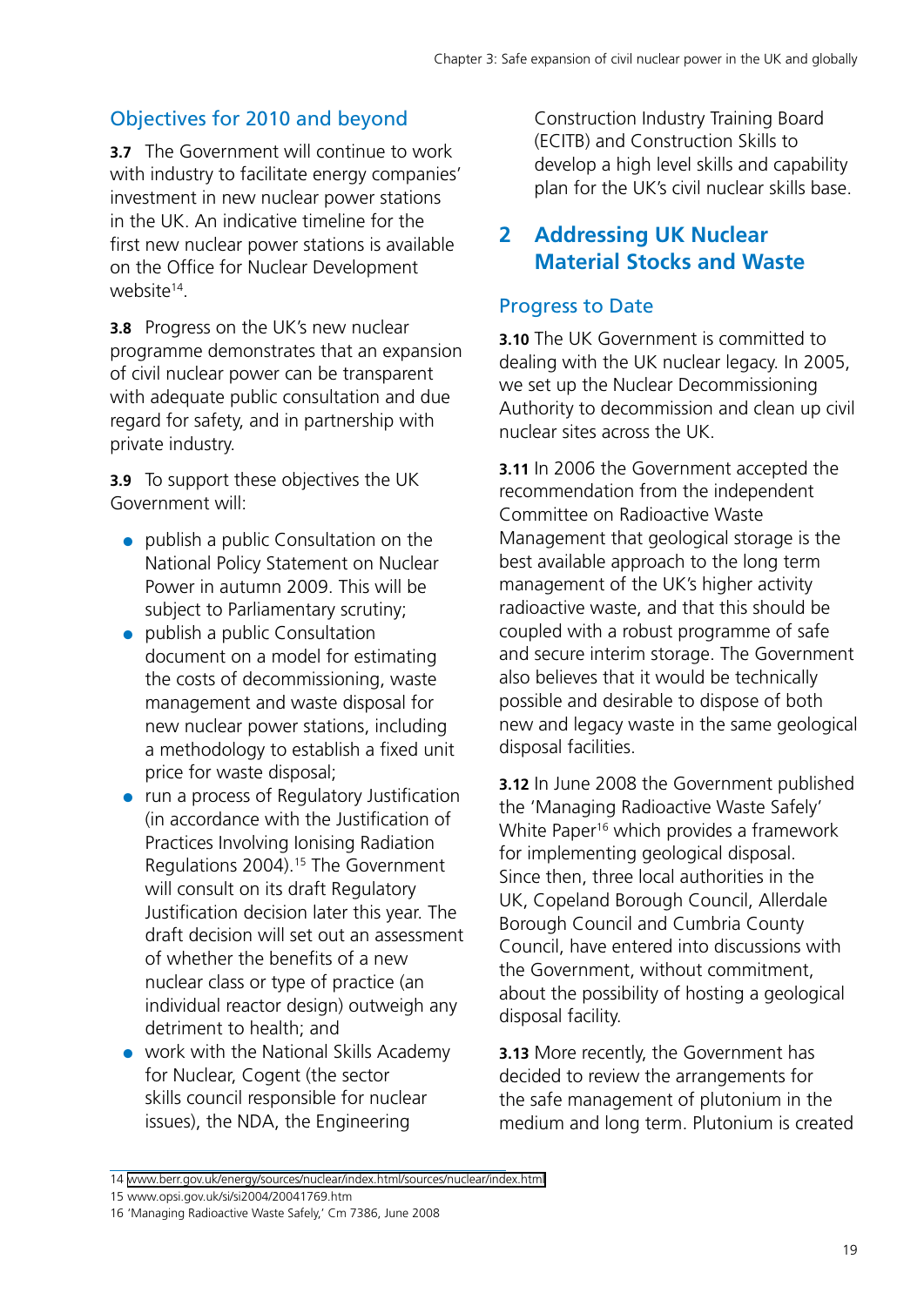## Objectives for 2010 and beyond

**3.7** The Government will continue to work with industry to facilitate energy companies' investment in new nuclear power stations in the UK. An indicative timeline for the first new nuclear power stations is available on the Office for Nuclear Development website[14].

**3.8** Progress on the UK's new nuclear programme demonstrates that an expansion of civil nuclear power can be transparent with adequate public consultation and due regard for safety, and in partnership with private industry.

**3.9** To support these objectives the UK Government will:

- publish a public Consultation on the National Policy Statement on Nuclear Power in autumn 2009. This will be subject to Parliamentary scrutiny;
- publish a public Consultation document on a model for estimating the costs of decommissioning, waste management and waste disposal for new nuclear power stations, including a methodology to establish a fixed unit price for waste disposal;
- run a process of Regulatory Justification (in accordance with the Justification of Practices Involving Ionising Radiation Regulations 2004).[15] The Government will consult on its draft Regulatory Justification decision later this year. The draft decision will set out an assessment of whether the benefits of a new nuclear class or type of practice (an individual reactor design) outweigh any detriment to health; and
- work with the National Skills Academy for Nuclear, Cogent (the sector skills council responsible for nuclear issues), the NDA, the Engineering Construction Industry Training Board (ECITB) and Construction Skills to develop a high level skills and capability plan for the UK's civil nuclear skills base.

# 2 Addressing UK Nuclear Material Stocks and Waste

## Progress to Date

**3.10** The UK Government is committed to dealing with the UK nuclear legacy. In 2005, we set up the Nuclear Decommissioning Authority to decommission and clean up civil nuclear sites across the UK.

**3.11** In 2006 the Government accepted the recommendation from the independent Committee on Radioactive Waste Management that geological storage is the best available approach to the long term management of the UK's higher activity radioactive waste, and that this should be coupled with a robust programme of safe and secure interim storage. The Government also believes that it would be technically possible and desirable to dispose of both new and legacy waste in the same geological disposal facilities.

**3.12** In June 2008 the Government published the 'Managing Radioactive Waste Safely' White Paper[16] which provides a framework for implementing geological disposal. Since then, three local authorities in the UK, Copeland Borough Council, Allerdale Borough Council and Cumbria County Council, have entered into discussions with the Government, without commitment, about the possibility of hosting a geological disposal facility.

**3.13** More recently, the Government has decided to review the arrangements for the safe management of plutonium in the medium and long term. Plutonium is created

---

14 www.berr.gov.uk/energy/sources/nuclear/index.html/sources/nuclear/index.html

15 www.opsi.gov.uk/si/si2004/20041769.htm

16 'Managing Radioactive Waste Safely,' Cm 7386, June 2008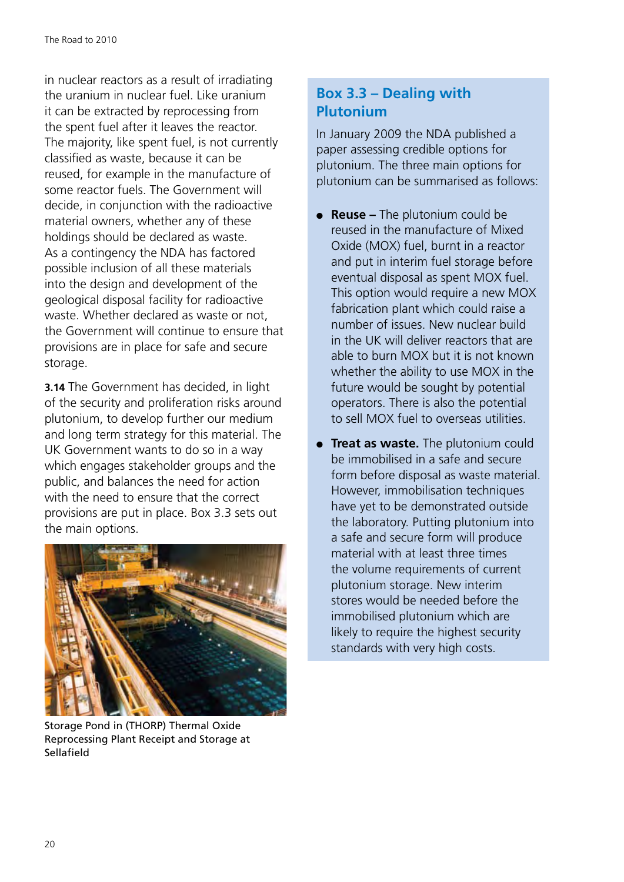in nuclear reactors as a result of irradiating the uranium in nuclear fuel. Like uranium it can be extracted by reprocessing from the spent fuel after it leaves the reactor. The majority, like spent fuel, is not currently classified as waste, because it can be reused, for example in the manufacture of some reactor fuels. The Government will decide, in conjunction with the radioactive material owners, whether any of these holdings should be declared as waste. As a contingency the NDA has factored possible inclusion of all these materials into the design and development of the geological disposal facility for radioactive waste. Whether declared as waste or not, the Government will continue to ensure that provisions are in place for safe and secure storage.

**3.14** The Government has decided, in light of the security and proliferation risks around plutonium, to develop further our medium and long term strategy for this material. The UK Government wants to do so in a way which engages stakeholder groups and the public, and balances the need for action with the need to ensure that the correct provisions are put in place. Box 3.3 sets out the main options.

Storage Pond in (THORP) Thermal Oxide Reprocessing Plant Receipt and Storage at Sellafield

## Box 3.3 – Dealing with Plutonium

In January 2009 the NDA published a paper assessing credible options for plutonium. The three main options for plutonium can be summarised as follows:

- **Reuse –** The plutonium could be reused in the manufacture of Mixed Oxide (MOX) fuel, burnt in a reactor and put in interim fuel storage before eventual disposal as spent MOX fuel. This option would require a new MOX fabrication plant which could raise a number of issues. New nuclear build in the UK will deliver reactors that are able to burn MOX but it is not known whether the ability to use MOX in the future would be sought by potential operators. There is also the potential to sell MOX fuel to overseas utilities.
- **Treat as waste.** The plutonium could be immobilised in a safe and secure form before disposal as waste material. However, immobilisation techniques have yet to be demonstrated outside the laboratory. Putting plutonium into a safe and secure form will produce material with at least three times the volume requirements of current plutonium storage. New interim stores would be needed before the immobilised plutonium which are likely to require the highest security standards with very high costs.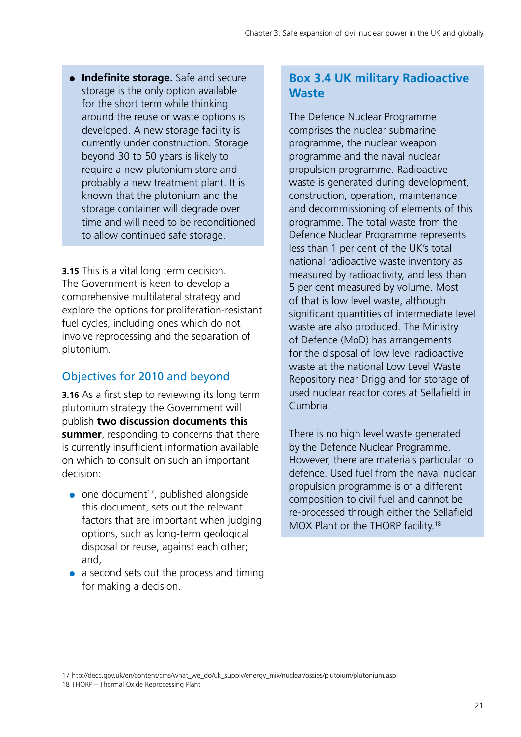- **Indefinite storage.** Safe and secure storage is the only option available for the short term while thinking around the reuse or waste options is developed. A new storage facility is currently under construction. Storage beyond 30 to 50 years is likely to require a new plutonium store and probably a new treatment plant. It is known that the plutonium and the storage container will degrade over time and will need to be reconditioned to allow continued safe storage.

**3.15** This is a vital long term decision. The Government is keen to develop a comprehensive multilateral strategy and explore the options for proliferation-resistant fuel cycles, including ones which do not involve reprocessing and the separation of plutonium.

## Objectives for 2010 and beyond

**3.16** As a first step to reviewing its long term plutonium strategy the Government will publish **two discussion documents this summer**, responding to concerns that there is currently insufficient information available on which to consult on such an important decision:

- one document[17], published alongside this document, sets out the relevant factors that are important when judging options, such as long-term geological disposal or reuse, against each other; and,
- a second sets out the process and timing for making a decision.

### Box 3.4 UK military Radioactive Waste

The Defence Nuclear Programme comprises the nuclear submarine programme, the nuclear weapon programme and the naval nuclear propulsion programme. Radioactive waste is generated during development, construction, operation, maintenance and decommissioning of elements of this programme. The total waste from the Defence Nuclear Programme represents less than 1 per cent of the UK's total national radioactive waste inventory as measured by radioactivity, and less than 5 per cent measured by volume. Most of that is low level waste, although significant quantities of intermediate level waste are also produced. The Ministry of Defence (MoD) has arrangements for the disposal of low level radioactive waste at the national Low Level Waste Repository near Drigg and for storage of used nuclear reactor cores at Sellafield in Cumbria.

There is no high level waste generated by the Defence Nuclear Programme. However, there are materials particular to defence. Used fuel from the naval nuclear propulsion programme is of a different composition to civil fuel and cannot be re-processed through either the Sellafield MOX Plant or the THORP facility.[18]

---

17 http://decc.gov.uk/en/content/cms/what_we_do/uk_supply/energy_mix/nuclear/ossies/plutoium/plutonium.asp

18 THORP – Thermal Oxide Reprocessing Plant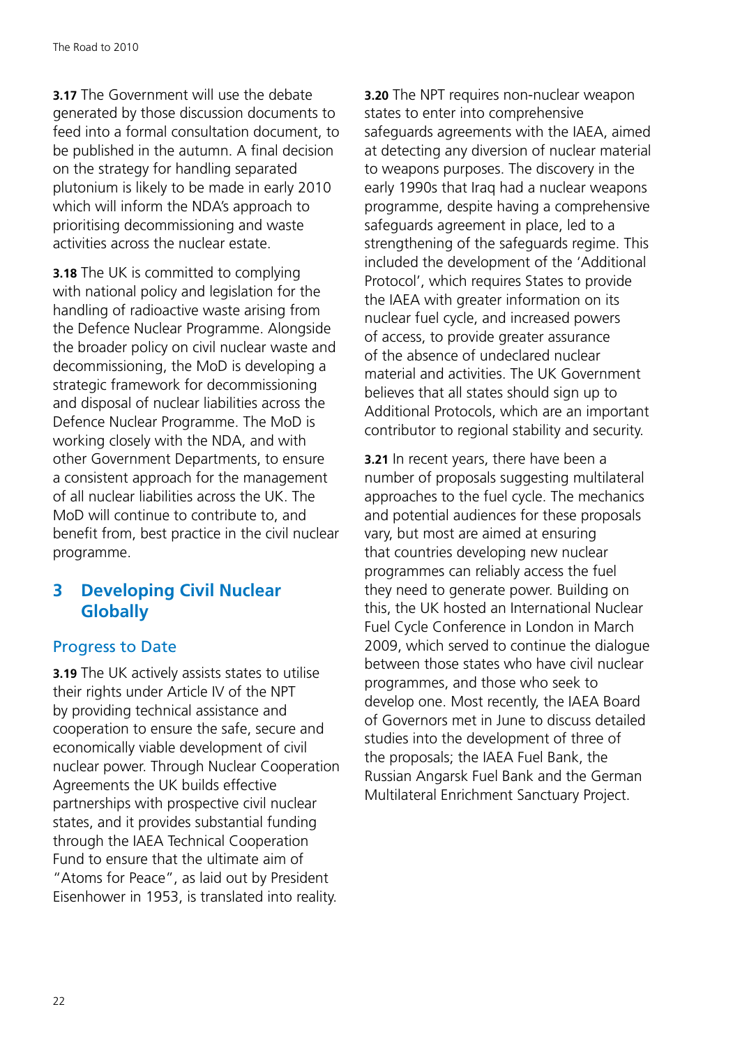**3.17** The Government will use the debate generated by those discussion documents to feed into a formal consultation document, to be published in the autumn. A final decision on the strategy for handling separated plutonium is likely to be made in early 2010 which will inform the NDA's approach to prioritising decommissioning and waste activities across the nuclear estate.

**3.18** The UK is committed to complying with national policy and legislation for the handling of radioactive waste arising from the Defence Nuclear Programme. Alongside the broader policy on civil nuclear waste and decommissioning, the MoD is developing a strategic framework for decommissioning and disposal of nuclear liabilities across the Defence Nuclear Programme. The MoD is working closely with the NDA, and with other Government Departments, to ensure a consistent approach for the management of all nuclear liabilities across the UK. The MoD will continue to contribute to, and benefit from, best practice in the civil nuclear programme.

## 3 Developing Civil Nuclear Globally

### Progress to Date

**3.19** The UK actively assists states to utilise their rights under Article IV of the NPT by providing technical assistance and cooperation to ensure the safe, secure and economically viable development of civil nuclear power. Through Nuclear Cooperation Agreements the UK builds effective partnerships with prospective civil nuclear states, and it provides substantial funding through the IAEA Technical Cooperation Fund to ensure that the ultimate aim of "Atoms for Peace", as laid out by President Eisenhower in 1953, is translated into reality.

**3.20** The NPT requires non-nuclear weapon states to enter into comprehensive safeguards agreements with the IAEA, aimed at detecting any diversion of nuclear material to weapons purposes. The discovery in the early 1990s that Iraq had a nuclear weapons programme, despite having a comprehensive safeguards agreement in place, led to a strengthening of the safeguards regime. This included the development of the 'Additional Protocol', which requires States to provide the IAEA with greater information on its nuclear fuel cycle, and increased powers of access, to provide greater assurance of the absence of undeclared nuclear material and activities. The UK Government believes that all states should sign up to Additional Protocols, which are an important contributor to regional stability and security.

**3.21** In recent years, there have been a number of proposals suggesting multilateral approaches to the fuel cycle. The mechanics and potential audiences for these proposals vary, but most are aimed at ensuring that countries developing new nuclear programmes can reliably access the fuel they need to generate power. Building on this, the UK hosted an International Nuclear Fuel Cycle Conference in London in March 2009, which served to continue the dialogue between those states who have civil nuclear programmes, and those who seek to develop one. Most recently, the IAEA Board of Governors met in June to discuss detailed studies into the development of three of the proposals; the IAEA Fuel Bank, the Russian Angarsk Fuel Bank and the German Multilateral Enrichment Sanctuary Project.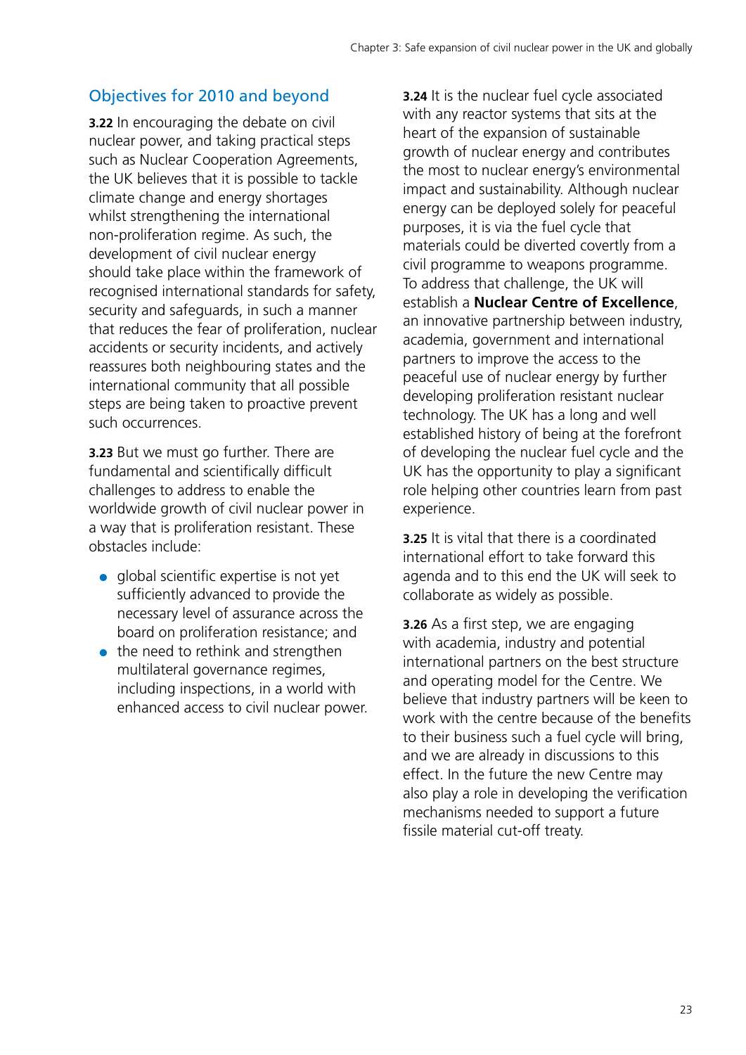## Objectives for 2010 and beyond

**3.22** In encouraging the debate on civil nuclear power, and taking practical steps such as Nuclear Cooperation Agreements, the UK believes that it is possible to tackle climate change and energy shortages whilst strengthening the international non-proliferation regime. As such, the development of civil nuclear energy should take place within the framework of recognised international standards for safety, security and safeguards, in such a manner that reduces the fear of proliferation, nuclear accidents or security incidents, and actively reassures both neighbouring states and the international community that all possible steps are being taken to proactive prevent such occurrences.

**3.23** But we must go further. There are fundamental and scientifically difficult challenges to address to enable the worldwide growth of civil nuclear power in a way that is proliferation resistant. These obstacles include:

- global scientific expertise is not yet sufficiently advanced to provide the necessary level of assurance across the board on proliferation resistance; and
- the need to rethink and strengthen multilateral governance regimes, including inspections, in a world with enhanced access to civil nuclear power.

**3.24** It is the nuclear fuel cycle associated with any reactor systems that sits at the heart of the expansion of sustainable growth of nuclear energy and contributes the most to nuclear energy's environmental impact and sustainability. Although nuclear energy can be deployed solely for peaceful purposes, it is via the fuel cycle that materials could be diverted covertly from a civil programme to weapons programme. To address that challenge, the UK will establish a **Nuclear Centre of Excellence**, an innovative partnership between industry, academia, government and international partners to improve the access to the peaceful use of nuclear energy by further developing proliferation resistant nuclear technology. The UK has a long and well established history of being at the forefront of developing the nuclear fuel cycle and the UK has the opportunity to play a significant role helping other countries learn from past experience.

**3.25** It is vital that there is a coordinated international effort to take forward this agenda and to this end the UK will seek to collaborate as widely as possible.

**3.26** As a first step, we are engaging with academia, industry and potential international partners on the best structure and operating model for the Centre. We believe that industry partners will be keen to work with the centre because of the benefits to their business such a fuel cycle will bring, and we are already in discussions to this effect. In the future the new Centre may also play a role in developing the verification mechanisms needed to support a future fissile material cut-off treaty.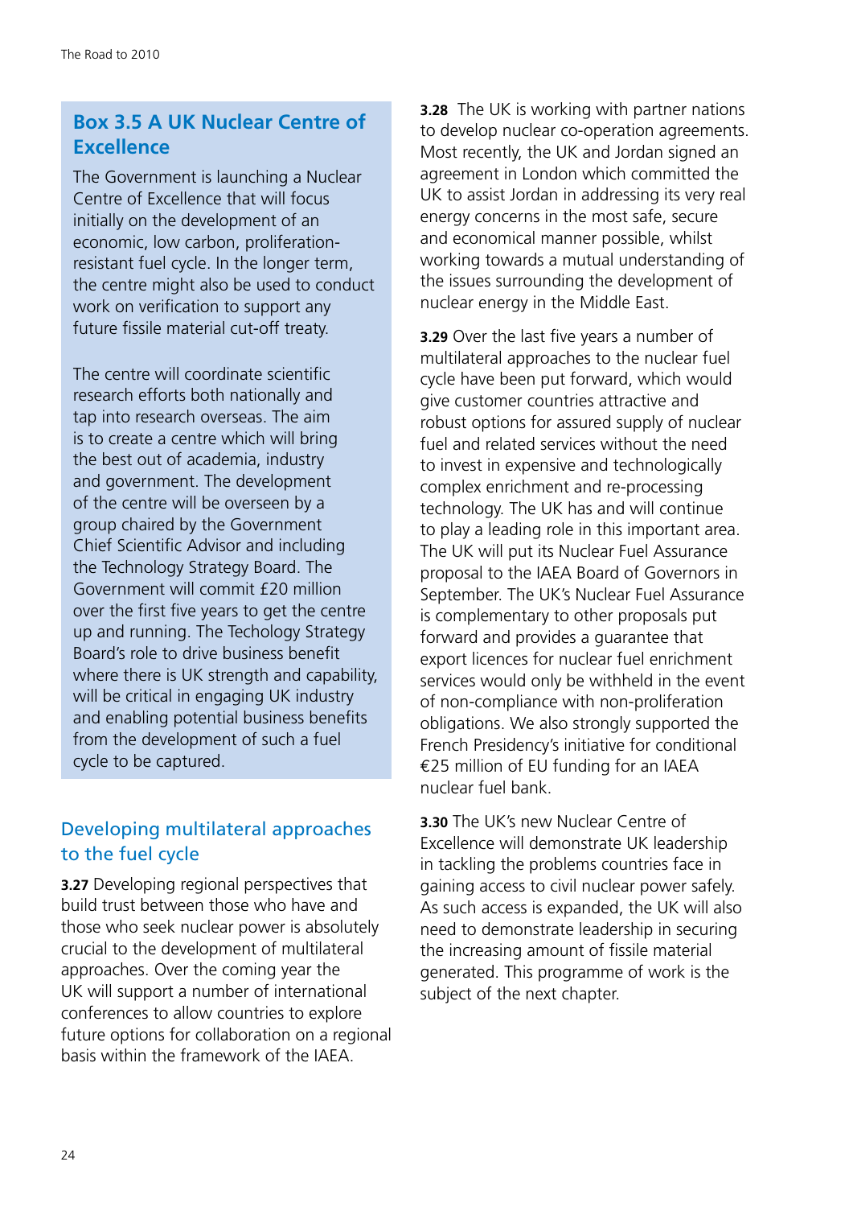## Box 3.5 A UK Nuclear Centre of Excellence

The Government is launching a Nuclear Centre of Excellence that will focus initially on the development of an economic, low carbon, proliferation-resistant fuel cycle. In the longer term, the centre might also be used to conduct work on verification to support any future fissile material cut-off treaty.

The centre will coordinate scientific research efforts both nationally and tap into research overseas. The aim is to create a centre which will bring the best out of academia, industry and government. The development of the centre will be overseen by a group chaired by the Government Chief Scientific Advisor and including the Technology Strategy Board. The Government will commit £20 million over the first five years to get the centre up and running. The Techology Strategy Board's role to drive business benefit where there is UK strength and capability, will be critical in engaging UK industry and enabling potential business benefits from the development of such a fuel cycle to be captured.

## Developing multilateral approaches to the fuel cycle

**3.27** Developing regional perspectives that build trust between those who have and those who seek nuclear power is absolutely crucial to the development of multilateral approaches. Over the coming year the UK will support a number of international conferences to allow countries to explore future options for collaboration on a regional basis within the framework of the IAEA.

**3.28** The UK is working with partner nations to develop nuclear co-operation agreements. Most recently, the UK and Jordan signed an agreement in London which committed the UK to assist Jordan in addressing its very real energy concerns in the most safe, secure and economical manner possible, whilst working towards a mutual understanding of the issues surrounding the development of nuclear energy in the Middle East.

**3.29** Over the last five years a number of multilateral approaches to the nuclear fuel cycle have been put forward, which would give customer countries attractive and robust options for assured supply of nuclear fuel and related services without the need to invest in expensive and technologically complex enrichment and re-processing technology. The UK has and will continue to play a leading role in this important area. The UK will put its Nuclear Fuel Assurance proposal to the IAEA Board of Governors in September. The UK's Nuclear Fuel Assurance is complementary to other proposals put forward and provides a guarantee that export licences for nuclear fuel enrichment services would only be withheld in the event of non-compliance with non-proliferation obligations. We also strongly supported the French Presidency's initiative for conditional €25 million of EU funding for an IAEA nuclear fuel bank.

**3.30** The UK's new Nuclear Centre of Excellence will demonstrate UK leadership in tackling the problems countries face in gaining access to civil nuclear power safely. As such access is expanded, the UK will also need to demonstrate leadership in securing the increasing amount of fissile material generated. This programme of work is the subject of the next chapter.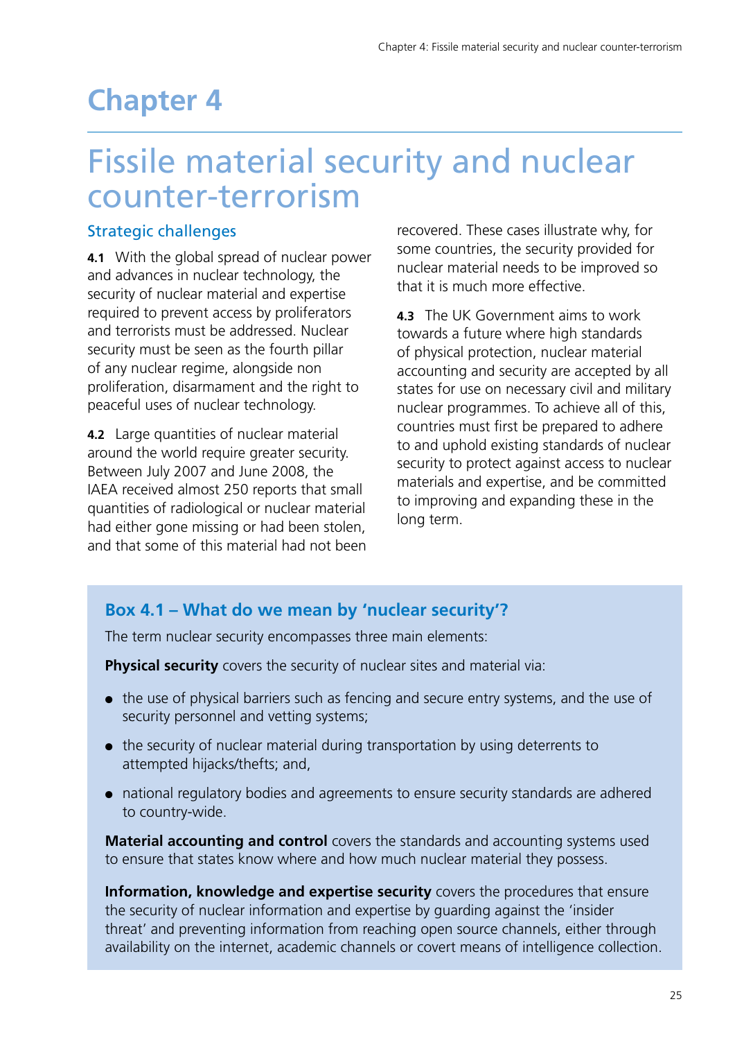# Chapter 4

# Fissile material security and nuclear counter-terrorism

## Strategic challenges

**4.1** With the global spread of nuclear power and advances in nuclear technology, the security of nuclear material and expertise required to prevent access by proliferators and terrorists must be addressed. Nuclear security must be seen as the fourth pillar of any nuclear regime, alongside non proliferation, disarmament and the right to peaceful uses of nuclear technology.

**4.2** Large quantities of nuclear material around the world require greater security. Between July 2007 and June 2008, the IAEA received almost 250 reports that small quantities of radiological or nuclear material had either gone missing or had been stolen, and that some of this material had not been recovered. These cases illustrate why, for some countries, the security provided for nuclear material needs to be improved so that it is much more effective.

**4.3** The UK Government aims to work towards a future where high standards of physical protection, nuclear material accounting and security are accepted by all states for use on necessary civil and military nuclear programmes. To achieve all of this, countries must first be prepared to adhere to and uphold existing standards of nuclear security to protect against access to nuclear materials and expertise, and be committed to improving and expanding these in the long term.

### Box 4.1 – What do we mean by 'nuclear security'?

The term nuclear security encompasses three main elements:

**Physical security** covers the security of nuclear sites and material via:

- the use of physical barriers such as fencing and secure entry systems, and the use of security personnel and vetting systems;
- the security of nuclear material during transportation by using deterrents to attempted hijacks/thefts; and,
- national regulatory bodies and agreements to ensure security standards are adhered to country-wide.

**Material accounting and control** covers the standards and accounting systems used to ensure that states know where and how much nuclear material they possess.

**Information, knowledge and expertise security** covers the procedures that ensure the security of nuclear information and expertise by guarding against the 'insider threat' and preventing information from reaching open source channels, either through availability on the internet, academic channels or covert means of intelligence collection.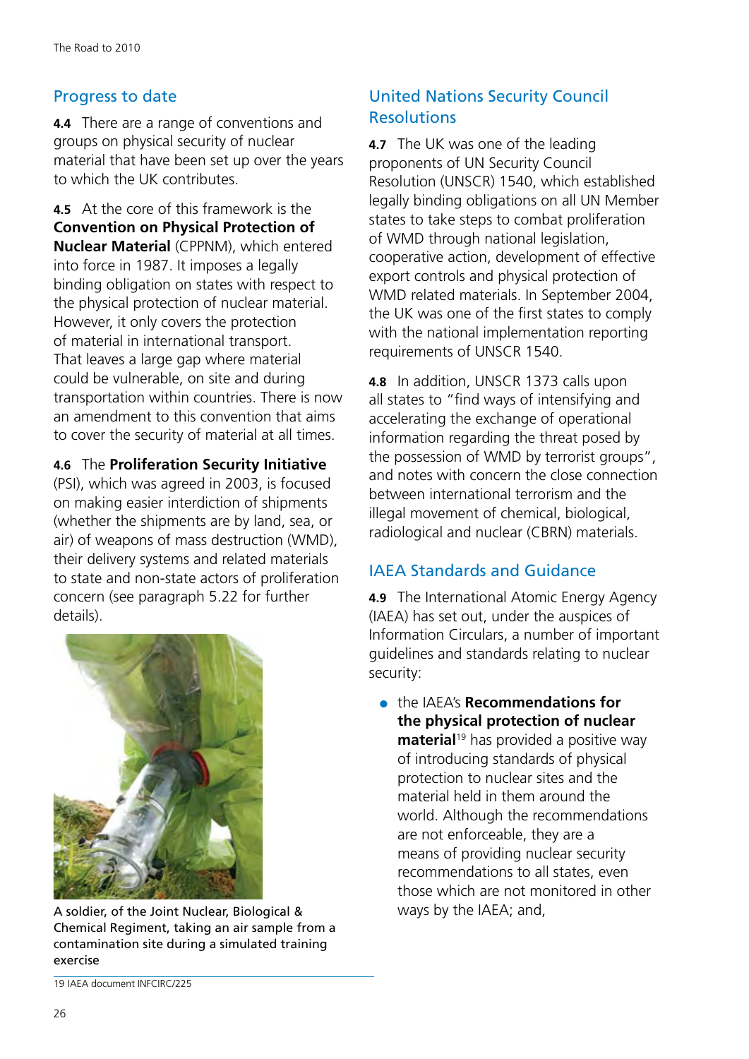## Progress to date

**4.4** There are a range of conventions and groups on physical security of nuclear material that have been set up over the years to which the UK contributes.

**4.5** At the core of this framework is the **Convention on Physical Protection of Nuclear Material** (CPPNM), which entered into force in 1987. It imposes a legally binding obligation on states with respect to the physical protection of nuclear material. However, it only covers the protection of material in international transport. That leaves a large gap where material could be vulnerable, on site and during transportation within countries. There is now an amendment to this convention that aims to cover the security of material at all times.

**4.6** The **Proliferation Security Initiative** (PSI), which was agreed in 2003, is focused on making easier interdiction of shipments (whether the shipments are by land, sea, or air) of weapons of mass destruction (WMD), their delivery systems and related materials to state and non-state actors of proliferation concern (see paragraph 5.22 for further details).

A soldier, of the Joint Nuclear, Biological & Chemical Regiment, taking an air sample from a contamination site during a simulated training exercise

## United Nations Security Council Resolutions

**4.7** The UK was one of the leading proponents of UN Security Council Resolution (UNSCR) 1540, which established legally binding obligations on all UN Member states to take steps to combat proliferation of WMD through national legislation, cooperative action, development of effective export controls and physical protection of WMD related materials. In September 2004, the UK was one of the first states to comply with the national implementation reporting requirements of UNSCR 1540.

**4.8** In addition, UNSCR 1373 calls upon all states to "find ways of intensifying and accelerating the exchange of operational information regarding the threat posed by the possession of WMD by terrorist groups", and notes with concern the close connection between international terrorism and the illegal movement of chemical, biological, radiological and nuclear (CBRN) materials.

## IAEA Standards and Guidance

**4.9** The International Atomic Energy Agency (IAEA) has set out, under the auspices of Information Circulars, a number of important guidelines and standards relating to nuclear security:

- the IAEA's **Recommendations for the physical protection of nuclear material**[19] has provided a positive way of introducing standards of physical protection to nuclear sites and the material held in them around the world. Although the recommendations are not enforceable, they are a means of providing nuclear security recommendations to all states, even those which are not monitored in other ways by the IAEA; and,

19 IAEA document INFCIRC/225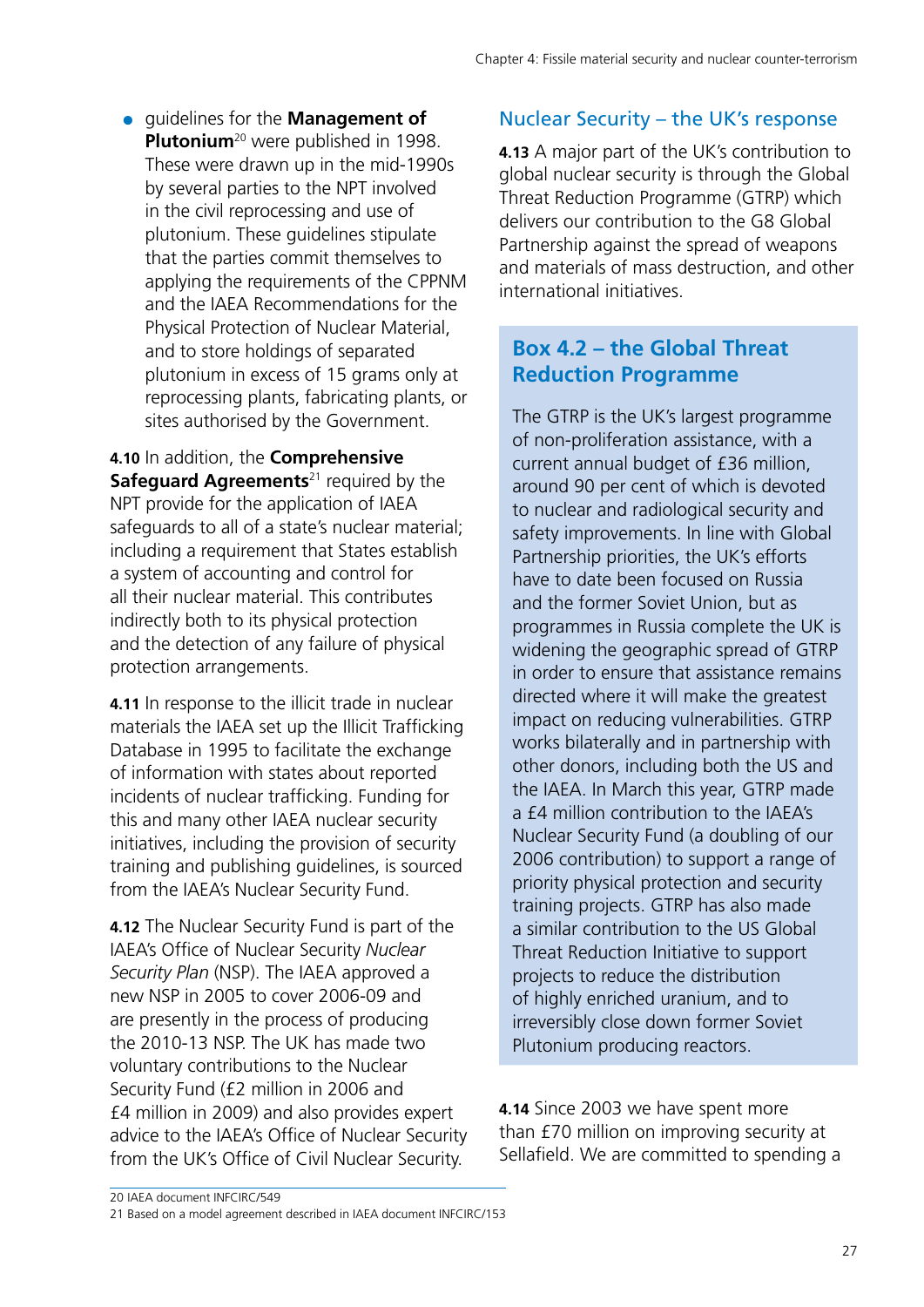- guidelines for the **Management of Plutonium**[20] were published in 1998. These were drawn up in the mid-1990s by several parties to the NPT involved in the civil reprocessing and use of plutonium. These guidelines stipulate that the parties commit themselves to applying the requirements of the CPPNM and the IAEA Recommendations for the Physical Protection of Nuclear Material, and to store holdings of separated plutonium in excess of 15 grams only at reprocessing plants, fabricating plants, or sites authorised by the Government.

**4.10** In addition, the **Comprehensive Safeguard Agreements**[21] required by the NPT provide for the application of IAEA safeguards to all of a state's nuclear material; including a requirement that States establish a system of accounting and control for all their nuclear material. This contributes indirectly both to its physical protection and the detection of any failure of physical protection arrangements.

**4.11** In response to the illicit trade in nuclear materials the IAEA set up the Illicit Trafficking Database in 1995 to facilitate the exchange of information with states about reported incidents of nuclear trafficking. Funding for this and many other IAEA nuclear security initiatives, including the provision of security training and publishing guidelines, is sourced from the IAEA's Nuclear Security Fund.

**4.12** The Nuclear Security Fund is part of the IAEA's Office of Nuclear Security *Nuclear Security Plan* (NSP). The IAEA approved a new NSP in 2005 to cover 2006-09 and are presently in the process of producing the 2010-13 NSP. The UK has made two voluntary contributions to the Nuclear Security Fund (£2 million in 2006 and £4 million in 2009) and also provides expert advice to the IAEA's Office of Nuclear Security from the UK's Office of Civil Nuclear Security.

## Nuclear Security – the UK's response

**4.13** A major part of the UK's contribution to global nuclear security is through the Global Threat Reduction Programme (GTRP) which delivers our contribution to the G8 Global Partnership against the spread of weapons and materials of mass destruction, and other international initiatives.

### Box 4.2 – the Global Threat Reduction Programme

The GTRP is the UK's largest programme of non-proliferation assistance, with a current annual budget of £36 million, around 90 per cent of which is devoted to nuclear and radiological security and safety improvements. In line with Global Partnership priorities, the UK's efforts have to date been focused on Russia and the former Soviet Union, but as programmes in Russia complete the UK is widening the geographic spread of GTRP in order to ensure that assistance remains directed where it will make the greatest impact on reducing vulnerabilities. GTRP works bilaterally and in partnership with other donors, including both the US and the IAEA. In March this year, GTRP made a £4 million contribution to the IAEA's Nuclear Security Fund (a doubling of our 2006 contribution) to support a range of priority physical protection and security training projects. GTRP has also made a similar contribution to the US Global Threat Reduction Initiative to support projects to reduce the distribution of highly enriched uranium, and to irreversibly close down former Soviet Plutonium producing reactors.

**4.14** Since 2003 we have spent more than £70 million on improving security at Sellafield. We are committed to spending a

---

20 IAEA document INFCIRC/549

21 Based on a model agreement described in IAEA document INFCIRC/153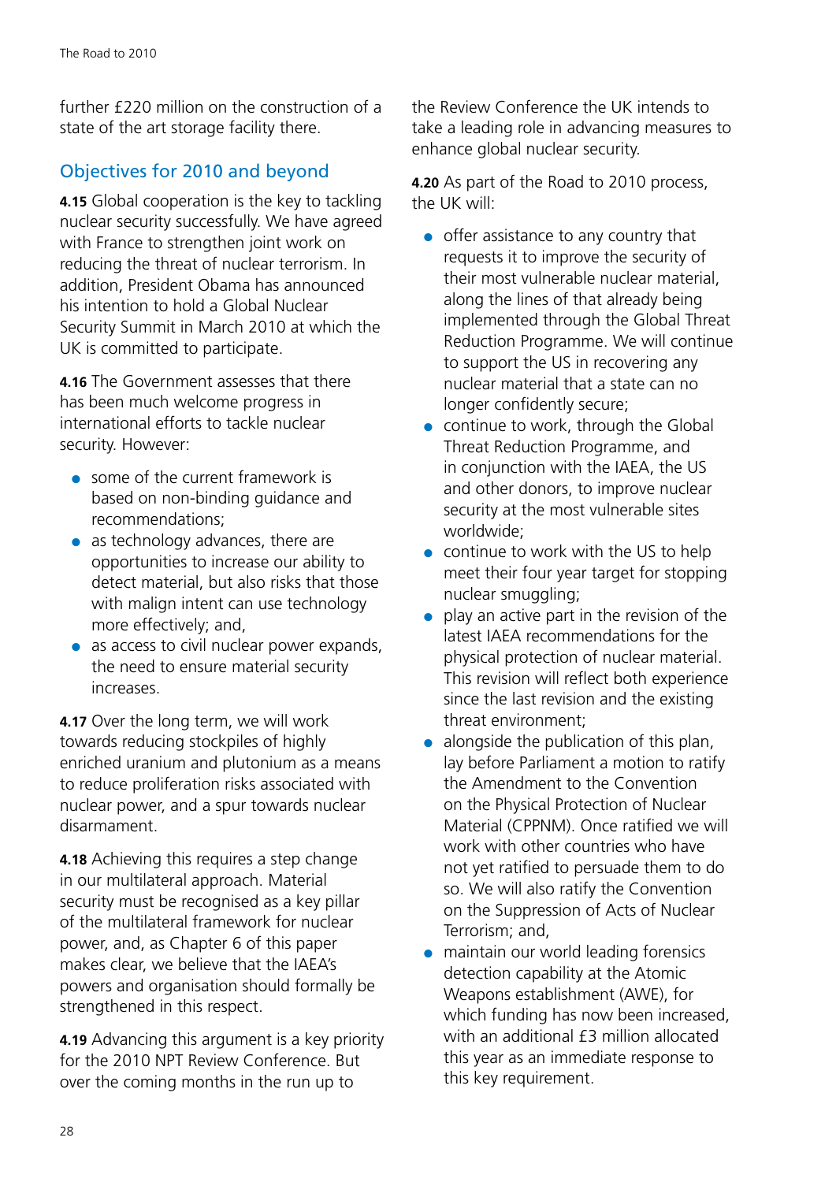further £220 million on the construction of a state of the art storage facility there.

## Objectives for 2010 and beyond

**4.15** Global cooperation is the key to tackling nuclear security successfully. We have agreed with France to strengthen joint work on reducing the threat of nuclear terrorism. In addition, President Obama has announced his intention to hold a Global Nuclear Security Summit in March 2010 at which the UK is committed to participate.

**4.16** The Government assesses that there has been much welcome progress in international efforts to tackle nuclear security. However:

- some of the current framework is based on non-binding guidance and recommendations;
- as technology advances, there are opportunities to increase our ability to detect material, but also risks that those with malign intent can use technology more effectively; and,
- as access to civil nuclear power expands, the need to ensure material security increases.

**4.17** Over the long term, we will work towards reducing stockpiles of highly enriched uranium and plutonium as a means to reduce proliferation risks associated with nuclear power, and a spur towards nuclear disarmament.

**4.18** Achieving this requires a step change in our multilateral approach. Material security must be recognised as a key pillar of the multilateral framework for nuclear power, and, as Chapter 6 of this paper makes clear, we believe that the IAEA's powers and organisation should formally be strengthened in this respect.

**4.19** Advancing this argument is a key priority for the 2010 NPT Review Conference. But over the coming months in the run up to the Review Conference the UK intends to take a leading role in advancing measures to enhance global nuclear security.

**4.20** As part of the Road to 2010 process, the UK will:

- offer assistance to any country that requests it to improve the security of their most vulnerable nuclear material, along the lines of that already being implemented through the Global Threat Reduction Programme. We will continue to support the US in recovering any nuclear material that a state can no longer confidently secure;
- continue to work, through the Global Threat Reduction Programme, and in conjunction with the IAEA, the US and other donors, to improve nuclear security at the most vulnerable sites worldwide;
- continue to work with the US to help meet their four year target for stopping nuclear smuggling;
- play an active part in the revision of the latest IAEA recommendations for the physical protection of nuclear material. This revision will reflect both experience since the last revision and the existing threat environment;
- alongside the publication of this plan, lay before Parliament a motion to ratify the Amendment to the Convention on the Physical Protection of Nuclear Material (CPPNM). Once ratified we will work with other countries who have not yet ratified to persuade them to do so. We will also ratify the Convention on the Suppression of Acts of Nuclear Terrorism; and,
- maintain our world leading forensics detection capability at the Atomic Weapons establishment (AWE), for which funding has now been increased, with an additional £3 million allocated this year as an immediate response to this key requirement.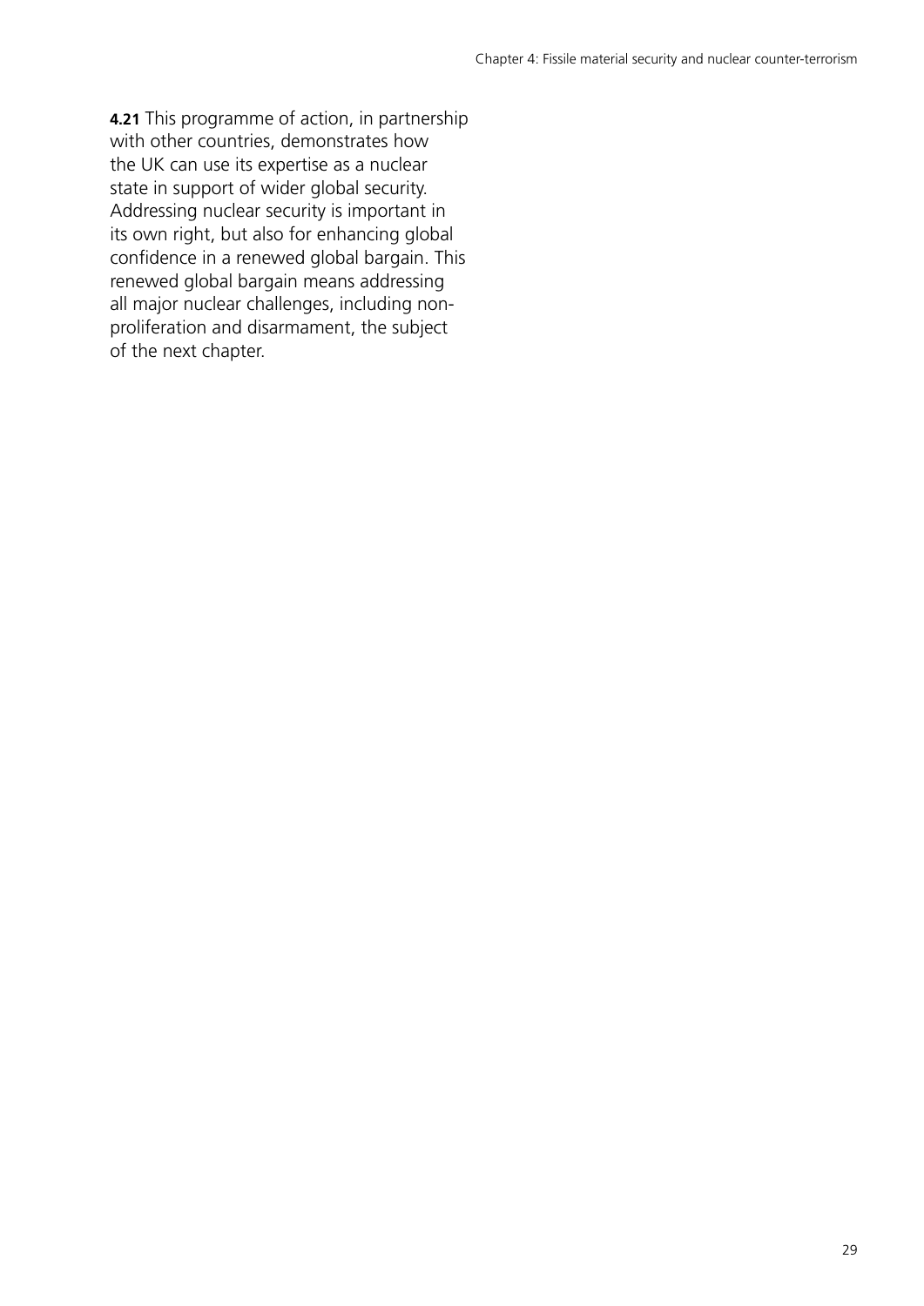**4.21** This programme of action, in partnership with other countries, demonstrates how the UK can use its expertise as a nuclear state in support of wider global security. Addressing nuclear security is important in its own right, but also for enhancing global confidence in a renewed global bargain. This renewed global bargain means addressing all major nuclear challenges, including non-proliferation and disarmament, the subject of the next chapter.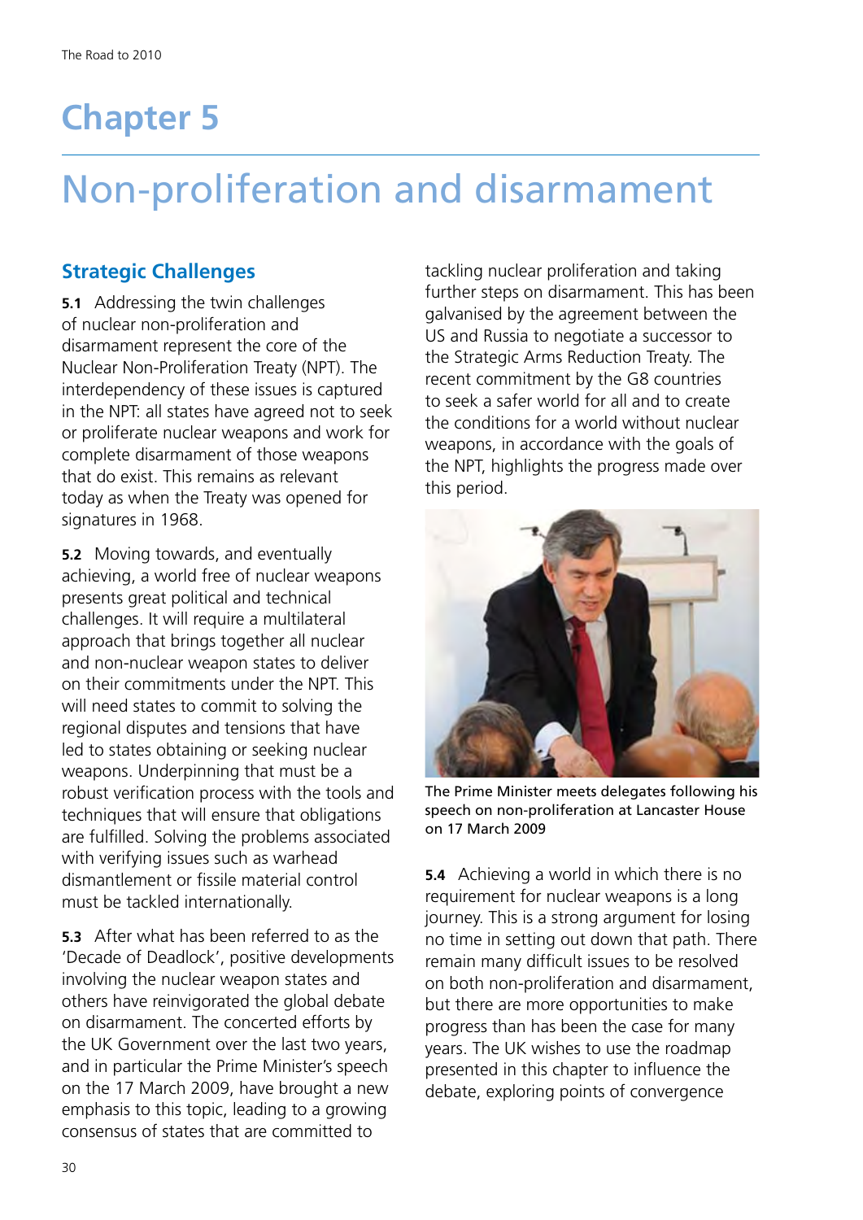# Chapter 5

# Non-proliferation and disarmament

## Strategic Challenges

**5.1** Addressing the twin challenges of nuclear non-proliferation and disarmament represent the core of the Nuclear Non-Proliferation Treaty (NPT). The interdependency of these issues is captured in the NPT: all states have agreed not to seek or proliferate nuclear weapons and work for complete disarmament of those weapons that do exist. This remains as relevant today as when the Treaty was opened for signatures in 1968.

**5.2** Moving towards, and eventually achieving, a world free of nuclear weapons presents great political and technical challenges. It will require a multilateral approach that brings together all nuclear and non-nuclear weapon states to deliver on their commitments under the NPT. This will need states to commit to solving the regional disputes and tensions that have led to states obtaining or seeking nuclear weapons. Underpinning that must be a robust verification process with the tools and techniques that will ensure that obligations are fulfilled. Solving the problems associated with verifying issues such as warhead dismantlement or fissile material control must be tackled internationally.

**5.3** After what has been referred to as the 'Decade of Deadlock', positive developments involving the nuclear weapon states and others have reinvigorated the global debate on disarmament. The concerted efforts by the UK Government over the last two years, and in particular the Prime Minister's speech on the 17 March 2009, have brought a new emphasis to this topic, leading to a growing consensus of states that are committed to tackling nuclear proliferation and taking further steps on disarmament. This has been galvanised by the agreement between the US and Russia to negotiate a successor to the Strategic Arms Reduction Treaty. The recent commitment by the G8 countries to seek a safer world for all and to create the conditions for a world without nuclear weapons, in accordance with the goals of the NPT, highlights the progress made over this period.

The Prime Minister meets delegates following his speech on non-proliferation at Lancaster House on 17 March 2009

**5.4** Achieving a world in which there is no requirement for nuclear weapons is a long journey. This is a strong argument for losing no time in setting out down that path. There remain many difficult issues to be resolved on both non-proliferation and disarmament, but there are more opportunities to make progress than has been the case for many years. The UK wishes to use the roadmap presented in this chapter to influence the debate, exploring points of convergence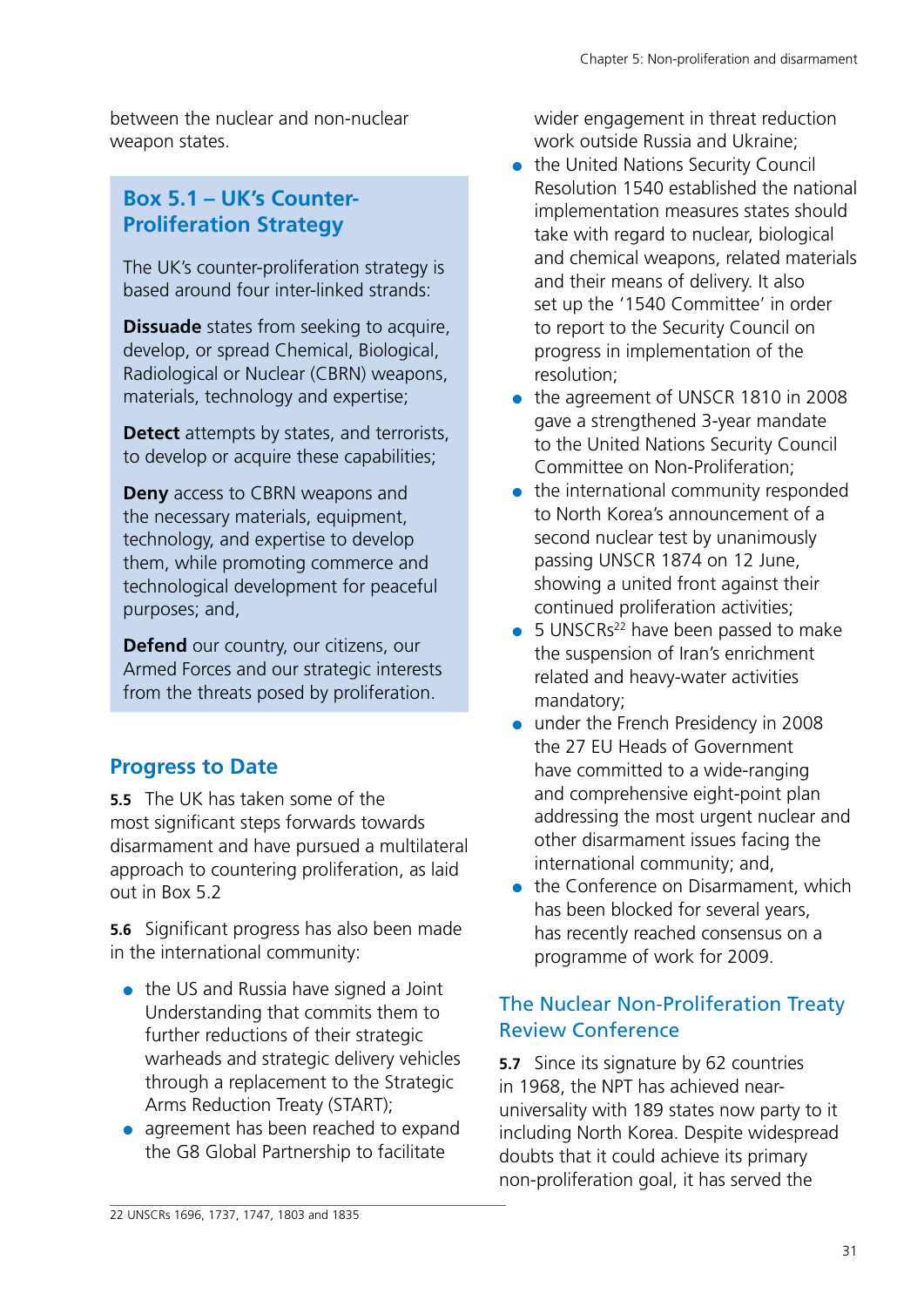between the nuclear and non-nuclear weapon states.

## Box 5.1 – UK's Counter-Proliferation Strategy

The UK's counter-proliferation strategy is based around four inter-linked strands:

**Dissuade** states from seeking to acquire, develop, or spread Chemical, Biological, Radiological or Nuclear (CBRN) weapons, materials, technology and expertise;

**Detect** attempts by states, and terrorists, to develop or acquire these capabilities;

**Deny** access to CBRN weapons and the necessary materials, equipment, technology, and expertise to develop them, while promoting commerce and technological development for peaceful purposes; and,

**Defend** our country, our citizens, our Armed Forces and our strategic interests from the threats posed by proliferation.

## Progress to Date

**5.5** The UK has taken some of the most significant steps forwards towards disarmament and have pursued a multilateral approach to countering proliferation, as laid out in Box 5.2

**5.6** Significant progress has also been made in the international community:

- the US and Russia have signed a Joint Understanding that commits them to further reductions of their strategic warheads and strategic delivery vehicles through a replacement to the Strategic Arms Reduction Treaty (START);
- agreement has been reached to expand the G8 Global Partnership to facilitate wider engagement in threat reduction work outside Russia and Ukraine;
- the United Nations Security Council Resolution 1540 established the national implementation measures states should take with regard to nuclear, biological and chemical weapons, related materials and their means of delivery. It also set up the '1540 Committee' in order to report to the Security Council on progress in implementation of the resolution;
- the agreement of UNSCR 1810 in 2008 gave a strengthened 3-year mandate to the United Nations Security Council Committee on Non-Proliferation;
- the international community responded to North Korea's announcement of a second nuclear test by unanimously passing UNSCR 1874 on 12 June, showing a united front against their continued proliferation activities;
- 5 UNSCRs[22] have been passed to make the suspension of Iran's enrichment related and heavy-water activities mandatory;
- under the French Presidency in 2008 the 27 EU Heads of Government have committed to a wide-ranging and comprehensive eight-point plan addressing the most urgent nuclear and other disarmament issues facing the international community; and,
- the Conference on Disarmament, which has been blocked for several years, has recently reached consensus on a programme of work for 2009.

## The Nuclear Non-Proliferation Treaty Review Conference

**5.7** Since its signature by 62 countries in 1968, the NPT has achieved near-universality with 189 states now party to it including North Korea. Despite widespread doubts that it could achieve its primary non-proliferation goal, it has served the

22 UNSCRs 1696, 1737, 1747, 1803 and 1835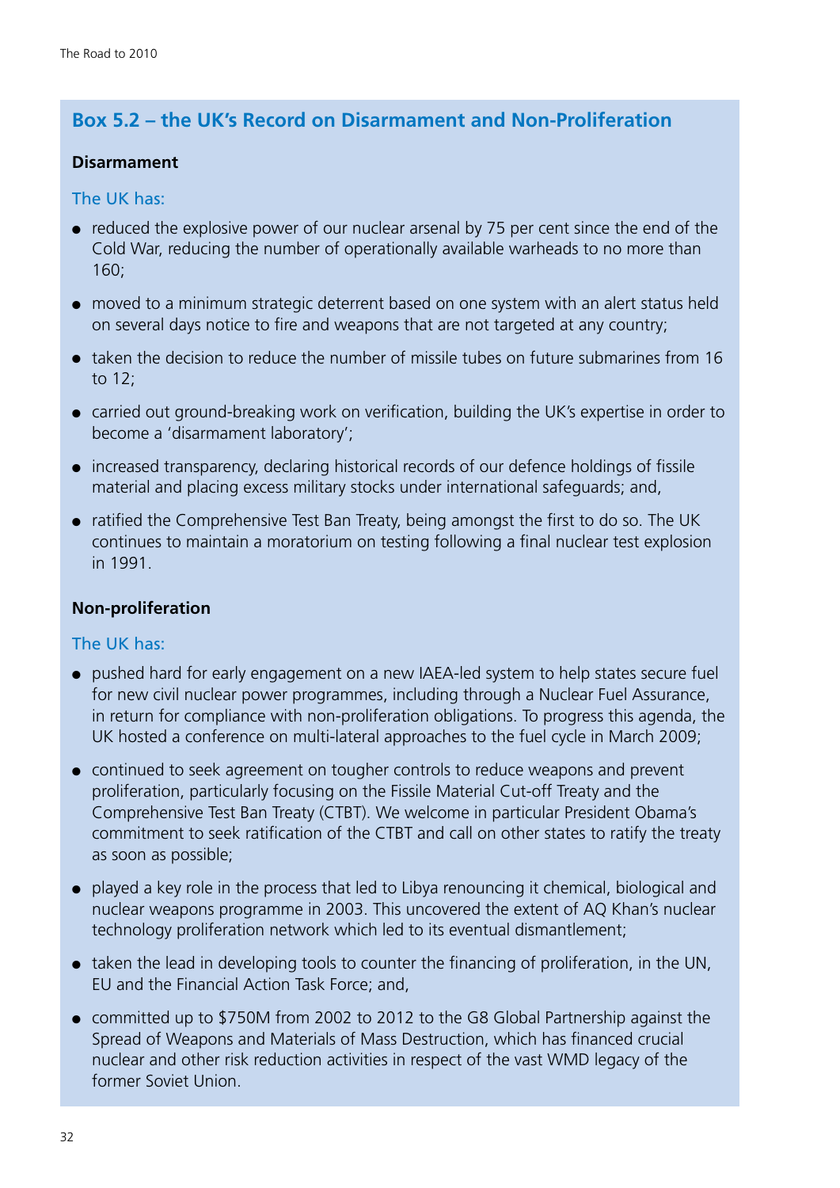## Box 5.2 – the UK's Record on Disarmament and Non-Proliferation

**Disarmament**

The UK has:

- reduced the explosive power of our nuclear arsenal by 75 per cent since the end of the Cold War, reducing the number of operationally available warheads to no more than 160;
- moved to a minimum strategic deterrent based on one system with an alert status held on several days notice to fire and weapons that are not targeted at any country;
- taken the decision to reduce the number of missile tubes on future submarines from 16 to 12;
- carried out ground-breaking work on verification, building the UK's expertise in order to become a 'disarmament laboratory';
- increased transparency, declaring historical records of our defence holdings of fissile material and placing excess military stocks under international safeguards; and,
- ratified the Comprehensive Test Ban Treaty, being amongst the first to do so. The UK continues to maintain a moratorium on testing following a final nuclear test explosion in 1991.

**Non-proliferation**

The UK has:

- pushed hard for early engagement on a new IAEA-led system to help states secure fuel for new civil nuclear power programmes, including through a Nuclear Fuel Assurance, in return for compliance with non-proliferation obligations. To progress this agenda, the UK hosted a conference on multi-lateral approaches to the fuel cycle in March 2009;
- continued to seek agreement on tougher controls to reduce weapons and prevent proliferation, particularly focusing on the Fissile Material Cut-off Treaty and the Comprehensive Test Ban Treaty (CTBT). We welcome in particular President Obama's commitment to seek ratification of the CTBT and call on other states to ratify the treaty as soon as possible;
- played a key role in the process that led to Libya renouncing it chemical, biological and nuclear weapons programme in 2003. This uncovered the extent of AQ Khan's nuclear technology proliferation network which led to its eventual dismantlement;
- taken the lead in developing tools to counter the financing of proliferation, in the UN, EU and the Financial Action Task Force; and,
- committed up to $750M from 2002 to 2012 to the G8 Global Partnership against the Spread of Weapons and Materials of Mass Destruction, which has financed crucial nuclear and other risk reduction activities in respect of the vast WMD legacy of the former Soviet Union.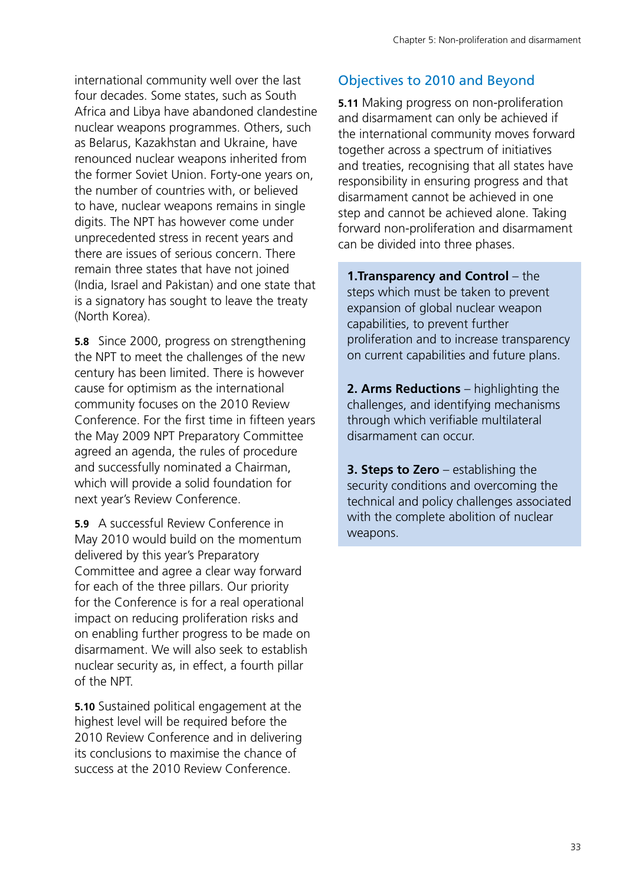international community well over the last four decades. Some states, such as South Africa and Libya have abandoned clandestine nuclear weapons programmes. Others, such as Belarus, Kazakhstan and Ukraine, have renounced nuclear weapons inherited from the former Soviet Union. Forty-one years on, the number of countries with, or believed to have, nuclear weapons remains in single digits. The NPT has however come under unprecedented stress in recent years and there are issues of serious concern. There remain three states that have not joined (India, Israel and Pakistan) and one state that is a signatory has sought to leave the treaty (North Korea).

**5.8** Since 2000, progress on strengthening the NPT to meet the challenges of the new century has been limited. There is however cause for optimism as the international community focuses on the 2010 Review Conference. For the first time in fifteen years the May 2009 NPT Preparatory Committee agreed an agenda, the rules of procedure and successfully nominated a Chairman, which will provide a solid foundation for next year's Review Conference.

**5.9** A successful Review Conference in May 2010 would build on the momentum delivered by this year's Preparatory Committee and agree a clear way forward for each of the three pillars. Our priority for the Conference is for a real operational impact on reducing proliferation risks and on enabling further progress to be made on disarmament. We will also seek to establish nuclear security as, in effect, a fourth pillar of the NPT.

**5.10** Sustained political engagement at the highest level will be required before the 2010 Review Conference and in delivering its conclusions to maximise the chance of success at the 2010 Review Conference.

## Objectives to 2010 and Beyond

**5.11** Making progress on non-proliferation and disarmament can only be achieved if the international community moves forward together across a spectrum of initiatives and treaties, recognising that all states have responsibility in ensuring progress and that disarmament cannot be achieved in one step and cannot be achieved alone. Taking forward non-proliferation and disarmament can be divided into three phases.

**1.Transparency and Control** – the steps which must be taken to prevent expansion of global nuclear weapon capabilities, to prevent further proliferation and to increase transparency on current capabilities and future plans.

**2. Arms Reductions** – highlighting the challenges, and identifying mechanisms through which verifiable multilateral disarmament can occur.

**3. Steps to Zero** – establishing the security conditions and overcoming the technical and policy challenges associated with the complete abolition of nuclear weapons.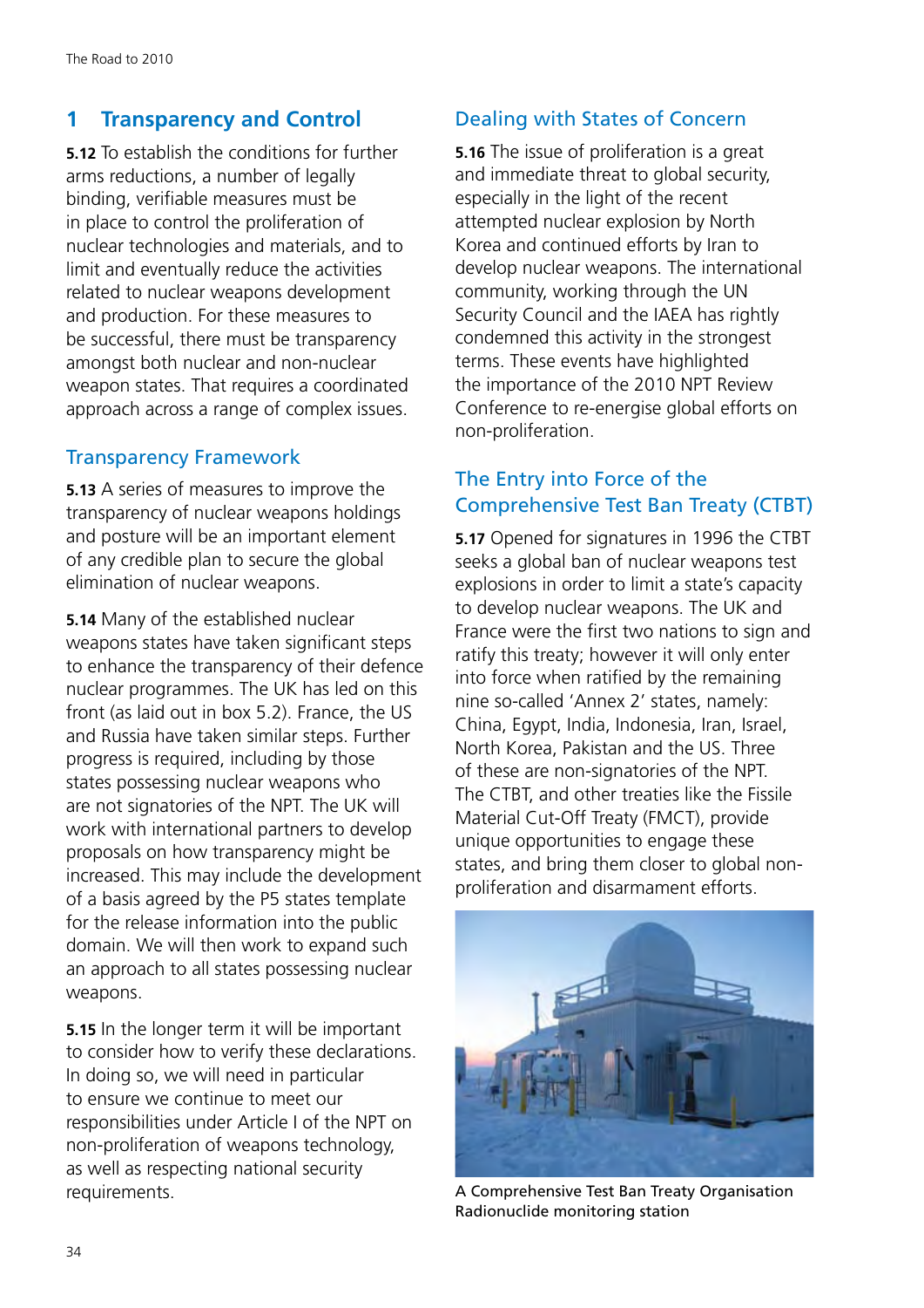## 1 Transparency and Control

**5.12** To establish the conditions for further arms reductions, a number of legally binding, verifiable measures must be in place to control the proliferation of nuclear technologies and materials, and to limit and eventually reduce the activities related to nuclear weapons development and production. For these measures to be successful, there must be transparency amongst both nuclear and non-nuclear weapon states. That requires a coordinated approach across a range of complex issues.

### Transparency Framework

**5.13** A series of measures to improve the transparency of nuclear weapons holdings and posture will be an important element of any credible plan to secure the global elimination of nuclear weapons.

**5.14** Many of the established nuclear weapons states have taken significant steps to enhance the transparency of their defence nuclear programmes. The UK has led on this front (as laid out in box 5.2). France, the US and Russia have taken similar steps. Further progress is required, including by those states possessing nuclear weapons who are not signatories of the NPT. The UK will work with international partners to develop proposals on how transparency might be increased. This may include the development of a basis agreed by the P5 states template for the release information into the public domain. We will then work to expand such an approach to all states possessing nuclear weapons.

**5.15** In the longer term it will be important to consider how to verify these declarations. In doing so, we will need in particular to ensure we continue to meet our responsibilities under Article I of the NPT on non-proliferation of weapons technology, as well as respecting national security requirements.

### Dealing with States of Concern

**5.16** The issue of proliferation is a great and immediate threat to global security, especially in the light of the recent attempted nuclear explosion by North Korea and continued efforts by Iran to develop nuclear weapons. The international community, working through the UN Security Council and the IAEA has rightly condemned this activity in the strongest terms. These events have highlighted the importance of the 2010 NPT Review Conference to re-energise global efforts on non-proliferation.

### The Entry into Force of the Comprehensive Test Ban Treaty (CTBT)

**5.17** Opened for signatures in 1996 the CTBT seeks a global ban of nuclear weapons test explosions in order to limit a state's capacity to develop nuclear weapons. The UK and France were the first two nations to sign and ratify this treaty; however it will only enter into force when ratified by the remaining nine so-called 'Annex 2' states, namely: China, Egypt, India, Indonesia, Iran, Israel, North Korea, Pakistan and the US. Three of these are non-signatories of the NPT. The CTBT, and other treaties like the Fissile Material Cut-Off Treaty (FMCT), provide unique opportunities to engage these states, and bring them closer to global non-proliferation and disarmament efforts.

A Comprehensive Test Ban Treaty Organisation Radionuclide monitoring station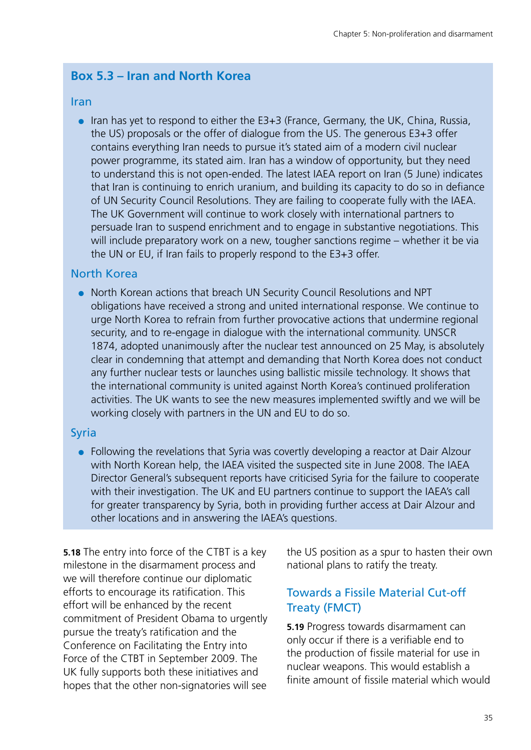## Box 5.3 – Iran and North Korea

### Iran

- Iran has yet to respond to either the E3+3 (France, Germany, the UK, China, Russia, the US) proposals or the offer of dialogue from the US. The generous E3+3 offer contains everything Iran needs to pursue it's stated aim of a modern civil nuclear power programme, its stated aim. Iran has a window of opportunity, but they need to understand this is not open-ended. The latest IAEA report on Iran (5 June) indicates that Iran is continuing to enrich uranium, and building its capacity to do so in defiance of UN Security Council Resolutions. They are failing to cooperate fully with the IAEA. The UK Government will continue to work closely with international partners to persuade Iran to suspend enrichment and to engage in substantive negotiations. This will include preparatory work on a new, tougher sanctions regime – whether it be via the UN or EU, if Iran fails to properly respond to the E3+3 offer.

### North Korea

- North Korean actions that breach UN Security Council Resolutions and NPT obligations have received a strong and united international response. We continue to urge North Korea to refrain from further provocative actions that undermine regional security, and to re-engage in dialogue with the international community. UNSCR 1874, adopted unanimously after the nuclear test announced on 25 May, is absolutely clear in condemning that attempt and demanding that North Korea does not conduct any further nuclear tests or launches using ballistic missile technology. It shows that the international community is united against North Korea's continued proliferation activities. The UK wants to see the new measures implemented swiftly and we will be working closely with partners in the UN and EU to do so.

### Syria

- Following the revelations that Syria was covertly developing a reactor at Dair Alzour with North Korean help, the IAEA visited the suspected site in June 2008. The IAEA Director General's subsequent reports have criticised Syria for the failure to cooperate with their investigation. The UK and EU partners continue to support the IAEA's call for greater transparency by Syria, both in providing further access at Dair Alzour and other locations and in answering the IAEA's questions.

**5.18** The entry into force of the CTBT is a key milestone in the disarmament process and we will therefore continue our diplomatic efforts to encourage its ratification. This effort will be enhanced by the recent commitment of President Obama to urgently pursue the treaty's ratification and the Conference on Facilitating the Entry into Force of the CTBT in September 2009. The UK fully supports both these initiatives and hopes that the other non-signatories will see the US position as a spur to hasten their own national plans to ratify the treaty.

## Towards a Fissile Material Cut-off Treaty (FMCT)

**5.19** Progress towards disarmament can only occur if there is a verifiable end to the production of fissile material for use in nuclear weapons. This would establish a finite amount of fissile material which would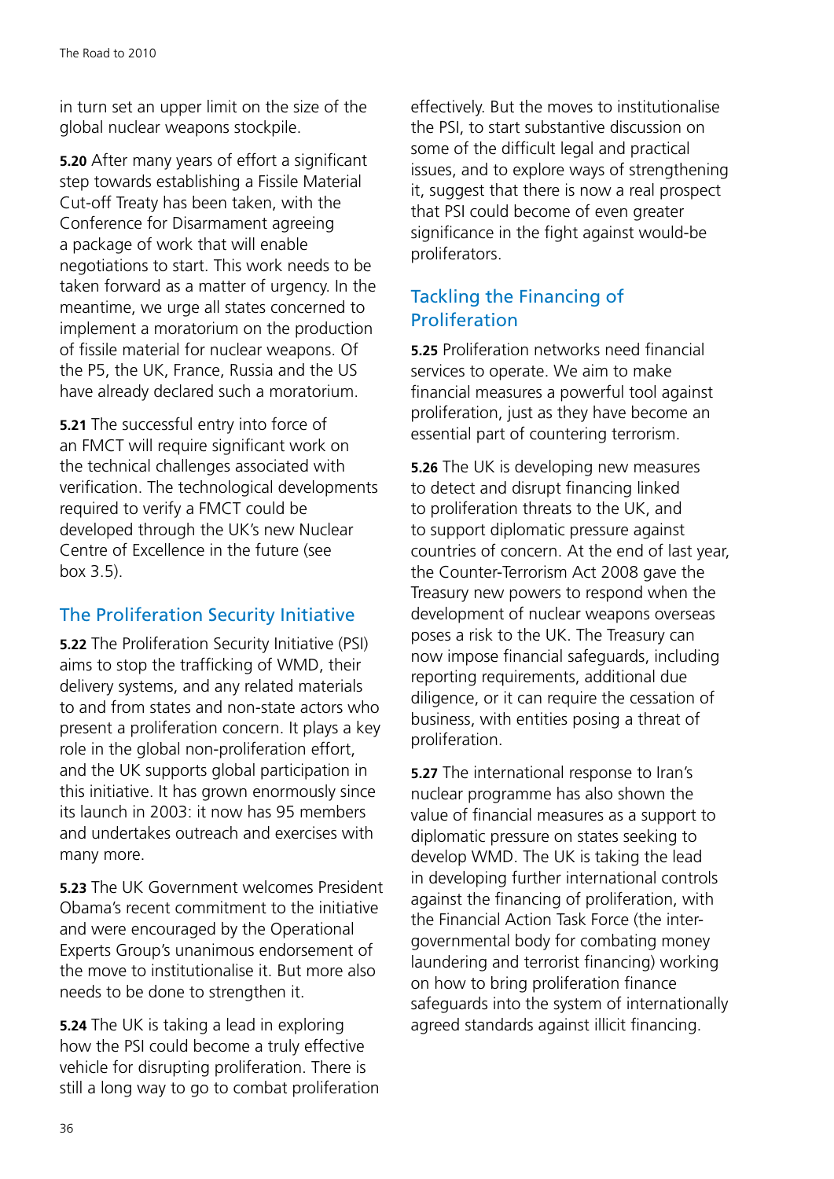in turn set an upper limit on the size of the global nuclear weapons stockpile.

**5.20** After many years of effort a significant step towards establishing a Fissile Material Cut-off Treaty has been taken, with the Conference for Disarmament agreeing a package of work that will enable negotiations to start. This work needs to be taken forward as a matter of urgency. In the meantime, we urge all states concerned to implement a moratorium on the production of fissile material for nuclear weapons. Of the P5, the UK, France, Russia and the US have already declared such a moratorium.

**5.21** The successful entry into force of an FMCT will require significant work on the technical challenges associated with verification. The technological developments required to verify a FMCT could be developed through the UK's new Nuclear Centre of Excellence in the future (see box 3.5).

## The Proliferation Security Initiative

**5.22** The Proliferation Security Initiative (PSI) aims to stop the trafficking of WMD, their delivery systems, and any related materials to and from states and non-state actors who present a proliferation concern. It plays a key role in the global non-proliferation effort, and the UK supports global participation in this initiative. It has grown enormously since its launch in 2003: it now has 95 members and undertakes outreach and exercises with many more.

**5.23** The UK Government welcomes President Obama's recent commitment to the initiative and were encouraged by the Operational Experts Group's unanimous endorsement of the move to institutionalise it. But more also needs to be done to strengthen it.

**5.24** The UK is taking a lead in exploring how the PSI could become a truly effective vehicle for disrupting proliferation. There is still a long way to go to combat proliferation effectively. But the moves to institutionalise the PSI, to start substantive discussion on some of the difficult legal and practical issues, and to explore ways of strengthening it, suggest that there is now a real prospect that PSI could become of even greater significance in the fight against would-be proliferators.

## Tackling the Financing of Proliferation

**5.25** Proliferation networks need financial services to operate. We aim to make financial measures a powerful tool against proliferation, just as they have become an essential part of countering terrorism.

**5.26** The UK is developing new measures to detect and disrupt financing linked to proliferation threats to the UK, and to support diplomatic pressure against countries of concern. At the end of last year, the Counter-Terrorism Act 2008 gave the Treasury new powers to respond when the development of nuclear weapons overseas poses a risk to the UK. The Treasury can now impose financial safeguards, including reporting requirements, additional due diligence, or it can require the cessation of business, with entities posing a threat of proliferation.

**5.27** The international response to Iran's nuclear programme has also shown the value of financial measures as a support to diplomatic pressure on states seeking to develop WMD. The UK is taking the lead in developing further international controls against the financing of proliferation, with the Financial Action Task Force (the inter-governmental body for combating money laundering and terrorist financing) working on how to bring proliferation finance safeguards into the system of internationally agreed standards against illicit financing.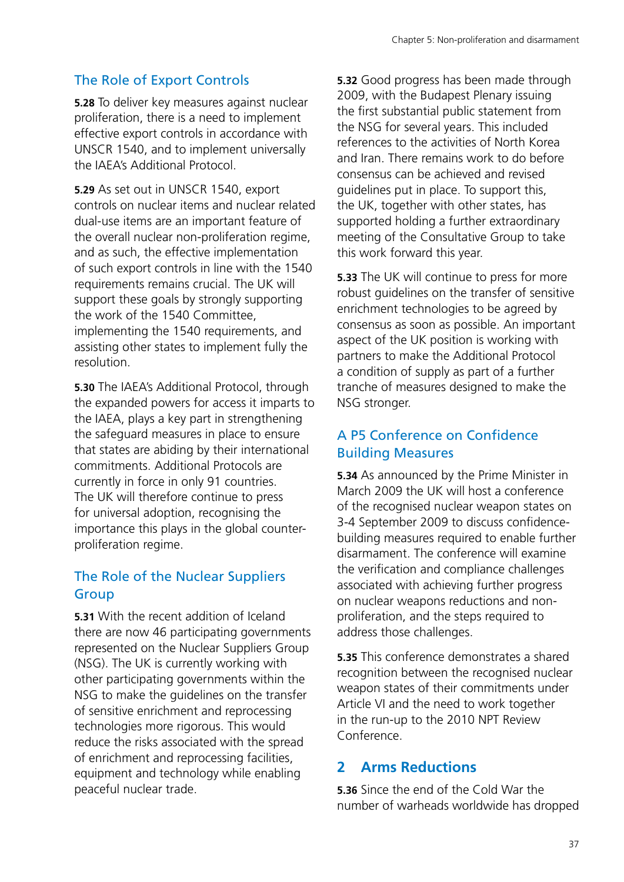## The Role of Export Controls

**5.28** To deliver key measures against nuclear proliferation, there is a need to implement effective export controls in accordance with UNSCR 1540, and to implement universally the IAEA's Additional Protocol.

**5.29** As set out in UNSCR 1540, export controls on nuclear items and nuclear related dual-use items are an important feature of the overall nuclear non-proliferation regime, and as such, the effective implementation of such export controls in line with the 1540 requirements remains crucial. The UK will support these goals by strongly supporting the work of the 1540 Committee, implementing the 1540 requirements, and assisting other states to implement fully the resolution.

**5.30** The IAEA's Additional Protocol, through the expanded powers for access it imparts to the IAEA, plays a key part in strengthening the safeguard measures in place to ensure that states are abiding by their international commitments. Additional Protocols are currently in force in only 91 countries. The UK will therefore continue to press for universal adoption, recognising the importance this plays in the global counter-proliferation regime.

## The Role of the Nuclear Suppliers Group

**5.31** With the recent addition of Iceland there are now 46 participating governments represented on the Nuclear Suppliers Group (NSG). The UK is currently working with other participating governments within the NSG to make the guidelines on the transfer of sensitive enrichment and reprocessing technologies more rigorous. This would reduce the risks associated with the spread of enrichment and reprocessing facilities, equipment and technology while enabling peaceful nuclear trade.

**5.32** Good progress has been made through 2009, with the Budapest Plenary issuing the first substantial public statement from the NSG for several years. This included references to the activities of North Korea and Iran. There remains work to do before consensus can be achieved and revised guidelines put in place. To support this, the UK, together with other states, has supported holding a further extraordinary meeting of the Consultative Group to take this work forward this year.

**5.33** The UK will continue to press for more robust guidelines on the transfer of sensitive enrichment technologies to be agreed by consensus as soon as possible. An important aspect of the UK position is working with partners to make the Additional Protocol a condition of supply as part of a further tranche of measures designed to make the NSG stronger.

## A P5 Conference on Confidence Building Measures

**5.34** As announced by the Prime Minister in March 2009 the UK will host a conference of the recognised nuclear weapon states on 3-4 September 2009 to discuss confidence-building measures required to enable further disarmament. The conference will examine the verification and compliance challenges associated with achieving further progress on nuclear weapons reductions and non-proliferation, and the steps required to address those challenges.

**5.35** This conference demonstrates a shared recognition between the recognised nuclear weapon states of their commitments under Article VI and the need to work together in the run-up to the 2010 NPT Review Conference.

# 2 Arms Reductions

**5.36** Since the end of the Cold War the number of warheads worldwide has dropped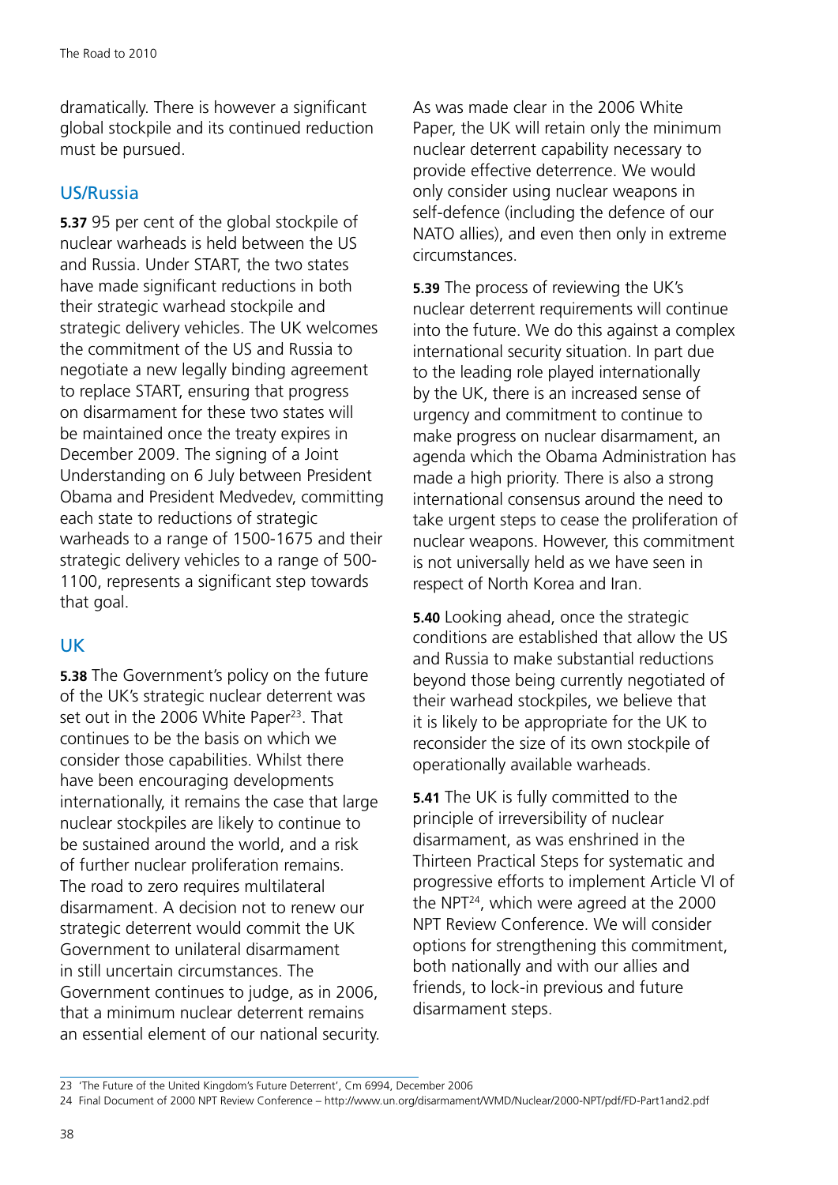dramatically. There is however a significant global stockpile and its continued reduction must be pursued.

## US/Russia

**5.37** 95 per cent of the global stockpile of nuclear warheads is held between the US and Russia. Under START, the two states have made significant reductions in both their strategic warhead stockpile and strategic delivery vehicles. The UK welcomes the commitment of the US and Russia to negotiate a new legally binding agreement to replace START, ensuring that progress on disarmament for these two states will be maintained once the treaty expires in December 2009. The signing of a Joint Understanding on 6 July between President Obama and President Medvedev, committing each state to reductions of strategic warheads to a range of 1500-1675 and their strategic delivery vehicles to a range of 500-1100, represents a significant step towards that goal.

## UK

**5.38** The Government's policy on the future of the UK's strategic nuclear deterrent was set out in the 2006 White Paper[23]. That continues to be the basis on which we consider those capabilities. Whilst there have been encouraging developments internationally, it remains the case that large nuclear stockpiles are likely to continue to be sustained around the world, and a risk of further nuclear proliferation remains. The road to zero requires multilateral disarmament. A decision not to renew our strategic deterrent would commit the UK Government to unilateral disarmament in still uncertain circumstances. The Government continues to judge, as in 2006, that a minimum nuclear deterrent remains an essential element of our national security. As was made clear in the 2006 White Paper, the UK will retain only the minimum nuclear deterrent capability necessary to provide effective deterrence. We would only consider using nuclear weapons in self-defence (including the defence of our NATO allies), and even then only in extreme circumstances.

**5.39** The process of reviewing the UK's nuclear deterrent requirements will continue into the future. We do this against a complex international security situation. In part due to the leading role played internationally by the UK, there is an increased sense of urgency and commitment to continue to make progress on nuclear disarmament, an agenda which the Obama Administration has made a high priority. There is also a strong international consensus around the need to take urgent steps to cease the proliferation of nuclear weapons. However, this commitment is not universally held as we have seen in respect of North Korea and Iran.

**5.40** Looking ahead, once the strategic conditions are established that allow the US and Russia to make substantial reductions beyond those being currently negotiated of their warhead stockpiles, we believe that it is likely to be appropriate for the UK to reconsider the size of its own stockpile of operationally available warheads.

**5.41** The UK is fully committed to the principle of irreversibility of nuclear disarmament, as was enshrined in the Thirteen Practical Steps for systematic and progressive efforts to implement Article VI of the NPT[24], which were agreed at the 2000 NPT Review Conference. We will consider options for strengthening this commitment, both nationally and with our allies and friends, to lock-in previous and future disarmament steps.

---

23 'The Future of the United Kingdom's Future Deterrent', Cm 6994, December 2006

24 Final Document of 2000 NPT Review Conference – http://www.un.org/disarmament/WMD/Nuclear/2000-NPT/pdf/FD-Part1and2.pdf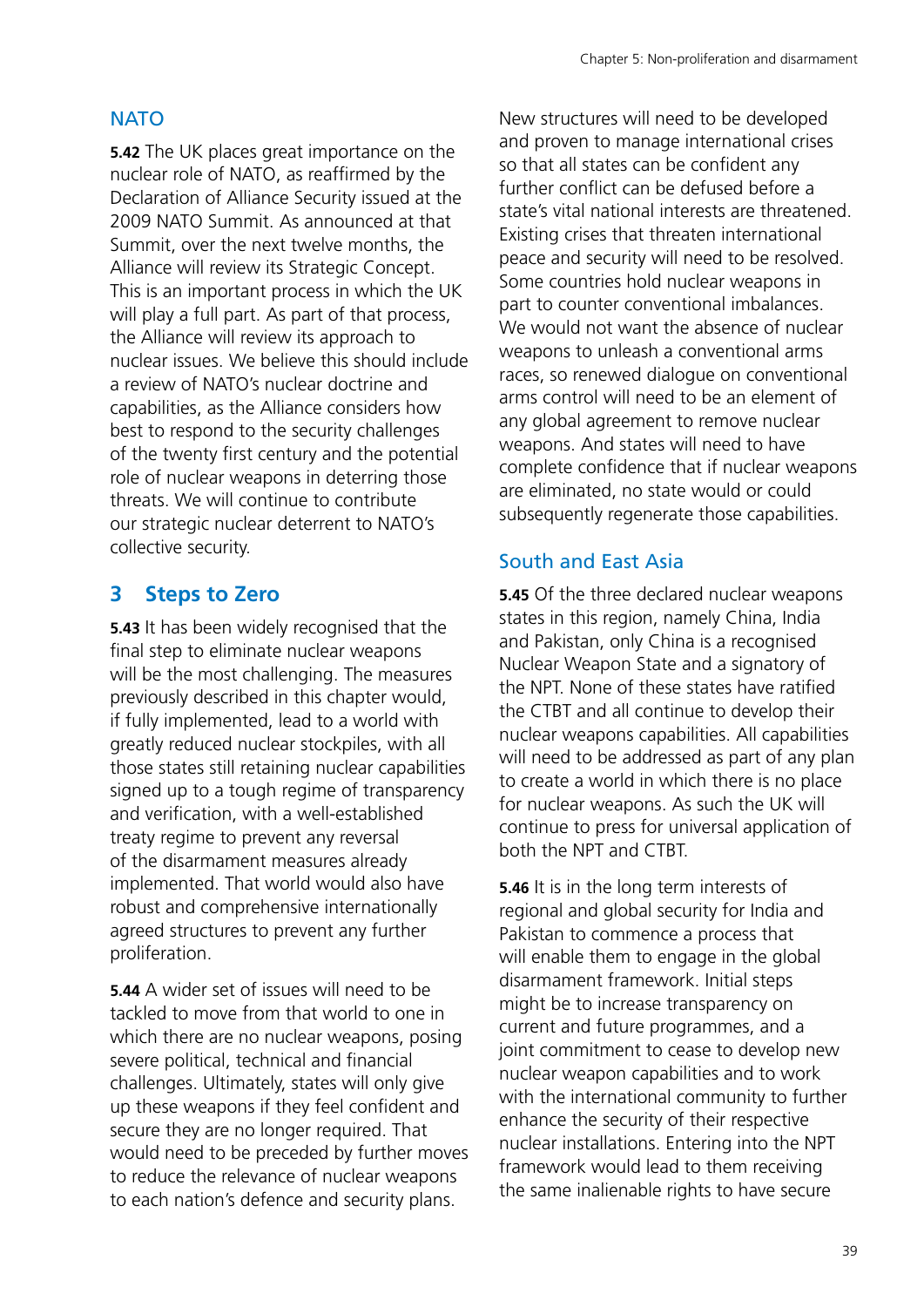## NATO

**5.42** The UK places great importance on the nuclear role of NATO, as reaffirmed by the Declaration of Alliance Security issued at the 2009 NATO Summit. As announced at that Summit, over the next twelve months, the Alliance will review its Strategic Concept. This is an important process in which the UK will play a full part. As part of that process, the Alliance will review its approach to nuclear issues. We believe this should include a review of NATO's nuclear doctrine and capabilities, as the Alliance considers how best to respond to the security challenges of the twenty first century and the potential role of nuclear weapons in deterring those threats. We will continue to contribute our strategic nuclear deterrent to NATO's collective security.

# 3 Steps to Zero

**5.43** It has been widely recognised that the final step to eliminate nuclear weapons will be the most challenging. The measures previously described in this chapter would, if fully implemented, lead to a world with greatly reduced nuclear stockpiles, with all those states still retaining nuclear capabilities signed up to a tough regime of transparency and verification, with a well-established treaty regime to prevent any reversal of the disarmament measures already implemented. That world would also have robust and comprehensive internationally agreed structures to prevent any further proliferation.

**5.44** A wider set of issues will need to be tackled to move from that world to one in which there are no nuclear weapons, posing severe political, technical and financial challenges. Ultimately, states will only give up these weapons if they feel confident and secure they are no longer required. That would need to be preceded by further moves to reduce the relevance of nuclear weapons to each nation's defence and security plans. New structures will need to be developed and proven to manage international crises so that all states can be confident any further conflict can be defused before a state's vital national interests are threatened. Existing crises that threaten international peace and security will need to be resolved. Some countries hold nuclear weapons in part to counter conventional imbalances. We would not want the absence of nuclear weapons to unleash a conventional arms races, so renewed dialogue on conventional arms control will need to be an element of any global agreement to remove nuclear weapons. And states will need to have complete confidence that if nuclear weapons are eliminated, no state would or could subsequently regenerate those capabilities.

## South and East Asia

**5.45** Of the three declared nuclear weapons states in this region, namely China, India and Pakistan, only China is a recognised Nuclear Weapon State and a signatory of the NPT. None of these states have ratified the CTBT and all continue to develop their nuclear weapons capabilities. All capabilities will need to be addressed as part of any plan to create a world in which there is no place for nuclear weapons. As such the UK will continue to press for universal application of both the NPT and CTBT.

**5.46** It is in the long term interests of regional and global security for India and Pakistan to commence a process that will enable them to engage in the global disarmament framework. Initial steps might be to increase transparency on current and future programmes, and a joint commitment to cease to develop new nuclear weapon capabilities and to work with the international community to further enhance the security of their respective nuclear installations. Entering into the NPT framework would lead to them receiving the same inalienable rights to have secure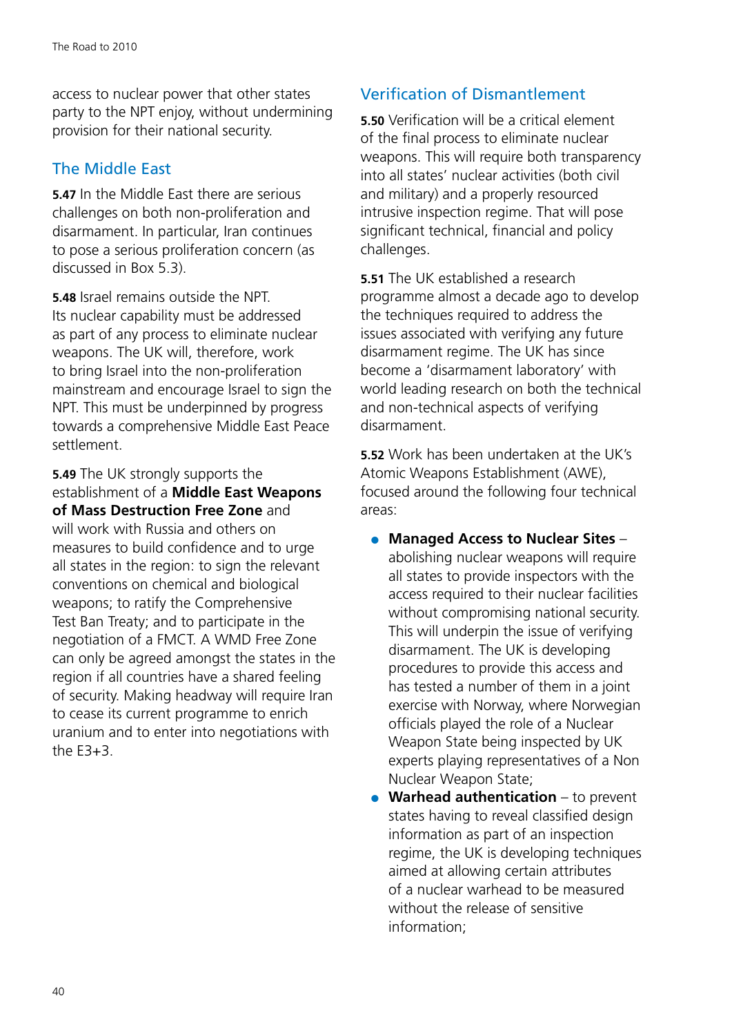access to nuclear power that other states party to the NPT enjoy, without undermining provision for their national security.

## The Middle East

**5.47** In the Middle East there are serious challenges on both non-proliferation and disarmament. In particular, Iran continues to pose a serious proliferation concern (as discussed in Box 5.3).

**5.48** Israel remains outside the NPT. Its nuclear capability must be addressed as part of any process to eliminate nuclear weapons. The UK will, therefore, work to bring Israel into the non-proliferation mainstream and encourage Israel to sign the NPT. This must be underpinned by progress towards a comprehensive Middle East Peace settlement.

**5.49** The UK strongly supports the establishment of a **Middle East Weapons of Mass Destruction Free Zone** and will work with Russia and others on measures to build confidence and to urge all states in the region: to sign the relevant conventions on chemical and biological weapons; to ratify the Comprehensive Test Ban Treaty; and to participate in the negotiation of a FMCT. A WMD Free Zone can only be agreed amongst the states in the region if all countries have a shared feeling of security. Making headway will require Iran to cease its current programme to enrich uranium and to enter into negotiations with the E3+3.

## Verification of Dismantlement

**5.50** Verification will be a critical element of the final process to eliminate nuclear weapons. This will require both transparency into all states' nuclear activities (both civil and military) and a properly resourced intrusive inspection regime. That will pose significant technical, financial and policy challenges.

**5.51** The UK established a research programme almost a decade ago to develop the techniques required to address the issues associated with verifying any future disarmament regime. The UK has since become a 'disarmament laboratory' with world leading research on both the technical and non-technical aspects of verifying disarmament.

**5.52** Work has been undertaken at the UK's Atomic Weapons Establishment (AWE), focused around the following four technical areas:

- **Managed Access to Nuclear Sites** – abolishing nuclear weapons will require all states to provide inspectors with the access required to their nuclear facilities without compromising national security. This will underpin the issue of verifying disarmament. The UK is developing procedures to provide this access and has tested a number of them in a joint exercise with Norway, where Norwegian officials played the role of a Nuclear Weapon State being inspected by UK experts playing representatives of a Non Nuclear Weapon State;
- **Warhead authentication** – to prevent states having to reveal classified design information as part of an inspection regime, the UK is developing techniques aimed at allowing certain attributes of a nuclear warhead to be measured without the release of sensitive information;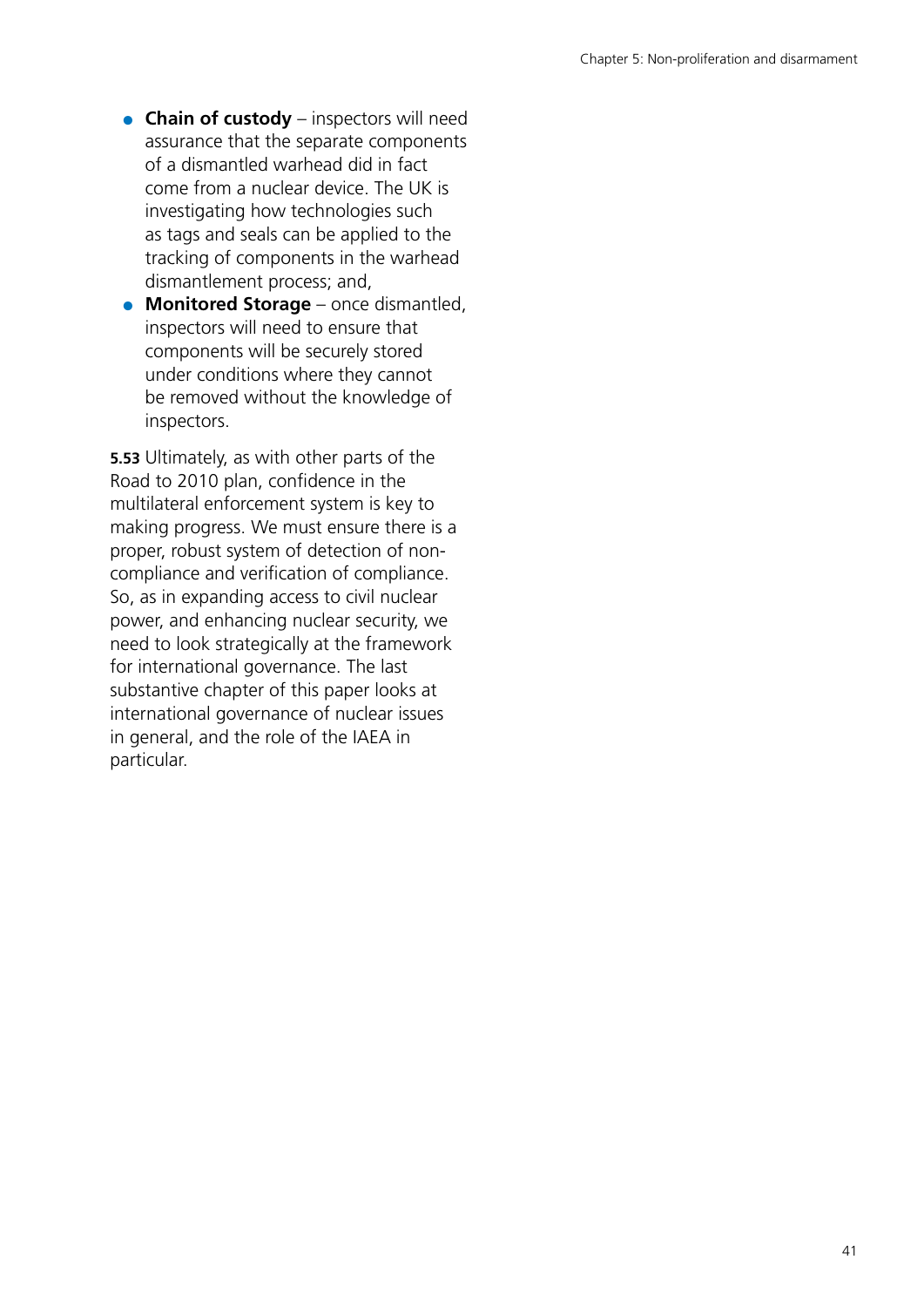- **Chain of custody** – inspectors will need assurance that the separate components of a dismantled warhead did in fact come from a nuclear device. The UK is investigating how technologies such as tags and seals can be applied to the tracking of components in the warhead dismantlement process; and,
- **Monitored Storage** – once dismantled, inspectors will need to ensure that components will be securely stored under conditions where they cannot be removed without the knowledge of inspectors.

**5.53** Ultimately, as with other parts of the Road to 2010 plan, confidence in the multilateral enforcement system is key to making progress. We must ensure there is a proper, robust system of detection of non-compliance and verification of compliance. So, as in expanding access to civil nuclear power, and enhancing nuclear security, we need to look strategically at the framework for international governance. The last substantive chapter of this paper looks at international governance of nuclear issues in general, and the role of the IAEA in particular.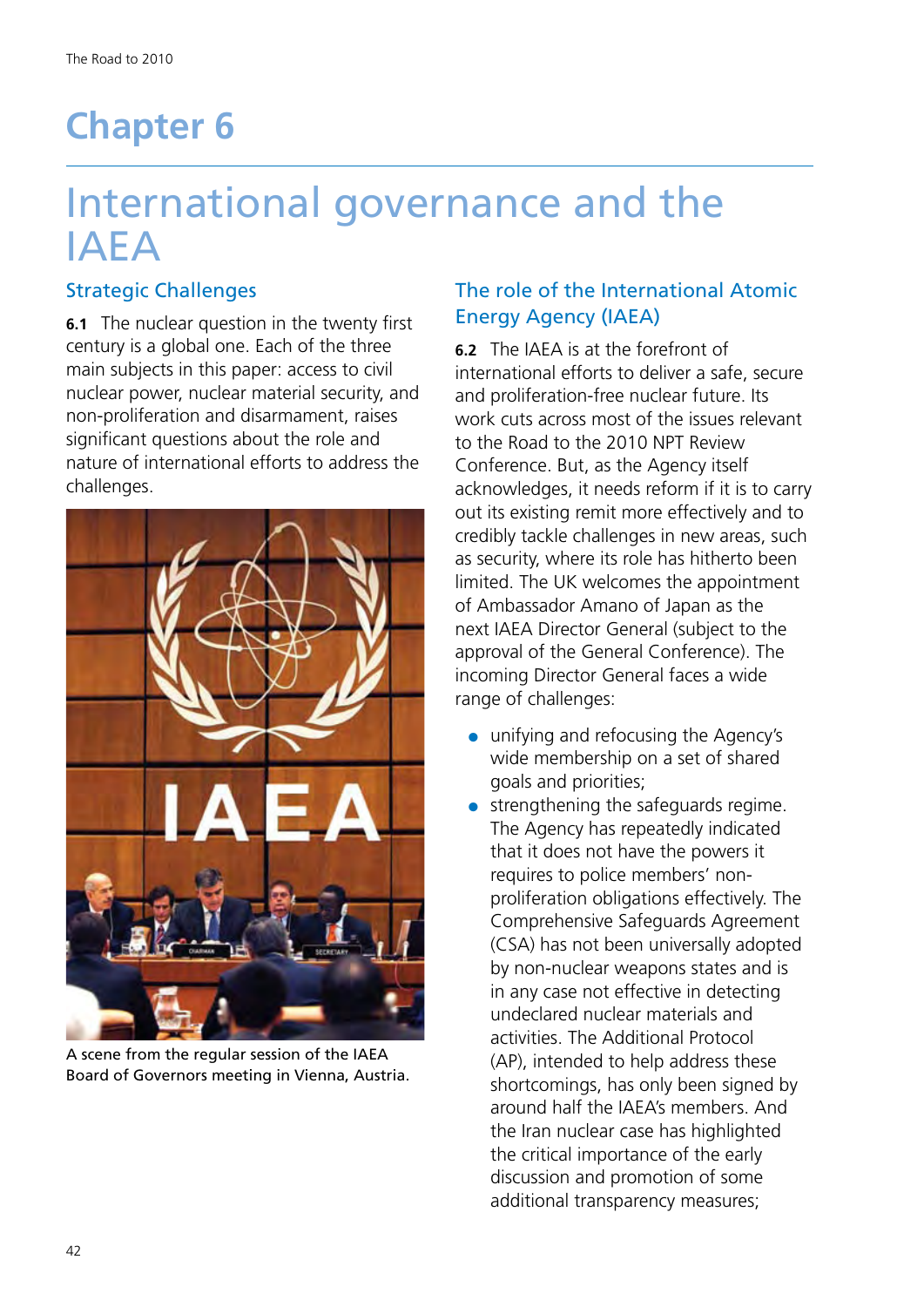# Chapter 6

# International governance and the IAEA

## Strategic Challenges

**6.1** The nuclear question in the twenty first century is a global one. Each of the three main subjects in this paper: access to civil nuclear power, nuclear material security, and non-proliferation and disarmament, raises significant questions about the role and nature of international efforts to address the challenges.

A scene from the regular session of the IAEA Board of Governors meeting in Vienna, Austria.

## The role of the International Atomic Energy Agency (IAEA)

**6.2** The IAEA is at the forefront of international efforts to deliver a safe, secure and proliferation-free nuclear future. Its work cuts across most of the issues relevant to the Road to the 2010 NPT Review Conference. But, as the Agency itself acknowledges, it needs reform if it is to carry out its existing remit more effectively and to credibly tackle challenges in new areas, such as security, where its role has hitherto been limited. The UK welcomes the appointment of Ambassador Amano of Japan as the next IAEA Director General (subject to the approval of the General Conference). The incoming Director General faces a wide range of challenges:

- unifying and refocusing the Agency's wide membership on a set of shared goals and priorities;
- strengthening the safeguards regime. The Agency has repeatedly indicated that it does not have the powers it requires to police members' non-proliferation obligations effectively. The Comprehensive Safeguards Agreement (CSA) has not been universally adopted by non-nuclear weapons states and is in any case not effective in detecting undeclared nuclear materials and activities. The Additional Protocol (AP), intended to help address these shortcomings, has only been signed by around half the IAEA's members. And the Iran nuclear case has highlighted the critical importance of the early discussion and promotion of some additional transparency measures;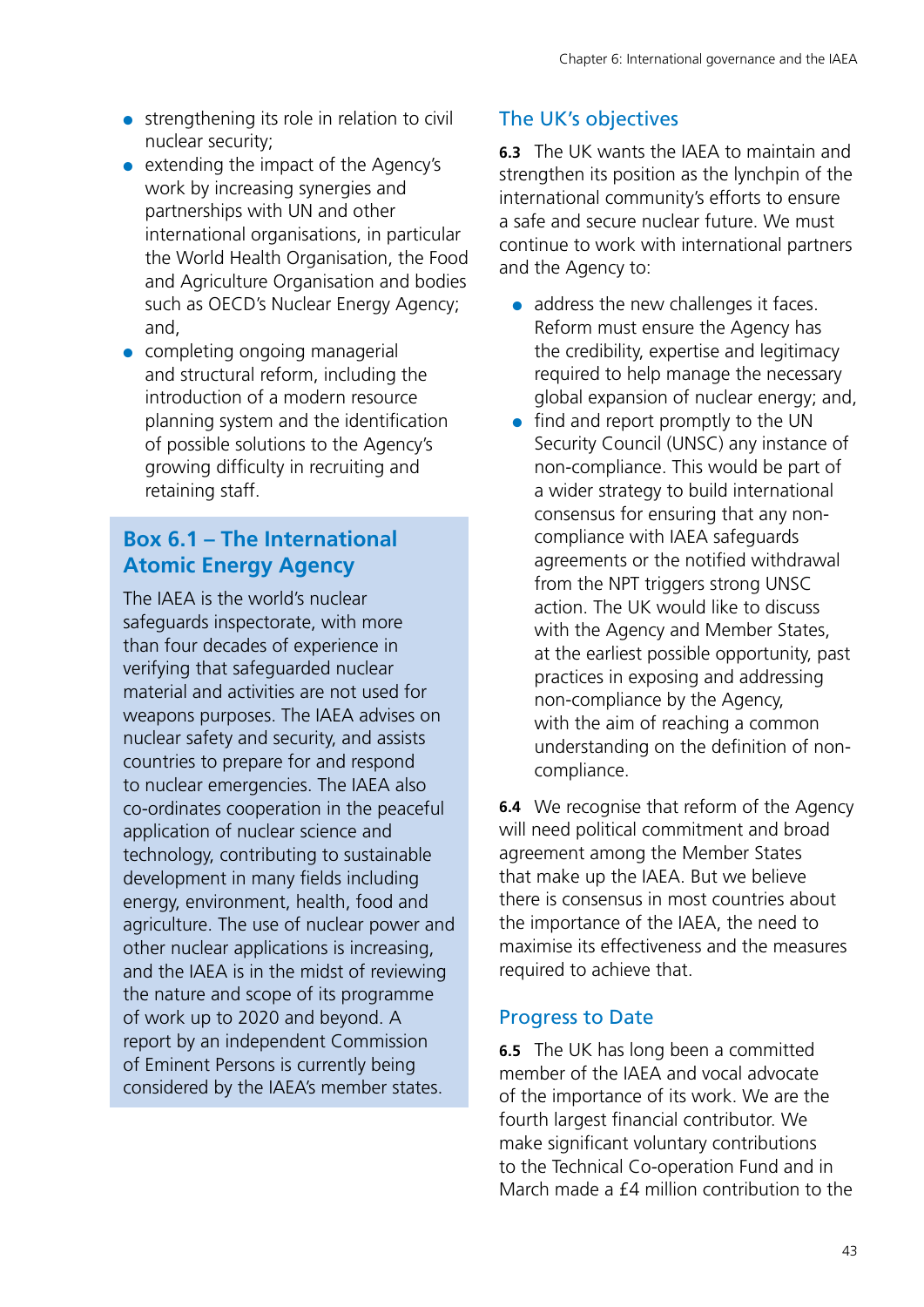- strengthening its role in relation to civil nuclear security;
- extending the impact of the Agency's work by increasing synergies and partnerships with UN and other international organisations, in particular the World Health Organisation, the Food and Agriculture Organisation and bodies such as OECD's Nuclear Energy Agency; and,
- completing ongoing managerial and structural reform, including the introduction of a modern resource planning system and the identification of possible solutions to the Agency's growing difficulty in recruiting and retaining staff.

### Box 6.1 – The International Atomic Energy Agency

The IAEA is the world's nuclear safeguards inspectorate, with more than four decades of experience in verifying that safeguarded nuclear material and activities are not used for weapons purposes. The IAEA advises on nuclear safety and security, and assists countries to prepare for and respond to nuclear emergencies. The IAEA also co-ordinates cooperation in the peaceful application of nuclear science and technology, contributing to sustainable development in many fields including energy, environment, health, food and agriculture. The use of nuclear power and other nuclear applications is increasing, and the IAEA is in the midst of reviewing the nature and scope of its programme of work up to 2020 and beyond. A report by an independent Commission of Eminent Persons is currently being considered by the IAEA's member states.

## The UK's objectives

**6.3** The UK wants the IAEA to maintain and strengthen its position as the lynchpin of the international community's efforts to ensure a safe and secure nuclear future. We must continue to work with international partners and the Agency to:

- address the new challenges it faces. Reform must ensure the Agency has the credibility, expertise and legitimacy required to help manage the necessary global expansion of nuclear energy; and,
- find and report promptly to the UN Security Council (UNSC) any instance of non-compliance. This would be part of a wider strategy to build international consensus for ensuring that any non-compliance with IAEA safeguards agreements or the notified withdrawal from the NPT triggers strong UNSC action. The UK would like to discuss with the Agency and Member States, at the earliest possible opportunity, past practices in exposing and addressing non-compliance by the Agency, with the aim of reaching a common understanding on the definition of non-compliance.

**6.4** We recognise that reform of the Agency will need political commitment and broad agreement among the Member States that make up the IAEA. But we believe there is consensus in most countries about the importance of the IAEA, the need to maximise its effectiveness and the measures required to achieve that.

## Progress to Date

**6.5** The UK has long been a committed member of the IAEA and vocal advocate of the importance of its work. We are the fourth largest financial contributor. We make significant voluntary contributions to the Technical Co-operation Fund and in March made a £4 million contribution to the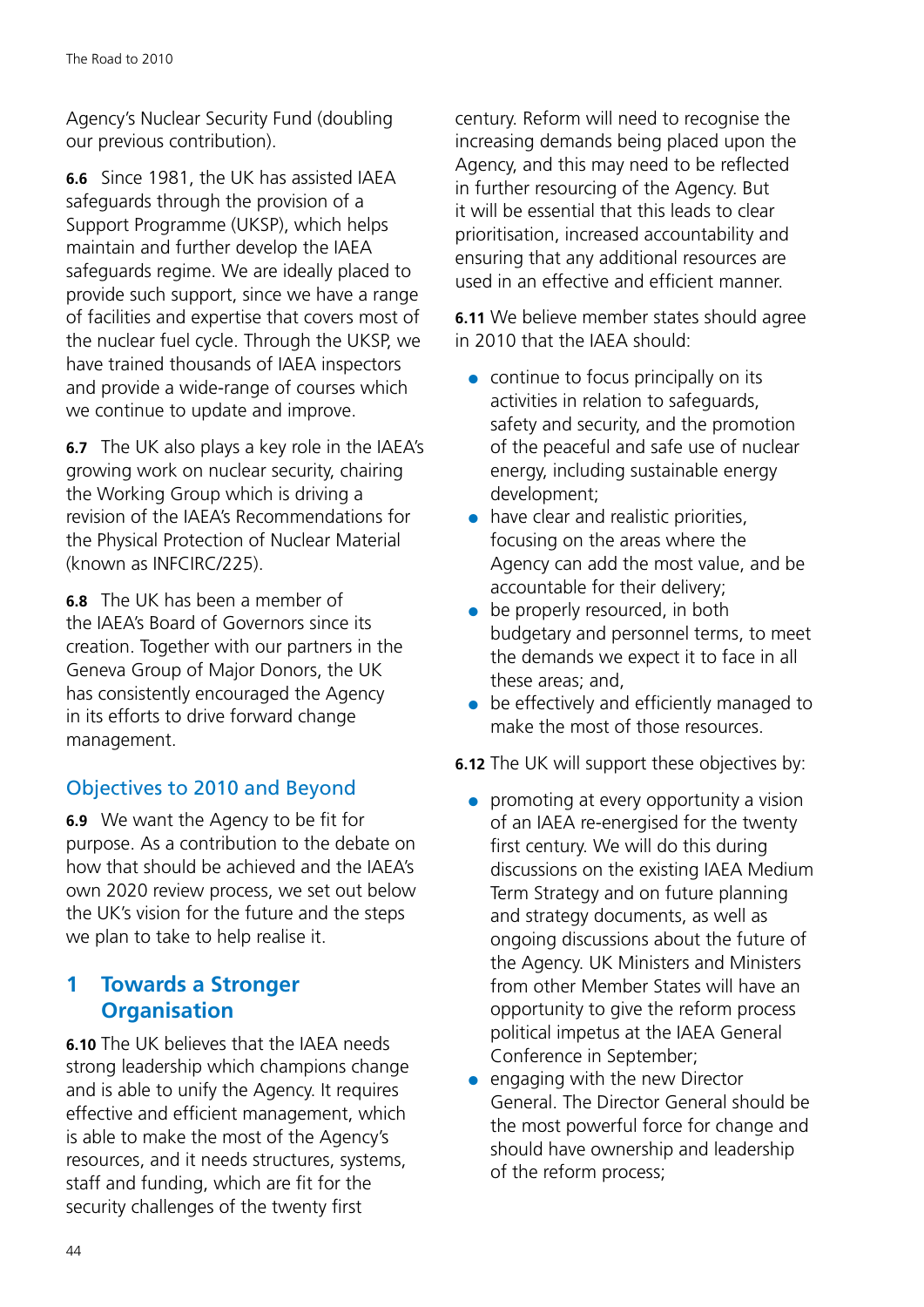Agency's Nuclear Security Fund (doubling our previous contribution).

**6.6** Since 1981, the UK has assisted IAEA safeguards through the provision of a Support Programme (UKSP), which helps maintain and further develop the IAEA safeguards regime. We are ideally placed to provide such support, since we have a range of facilities and expertise that covers most of the nuclear fuel cycle. Through the UKSP, we have trained thousands of IAEA inspectors and provide a wide-range of courses which we continue to update and improve.

**6.7** The UK also plays a key role in the IAEA's growing work on nuclear security, chairing the Working Group which is driving a revision of the IAEA's Recommendations for the Physical Protection of Nuclear Material (known as INFCIRC/225).

**6.8** The UK has been a member of the IAEA's Board of Governors since its creation. Together with our partners in the Geneva Group of Major Donors, the UK has consistently encouraged the Agency in its efforts to drive forward change management.

## Objectives to 2010 and Beyond

**6.9** We want the Agency to be fit for purpose. As a contribution to the debate on how that should be achieved and the IAEA's own 2020 review process, we set out below the UK's vision for the future and the steps we plan to take to help realise it.

### 1 Towards a Stronger Organisation

**6.10** The UK believes that the IAEA needs strong leadership which champions change and is able to unify the Agency. It requires effective and efficient management, which is able to make the most of the Agency's resources, and it needs structures, systems, staff and funding, which are fit for the security challenges of the twenty first century. Reform will need to recognise the increasing demands being placed upon the Agency, and this may need to be reflected in further resourcing of the Agency. But it will be essential that this leads to clear prioritisation, increased accountability and ensuring that any additional resources are used in an effective and efficient manner.

**6.11** We believe member states should agree in 2010 that the IAEA should:

- continue to focus principally on its activities in relation to safeguards, safety and security, and the promotion of the peaceful and safe use of nuclear energy, including sustainable energy development;
- have clear and realistic priorities, focusing on the areas where the Agency can add the most value, and be accountable for their delivery;
- be properly resourced, in both budgetary and personnel terms, to meet the demands we expect it to face in all these areas; and,
- be effectively and efficiently managed to make the most of those resources.

**6.12** The UK will support these objectives by:

- promoting at every opportunity a vision of an IAEA re-energised for the twenty first century. We will do this during discussions on the existing IAEA Medium Term Strategy and on future planning and strategy documents, as well as ongoing discussions about the future of the Agency. UK Ministers and Ministers from other Member States will have an opportunity to give the reform process political impetus at the IAEA General Conference in September;
- engaging with the new Director General. The Director General should be the most powerful force for change and should have ownership and leadership of the reform process;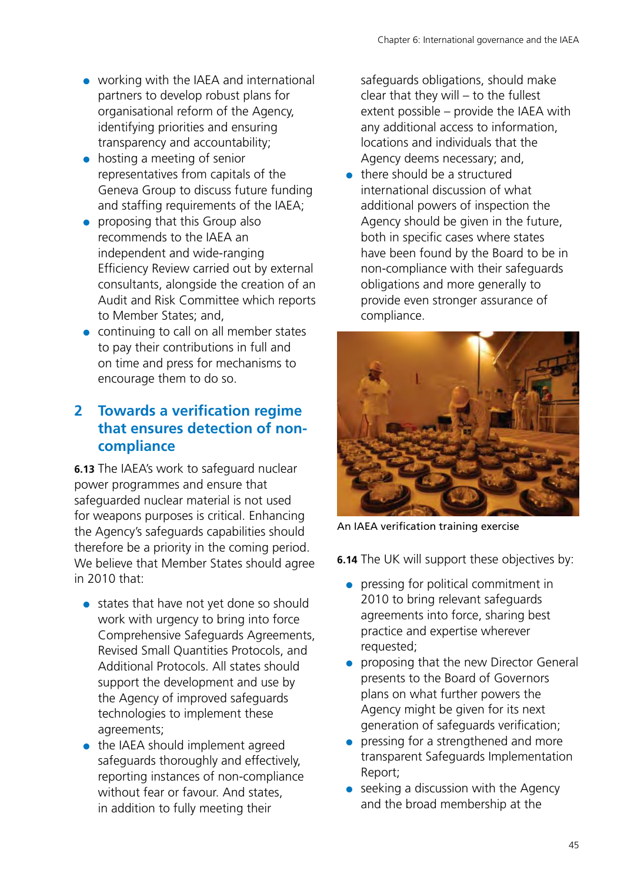- working with the IAEA and international partners to develop robust plans for organisational reform of the Agency, identifying priorities and ensuring transparency and accountability;
- hosting a meeting of senior representatives from capitals of the Geneva Group to discuss future funding and staffing requirements of the IAEA;
- proposing that this Group also recommends to the IAEA an independent and wide-ranging Efficiency Review carried out by external consultants, alongside the creation of an Audit and Risk Committee which reports to Member States; and,
- continuing to call on all member states to pay their contributions in full and on time and press for mechanisms to encourage them to do so.

## 2 Towards a verification regime that ensures detection of non-compliance

**6.13** The IAEA's work to safeguard nuclear power programmes and ensure that safeguarded nuclear material is not used for weapons purposes is critical. Enhancing the Agency's safeguards capabilities should therefore be a priority in the coming period. We believe that Member States should agree in 2010 that:

- states that have not yet done so should work with urgency to bring into force Comprehensive Safeguards Agreements, Revised Small Quantities Protocols, and Additional Protocols. All states should support the development and use by the Agency of improved safeguards technologies to implement these agreements;
- the IAEA should implement agreed safeguards thoroughly and effectively, reporting instances of non-compliance without fear or favour. And states, in addition to fully meeting their safeguards obligations, should make clear that they will – to the fullest extent possible – provide the IAEA with any additional access to information, locations and individuals that the Agency deems necessary; and,
- there should be a structured international discussion of what additional powers of inspection the Agency should be given in the future, both in specific cases where states have been found by the Board to be in non-compliance with their safeguards obligations and more generally to provide even stronger assurance of compliance.

An IAEA verification training exercise

**6.14** The UK will support these objectives by:

- pressing for political commitment in 2010 to bring relevant safeguards agreements into force, sharing best practice and expertise wherever requested;
- proposing that the new Director General presents to the Board of Governors plans on what further powers the Agency might be given for its next generation of safeguards verification;
- pressing for a strengthened and more transparent Safeguards Implementation Report;
- seeking a discussion with the Agency and the broad membership at the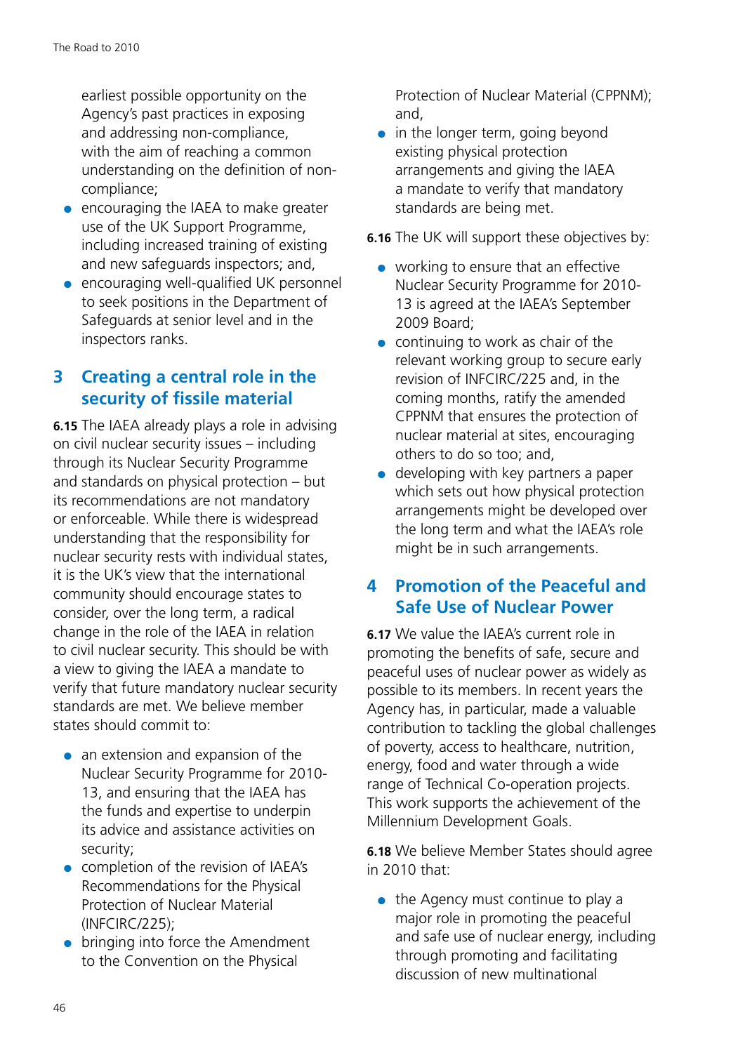earliest possible opportunity on the Agency's past practices in exposing and addressing non-compliance, with the aim of reaching a common understanding on the definition of non-compliance;

- encouraging the IAEA to make greater use of the UK Support Programme, including increased training of existing and new safeguards inspectors; and,
- encouraging well-qualified UK personnel to seek positions in the Department of Safeguards at senior level and in the inspectors ranks.

## 3 Creating a central role in the security of fissile material

**6.15** The IAEA already plays a role in advising on civil nuclear security issues – including through its Nuclear Security Programme and standards on physical protection – but its recommendations are not mandatory or enforceable. While there is widespread understanding that the responsibility for nuclear security rests with individual states, it is the UK's view that the international community should encourage states to consider, over the long term, a radical change in the role of the IAEA in relation to civil nuclear security. This should be with a view to giving the IAEA a mandate to verify that future mandatory nuclear security standards are met. We believe member states should commit to:

- an extension and expansion of the Nuclear Security Programme for 2010-13, and ensuring that the IAEA has the funds and expertise to underpin its advice and assistance activities on security;
- completion of the revision of IAEA's Recommendations for the Physical Protection of Nuclear Material (INFCIRC/225);
- bringing into force the Amendment to the Convention on the Physical Protection of Nuclear Material (CPPNM); and,
- in the longer term, going beyond existing physical protection arrangements and giving the IAEA a mandate to verify that mandatory standards are being met.

**6.16** The UK will support these objectives by:

- working to ensure that an effective Nuclear Security Programme for 2010-13 is agreed at the IAEA's September 2009 Board;
- continuing to work as chair of the relevant working group to secure early revision of INFCIRC/225 and, in the coming months, ratify the amended CPPNM that ensures the protection of nuclear material at sites, encouraging others to do so too; and,
- developing with key partners a paper which sets out how physical protection arrangements might be developed over the long term and what the IAEA's role might be in such arrangements.

## 4 Promotion of the Peaceful and Safe Use of Nuclear Power

**6.17** We value the IAEA's current role in promoting the benefits of safe, secure and peaceful uses of nuclear power as widely as possible to its members. In recent years the Agency has, in particular, made a valuable contribution to tackling the global challenges of poverty, access to healthcare, nutrition, energy, food and water through a wide range of Technical Co-operation projects. This work supports the achievement of the Millennium Development Goals.

**6.18** We believe Member States should agree in 2010 that:

- the Agency must continue to play a major role in promoting the peaceful and safe use of nuclear energy, including through promoting and facilitating discussion of new multinational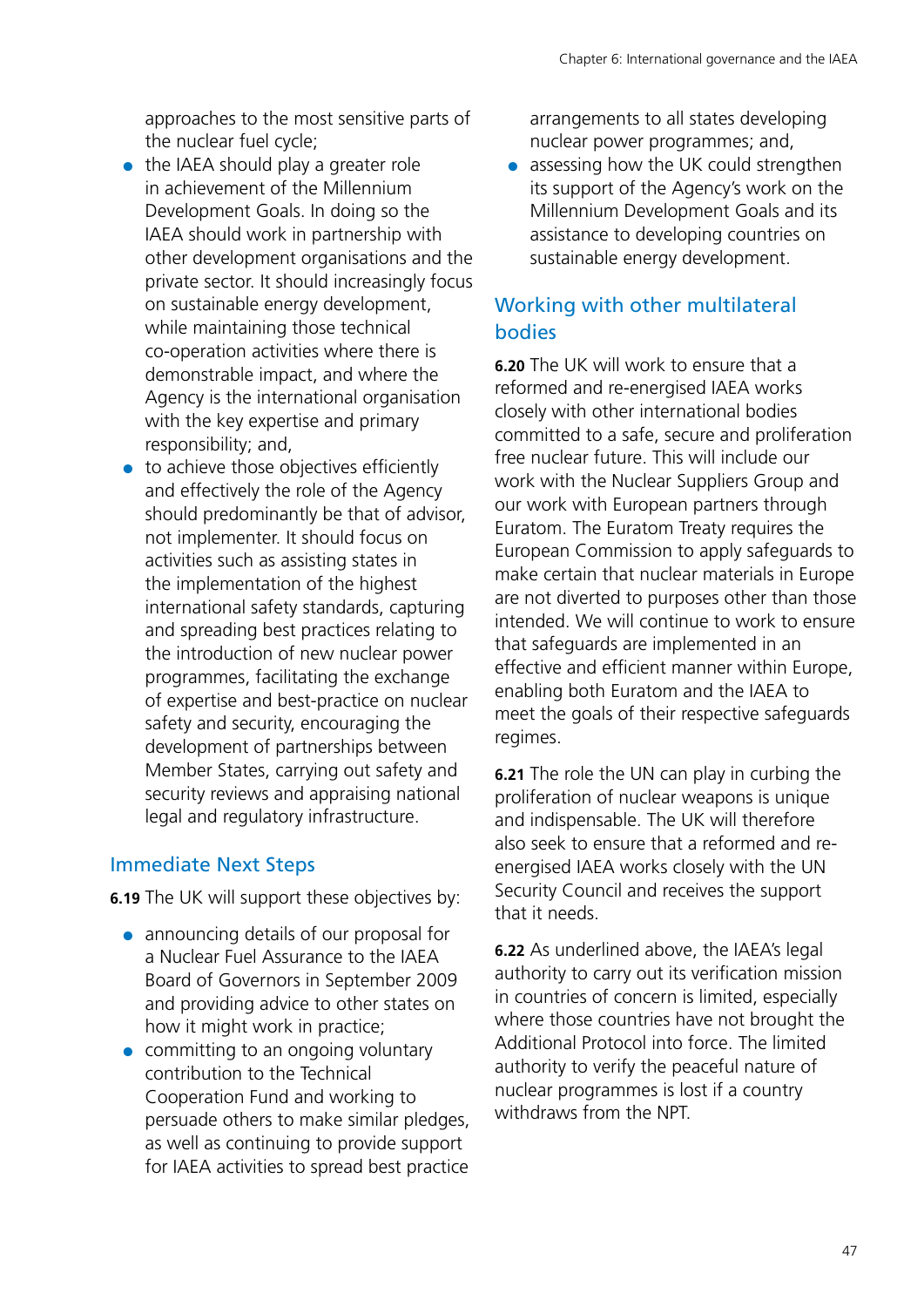approaches to the most sensitive parts of the nuclear fuel cycle;

- the IAEA should play a greater role in achievement of the Millennium Development Goals. In doing so the IAEA should work in partnership with other development organisations and the private sector. It should increasingly focus on sustainable energy development, while maintaining those technical co-operation activities where there is demonstrable impact, and where the Agency is the international organisation with the key expertise and primary responsibility; and,
- to achieve those objectives efficiently and effectively the role of the Agency should predominantly be that of advisor, not implementer. It should focus on activities such as assisting states in the implementation of the highest international safety standards, capturing and spreading best practices relating to the introduction of new nuclear power programmes, facilitating the exchange of expertise and best-practice on nuclear safety and security, encouraging the development of partnerships between Member States, carrying out safety and security reviews and appraising national legal and regulatory infrastructure.

## Immediate Next Steps

**6.19** The UK will support these objectives by:

- announcing details of our proposal for a Nuclear Fuel Assurance to the IAEA Board of Governors in September 2009 and providing advice to other states on how it might work in practice;
- committing to an ongoing voluntary contribution to the Technical Cooperation Fund and working to persuade others to make similar pledges, as well as continuing to provide support for IAEA activities to spread best practice arrangements to all states developing nuclear power programmes; and,
- assessing how the UK could strengthen its support of the Agency's work on the Millennium Development Goals and its assistance to developing countries on sustainable energy development.

## Working with other multilateral bodies

**6.20** The UK will work to ensure that a reformed and re-energised IAEA works closely with other international bodies committed to a safe, secure and proliferation free nuclear future. This will include our work with the Nuclear Suppliers Group and our work with European partners through Euratom. The Euratom Treaty requires the European Commission to apply safeguards to make certain that nuclear materials in Europe are not diverted to purposes other than those intended. We will continue to work to ensure that safeguards are implemented in an effective and efficient manner within Europe, enabling both Euratom and the IAEA to meet the goals of their respective safeguards regimes.

**6.21** The role the UN can play in curbing the proliferation of nuclear weapons is unique and indispensable. The UK will therefore also seek to ensure that a reformed and re-energised IAEA works closely with the UN Security Council and receives the support that it needs.

**6.22** As underlined above, the IAEA's legal authority to carry out its verification mission in countries of concern is limited, especially where those countries have not brought the Additional Protocol into force. The limited authority to verify the peaceful nature of nuclear programmes is lost if a country withdraws from the NPT.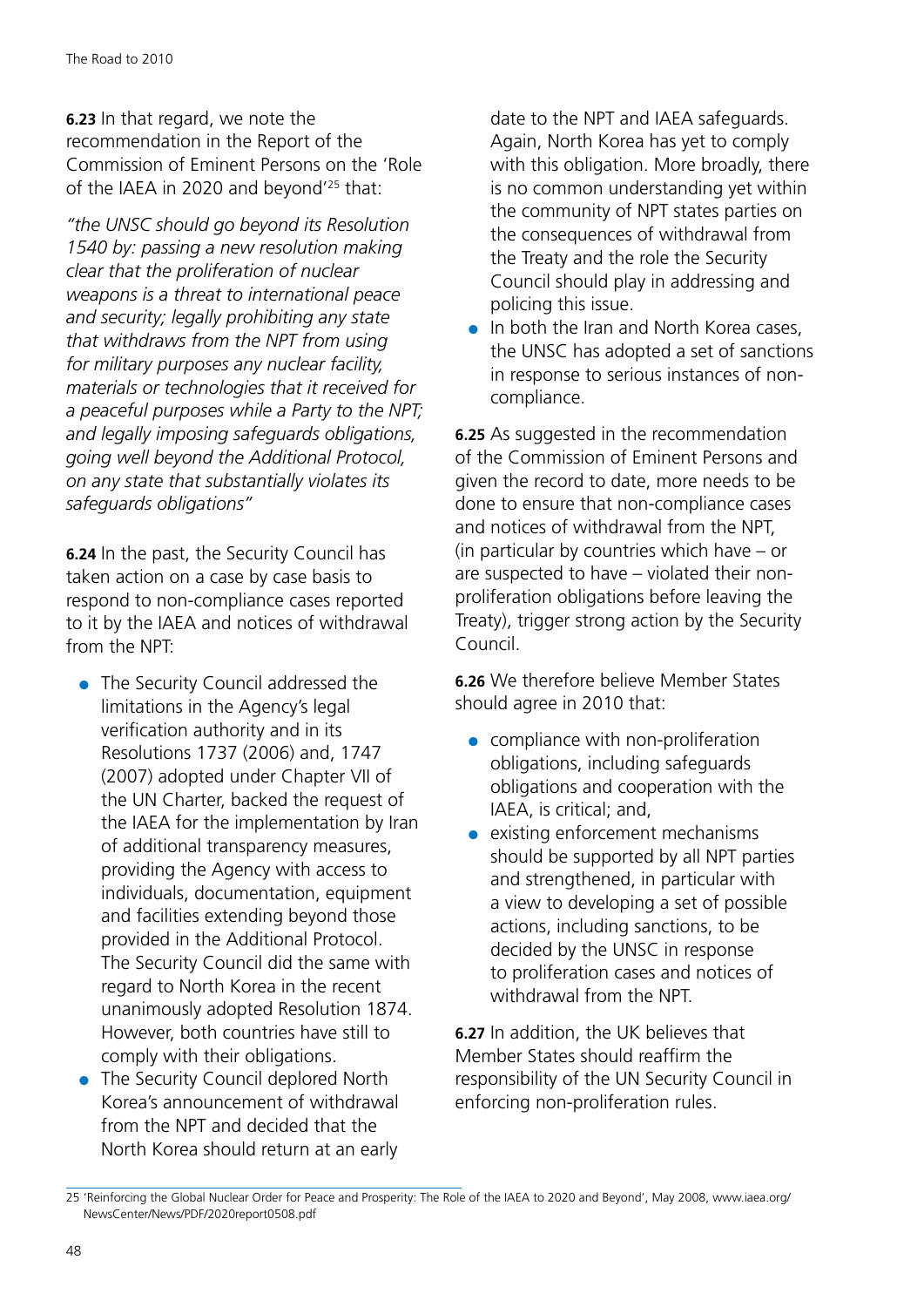**6.23** In that regard, we note the recommendation in the Report of the Commission of Eminent Persons on the 'Role of the IAEA in 2020 and beyond'[25] that:

*"the UNSC should go beyond its Resolution 1540 by: passing a new resolution making clear that the proliferation of nuclear weapons is a threat to international peace and security; legally prohibiting any state that withdraws from the NPT from using for military purposes any nuclear facility, materials or technologies that it received for a peaceful purposes while a Party to the NPT; and legally imposing safeguards obligations, going well beyond the Additional Protocol, on any state that substantially violates its safeguards obligations"*

**6.24** In the past, the Security Council has taken action on a case by case basis to respond to non-compliance cases reported to it by the IAEA and notices of withdrawal from the NPT:

- The Security Council addressed the limitations in the Agency's legal verification authority and in its Resolutions 1737 (2006) and, 1747 (2007) adopted under Chapter VII of the UN Charter, backed the request of the IAEA for the implementation by Iran of additional transparency measures, providing the Agency with access to individuals, documentation, equipment and facilities extending beyond those provided in the Additional Protocol. The Security Council did the same with regard to North Korea in the recent unanimously adopted Resolution 1874. However, both countries have still to comply with their obligations.
- The Security Council deplored North Korea's announcement of withdrawal from the NPT and decided that the North Korea should return at an early date to the NPT and IAEA safeguards. Again, North Korea has yet to comply with this obligation. More broadly, there is no common understanding yet within the community of NPT states parties on the consequences of withdrawal from the Treaty and the role the Security Council should play in addressing and policing this issue.
- In both the Iran and North Korea cases, the UNSC has adopted a set of sanctions in response to serious instances of non-compliance.

**6.25** As suggested in the recommendation of the Commission of Eminent Persons and given the record to date, more needs to be done to ensure that non-compliance cases and notices of withdrawal from the NPT, (in particular by countries which have – or are suspected to have – violated their non-proliferation obligations before leaving the Treaty), trigger strong action by the Security Council.

**6.26** We therefore believe Member States should agree in 2010 that:

- compliance with non-proliferation obligations, including safeguards obligations and cooperation with the IAEA, is critical; and,
- existing enforcement mechanisms should be supported by all NPT parties and strengthened, in particular with a view to developing a set of possible actions, including sanctions, to be decided by the UNSC in response to proliferation cases and notices of withdrawal from the NPT.

**6.27** In addition, the UK believes that Member States should reaffirm the responsibility of the UN Security Council in enforcing non-proliferation rules.

---

[25] 'Reinforcing the Global Nuclear Order for Peace and Prosperity: The Role of the IAEA to 2020 and Beyond', May 2008, www.iaea.org/NewsCenter/News/PDF/2020report0508.pdf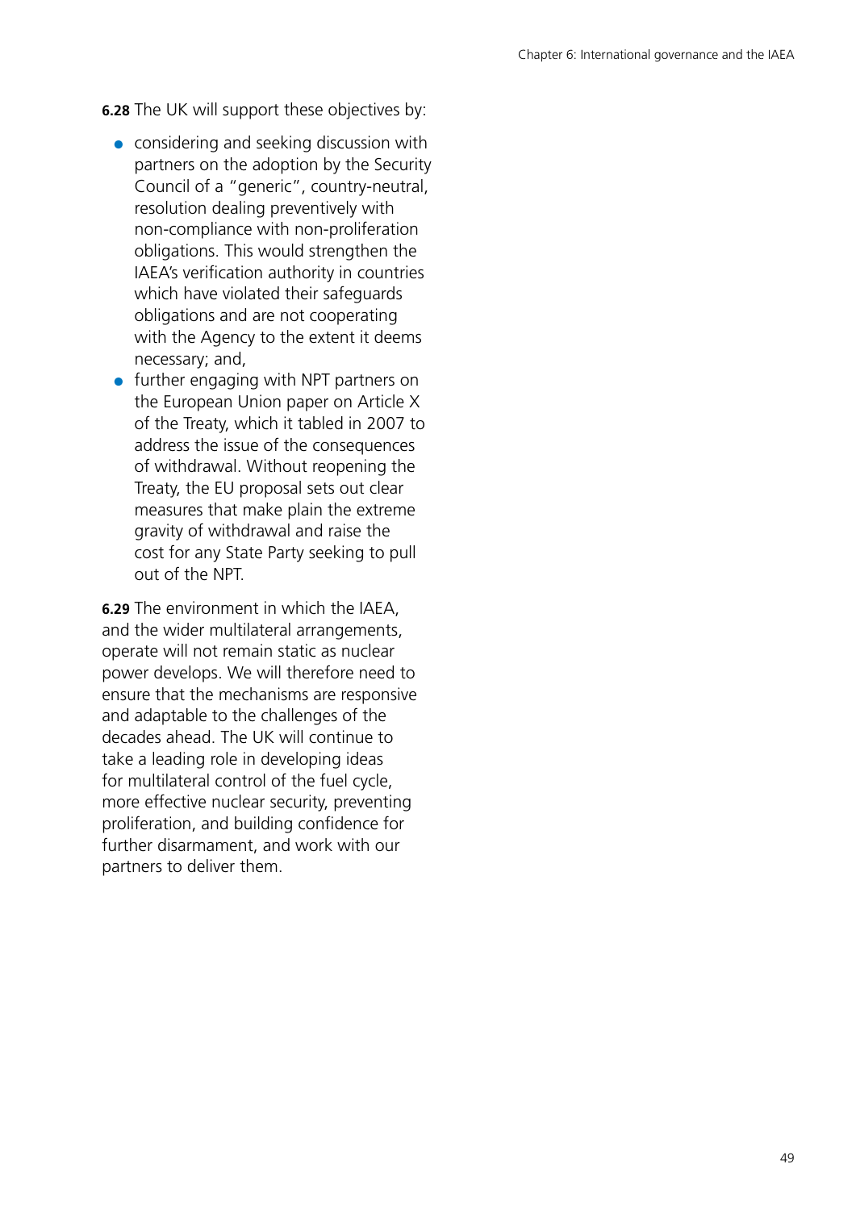**6.28** The UK will support these objectives by:

- considering and seeking discussion with partners on the adoption by the Security Council of a "generic", country-neutral, resolution dealing preventively with non-compliance with non-proliferation obligations. This would strengthen the IAEA's verification authority in countries which have violated their safeguards obligations and are not cooperating with the Agency to the extent it deems necessary; and,
- further engaging with NPT partners on the European Union paper on Article X of the Treaty, which it tabled in 2007 to address the issue of the consequences of withdrawal. Without reopening the Treaty, the EU proposal sets out clear measures that make plain the extreme gravity of withdrawal and raise the cost for any State Party seeking to pull out of the NPT.

**6.29** The environment in which the IAEA, and the wider multilateral arrangements, operate will not remain static as nuclear power develops. We will therefore need to ensure that the mechanisms are responsive and adaptable to the challenges of the decades ahead. The UK will continue to take a leading role in developing ideas for multilateral control of the fuel cycle, more effective nuclear security, preventing proliferation, and building confidence for further disarmament, and work with our partners to deliver them.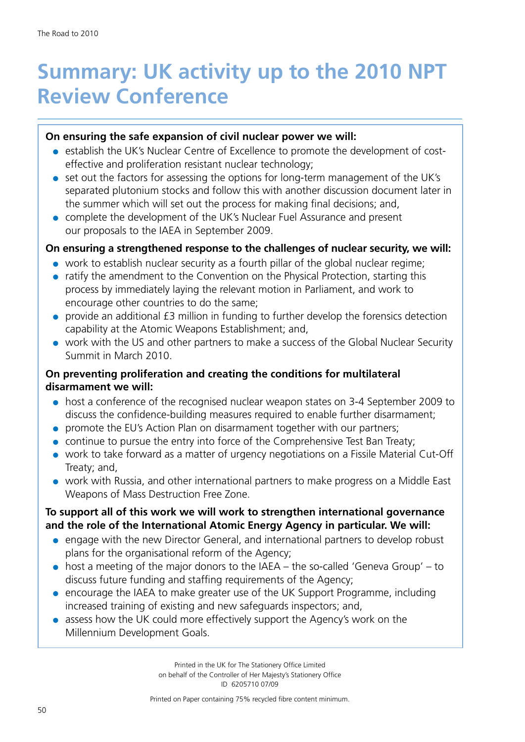# Summary: UK activity up to the 2010 NPT Review Conference

**On ensuring the safe expansion of civil nuclear power we will:**

- establish the UK's Nuclear Centre of Excellence to promote the development of cost-effective and proliferation resistant nuclear technology;
- set out the factors for assessing the options for long-term management of the UK's separated plutonium stocks and follow this with another discussion document later in the summer which will set out the process for making final decisions; and,
- complete the development of the UK's Nuclear Fuel Assurance and present our proposals to the IAEA in September 2009.

**On ensuring a strengthened response to the challenges of nuclear security, we will:**

- work to establish nuclear security as a fourth pillar of the global nuclear regime;
- ratify the amendment to the Convention on the Physical Protection, starting this process by immediately laying the relevant motion in Parliament, and work to encourage other countries to do the same;
- provide an additional £3 million in funding to further develop the forensics detection capability at the Atomic Weapons Establishment; and,
- work with the US and other partners to make a success of the Global Nuclear Security Summit in March 2010.

**On preventing proliferation and creating the conditions for multilateral disarmament we will:**

- host a conference of the recognised nuclear weapon states on 3-4 September 2009 to discuss the confidence-building measures required to enable further disarmament;
- promote the EU's Action Plan on disarmament together with our partners;
- continue to pursue the entry into force of the Comprehensive Test Ban Treaty;
- work to take forward as a matter of urgency negotiations on a Fissile Material Cut-Off Treaty; and,
- work with Russia, and other international partners to make progress on a Middle East Weapons of Mass Destruction Free Zone.

**To support all of this work we will work to strengthen international governance and the role of the International Atomic Energy Agency in particular. We will:**

- engage with the new Director General, and international partners to develop robust plans for the organisational reform of the Agency;
- host a meeting of the major donors to the IAEA – the so-called 'Geneva Group' – to discuss future funding and staffing requirements of the Agency;
- encourage the IAEA to make greater use of the UK Support Programme, including increased training of existing and new safeguards inspectors; and,
- assess how the UK could more effectively support the Agency's work on the Millennium Development Goals.

Printed in the UK for The Stationery Office Limited
on behalf of the Controller of Her Majesty's Stationery Office
ID 6205710 07/09

Printed on Paper containing 75% recycled fibre content minimum.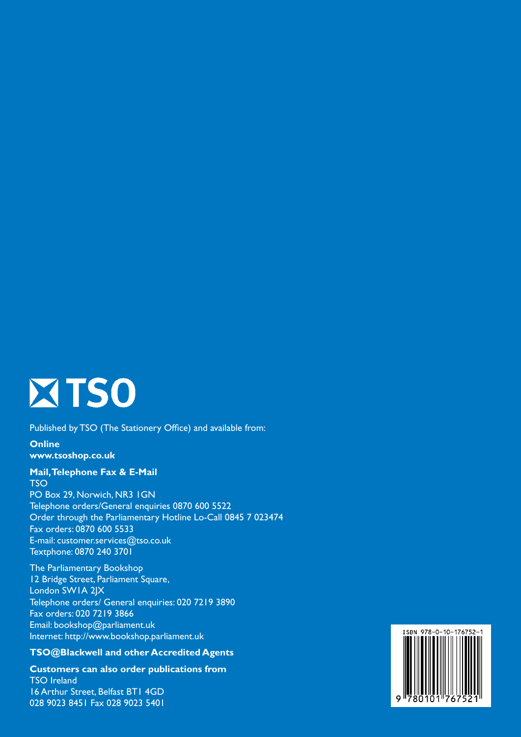# TSO

Published by TSO (The Stationery Office) and available from:

**Online**
**www.tsoshop.co.uk**

**Mail, Telephone Fax & E-Mail**
TSO
PO Box 29, Norwich, NR3 1GN
Telephone orders/General enquiries 0870 600 5522
Order through the Parliamentary Hotline Lo-Call 0845 7 023474
Fax orders: 0870 600 5533
E-mail: customer.services@tso.co.uk
Textphone: 0870 240 3701

The Parliamentary Bookshop
12 Bridge Street, Parliament Square,
London SW1A 2JX
Telephone orders/ General enquiries: 020 7219 3890
Fax orders: 020 7219 3866
Email: bookshop@parliament.uk
Internet: http://www.bookshop.parliament.uk

**TSO@Blackwell and other Accredited Agents**

**Customers can also order publications from**
TSO Ireland
16 Arthur Street, Belfast BT1 4GD
028 9023 8451 Fax 028 9023 5401

ISBN 978-0-10-176752-1